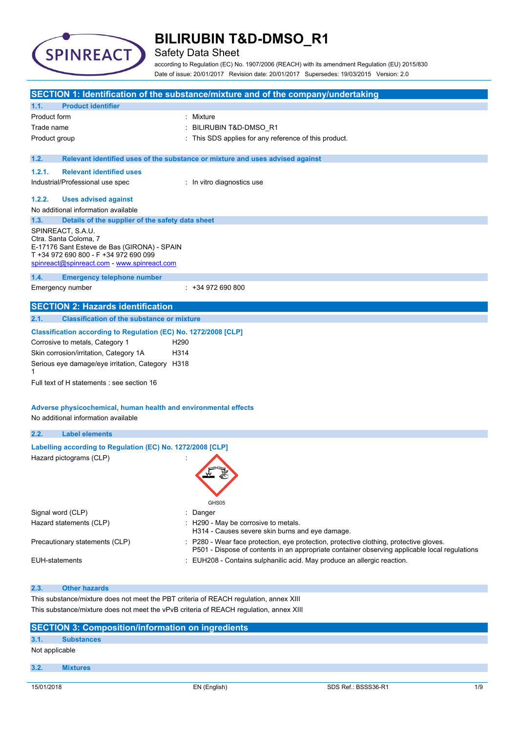# BILIRUBIN T&D-DMSO_R1

Safety Data Sheet

according to Regulation (EC) No. 1907/2006 (REACH) with its amendment Regulation (EU) 2015/830

Date of issue: 20/01/2017 Revision date: 20/01/2017 Supersedes: 19/03/2015 Version: 2.0

## SECTION 1: Identification of the substance/mixture and of the company/undertaking

### 1.1. Product identifier

| | |
|---|---|
| Product form | : Mixture |
| Trade name | : BILIRUBIN T&D-DMSO_R1 |
| Product group | : This SDS applies for any reference of this product. |

### 1.2. Relevant identified uses of the substance or mixture and uses advised against

#### 1.2.1. Relevant identified uses

| | |
|---|---|
| Industrial/Professional use spec | : In vitro diagnostics use |

#### 1.2.2. Uses advised against

No additional information available

### 1.3. Details of the supplier of the safety data sheet

SPINREACT, S.A.U.
Ctra. Santa Coloma, 7
E-17176 Sant Esteve de Bas (GIRONA) - SPAIN
T +34 972 690 800 - F +34 972 690 099
spinreact@spinreact.com - www.spinreact.com

### 1.4. Emergency telephone number

| | |
|---|---|
| Emergency number | : +34 972 690 800 |

## SECTION 2: Hazards identification

### 2.1. Classification of the substance or mixture

**Classification according to Regulation (EC) No. 1272/2008 [CLP]**

| | |
|---|---|
| Corrosive to metals, Category 1 | H290 |
| Skin corrosion/irritation, Category 1A | H314 |
| Serious eye damage/eye irritation, Category 1 | H318 |

Full text of H statements : see section 16

**Adverse physicochemical, human health and environmental effects**

No additional information available

### 2.2. Label elements

**Labelling according to Regulation (EC) No. 1272/2008 [CLP]**

Hazard pictograms (CLP) :

GHS05

| | |
|---|---|
| Signal word (CLP) | : Danger |
| Hazard statements (CLP) | : H290 - May be corrosive to metals.<br>H314 - Causes severe skin burns and eye damage. |
| Precautionary statements (CLP) | : P280 - Wear face protection, eye protection, protective clothing, protective gloves.<br>P501 - Dispose of contents in an appropriate container observing applicable local regulations |
| EUH-statements | : EUH208 - Contains sulphanilic acid. May produce an allergic reaction. |

### 2.3. Other hazards

This substance/mixture does not meet the PBT criteria of REACH regulation, annex XIII

This substance/mixture does not meet the vPvB criteria of REACH regulation, annex XIII

## SECTION 3: Composition/information on ingredients

### 3.1. Substances

Not applicable

### 3.2. Mixtures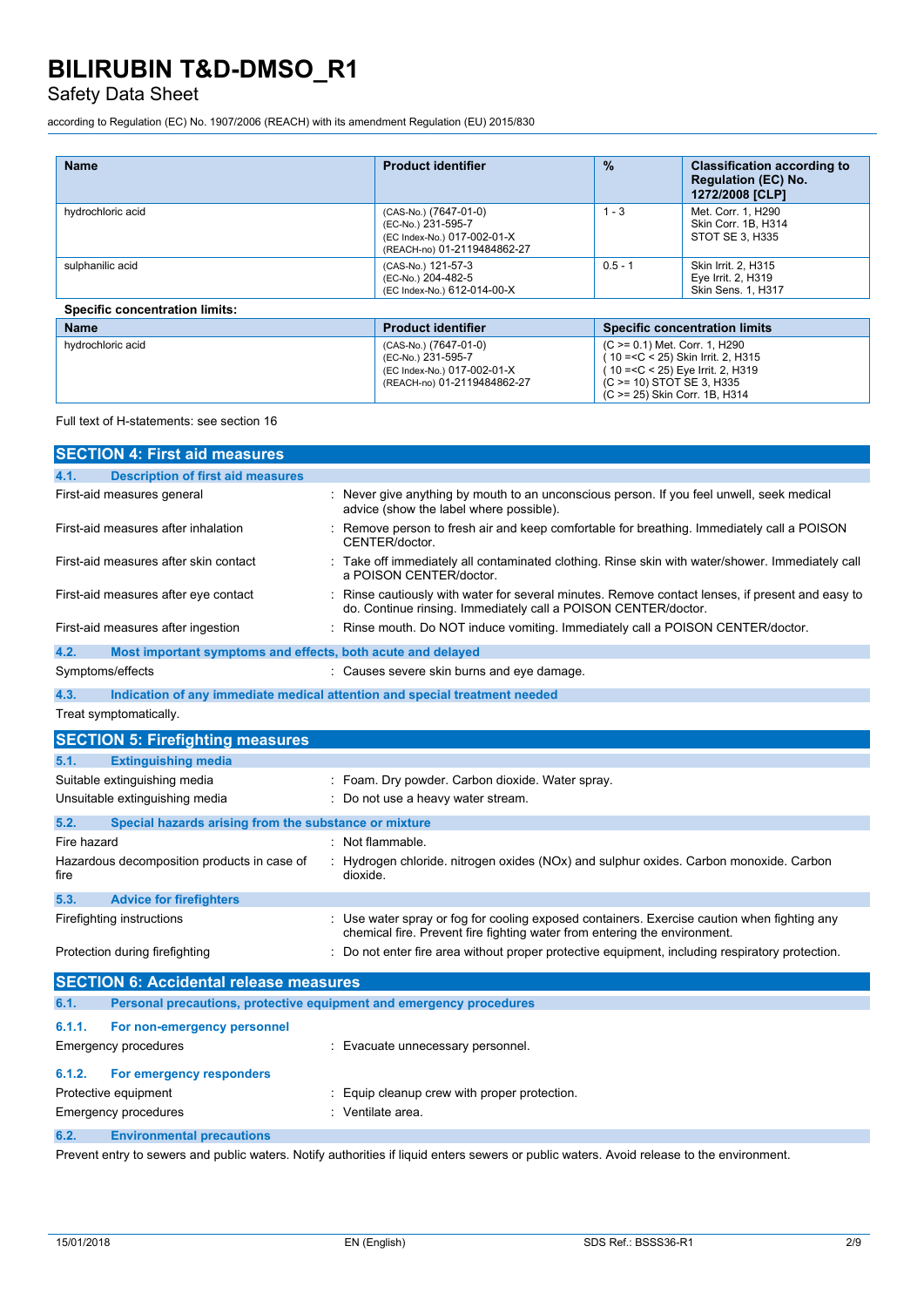| Name | Product identifier | % | Classification according to Regulation (EC) No. 1272/2008 [CLP] |
|---|---|---|---|
| hydrochloric acid | (CAS-No.) (7647-01-0)<br>(EC-No.) 231-595-7<br>(EC Index-No.) 017-002-01-X<br>(REACH-no) 01-2119484862-27 | 1 - 3 | Met. Corr. 1, H290<br>Skin Corr. 1B, H314<br>STOT SE 3, H335 |
| sulphanilic acid | (CAS-No.) 121-57-3<br>(EC-No.) 204-482-5<br>(EC Index-No.) 612-014-00-X | 0.5 - 1 | Skin Irrit. 2, H315<br>Eye Irrit. 2, H319<br>Skin Sens. 1, H317 |

**Specific concentration limits:**

| Name | Product identifier | Specific concentration limits |
|---|---|---|
| hydrochloric acid | (CAS-No.) (7647-01-0)<br>(EC-No.) 231-595-7<br>(EC Index-No.) 017-002-01-X<br>(REACH-no) 01-2119484862-27 | (C >= 0.1) Met. Corr. 1, H290<br>( 10 =<C < 25) Skin Irrit. 2, H315<br>( 10 =<C < 25) Eye Irrit. 2, H319<br>(C >= 10) STOT SE 3, H335<br>(C >= 25) Skin Corr. 1B, H314 |

Full text of H-statements: see section 16

## SECTION 4: First aid measures

### 4.1. Description of first aid measures

First-aid measures general : Never give anything by mouth to an unconscious person. If you feel unwell, seek medical advice (show the label where possible).

First-aid measures after inhalation : Remove person to fresh air and keep comfortable for breathing. Immediately call a POISON CENTER/doctor.

First-aid measures after skin contact : Take off immediately all contaminated clothing. Rinse skin with water/shower. Immediately call a POISON CENTER/doctor.

First-aid measures after eye contact : Rinse cautiously with water for several minutes. Remove contact lenses, if present and easy to do. Continue rinsing. Immediately call a POISON CENTER/doctor.

First-aid measures after ingestion : Rinse mouth. Do NOT induce vomiting. Immediately call a POISON CENTER/doctor.

### 4.2. Most important symptoms and effects, both acute and delayed

Symptoms/effects : Causes severe skin burns and eye damage.

### 4.3. Indication of any immediate medical attention and special treatment needed

Treat symptomatically.

## SECTION 5: Firefighting measures

### 5.1. Extinguishing media

Suitable extinguishing media : Foam. Dry powder. Carbon dioxide. Water spray.

Unsuitable extinguishing media : Do not use a heavy water stream.

### 5.2. Special hazards arising from the substance or mixture

Fire hazard : Not flammable.

Hazardous decomposition products in case of fire : Hydrogen chloride. nitrogen oxides (NOx) and sulphur oxides. Carbon monoxide. Carbon dioxide.

### 5.3. Advice for firefighters

Firefighting instructions : Use water spray or fog for cooling exposed containers. Exercise caution when fighting any chemical fire. Prevent fire fighting water from entering the environment.

Protection during firefighting : Do not enter fire area without proper protective equipment, including respiratory protection.

## SECTION 6: Accidental release measures

### 6.1. Personal precautions, protective equipment and emergency procedures

#### 6.1.1. For non-emergency personnel

Emergency procedures : Evacuate unnecessary personnel.

#### 6.1.2. For emergency responders

Protective equipment : Equip cleanup crew with proper protection.

Emergency procedures : Ventilate area.

### 6.2. Environmental precautions

Prevent entry to sewers and public waters. Notify authorities if liquid enters sewers or public waters. Avoid release to the environment.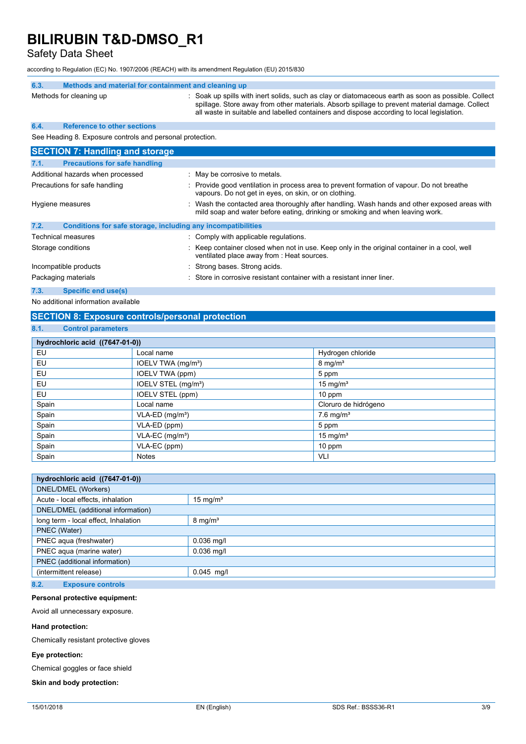### 6.3. Methods and material for containment and cleaning up

Methods for cleaning up : Soak up spills with inert solids, such as clay or diatomaceous earth as soon as possible. Collect spillage. Store away from other materials. Absorb spillage to prevent material damage. Collect all waste in suitable and labelled containers and dispose according to local legislation.

### 6.4. Reference to other sections

See Heading 8. Exposure controls and personal protection.

## SECTION 7: Handling and storage

### 7.1. Precautions for safe handling

Additional hazards when processed : May be corrosive to metals.

Precautions for safe handling : Provide good ventilation in process area to prevent formation of vapour. Do not breathe vapours. Do not get in eyes, on skin, or on clothing.

Hygiene measures : Wash the contacted area thoroughly after handling. Wash hands and other exposed areas with mild soap and water before eating, drinking or smoking and when leaving work.

### 7.2. Conditions for safe storage, including any incompatibilities

Technical measures : Comply with applicable regulations.

Storage conditions : Keep container closed when not in use. Keep only in the original container in a cool, well ventilated place away from : Heat sources.

Incompatible products : Strong bases. Strong acids.

Packaging materials : Store in corrosive resistant container with a resistant inner liner.

### 7.3. Specific end use(s)

No additional information available

## SECTION 8: Exposure controls/personal protection

### 8.1. Control parameters

| hydrochloric acid ((7647-01-0)) | | |
|---|---|---|
| EU | Local name | Hydrogen chloride |
| EU | IOELV TWA (mg/m³) | 8 mg/m³ |
| EU | IOELV TWA (ppm) | 5 ppm |
| EU | IOELV STEL (mg/m³) | 15 mg/m³ |
| EU | IOELV STEL (ppm) | 10 ppm |
| Spain | Local name | Cloruro de hidrógeno |
| Spain | VLA-ED (mg/m³) | 7.6 mg/m³ |
| Spain | VLA-ED (ppm) | 5 ppm |
| Spain | VLA-EC (mg/m³) | 15 mg/m³ |
| Spain | VLA-EC (ppm) | 10 ppm |
| Spain | Notes | VLI |

| hydrochloric acid ((7647-01-0)) | |
|---|---|
| DNEL/DMEL (Workers) | |
| Acute - local effects, inhalation | 15 mg/m³ |
| DNEL/DMEL (additional information) | |
| long term - local effect, Inhalation | 8 mg/m³ |
| PNEC (Water) | |
| PNEC aqua (freshwater) | 0.036 mg/l |
| PNEC aqua (marine water) | 0.036 mg/l |
| PNEC (additional information) | |
| (intermittent release) | 0.045 mg/l |

### 8.2. Exposure controls

**Personal protective equipment:**

Avoid all unnecessary exposure.

**Hand protection:**

Chemically resistant protective gloves

**Eye protection:**

Chemical goggles or face shield

**Skin and body protection:**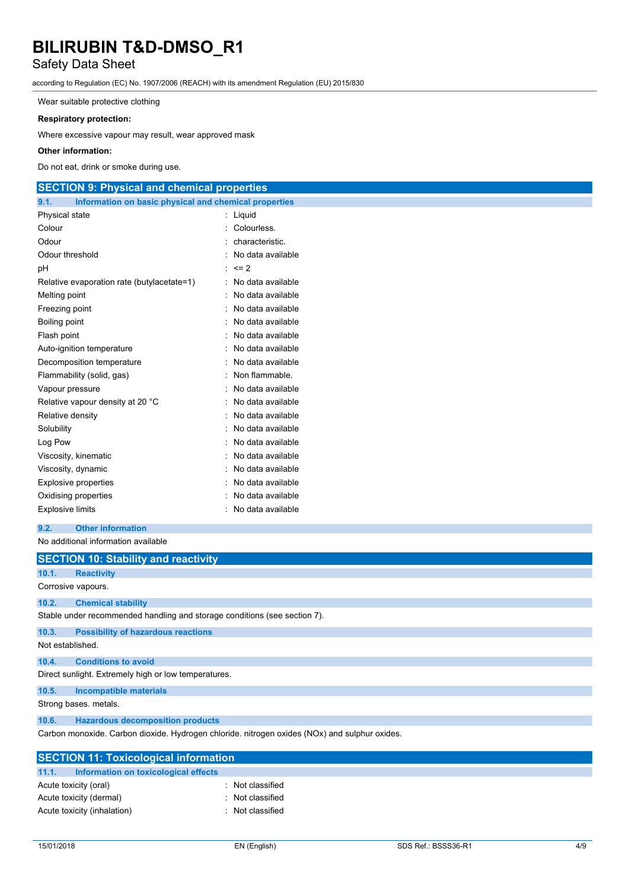Wear suitable protective clothing

**Respiratory protection:**

Where excessive vapour may result, wear approved mask

**Other information:**

Do not eat, drink or smoke during use.

## SECTION 9: Physical and chemical properties

### 9.1. Information on basic physical and chemical properties

| | |
|---|---|
| Physical state | : Liquid |
| Colour | : Colourless. |
| Odour | : characteristic. |
| Odour threshold | : No data available |
| pH | : <= 2 |
| Relative evaporation rate (butylacetate=1) | : No data available |
| Melting point | : No data available |
| Freezing point | : No data available |
| Boiling point | : No data available |
| Flash point | : No data available |
| Auto-ignition temperature | : No data available |
| Decomposition temperature | : No data available |
| Flammability (solid, gas) | : Non flammable. |
| Vapour pressure | : No data available |
| Relative vapour density at 20 °C | : No data available |
| Relative density | : No data available |
| Solubility | : No data available |
| Log Pow | : No data available |
| Viscosity, kinematic | : No data available |
| Viscosity, dynamic | : No data available |
| Explosive properties | : No data available |
| Oxidising properties | : No data available |
| Explosive limits | : No data available |

### 9.2. Other information

No additional information available

## SECTION 10: Stability and reactivity

### 10.1. Reactivity

Corrosive vapours.

### 10.2. Chemical stability

Stable under recommended handling and storage conditions (see section 7).

### 10.3. Possibility of hazardous reactions

Not established.

### 10.4. Conditions to avoid

Direct sunlight. Extremely high or low temperatures.

### 10.5. Incompatible materials

Strong bases. metals.

### 10.6. Hazardous decomposition products

Carbon monoxide. Carbon dioxide. Hydrogen chloride. nitrogen oxides (NOx) and sulphur oxides.

## SECTION 11: Toxicological information

### 11.1. Information on toxicological effects

| | |
|---|---|
| Acute toxicity (oral) | : Not classified |
| Acute toxicity (dermal) | : Not classified |
| Acute toxicity (inhalation) | : Not classified |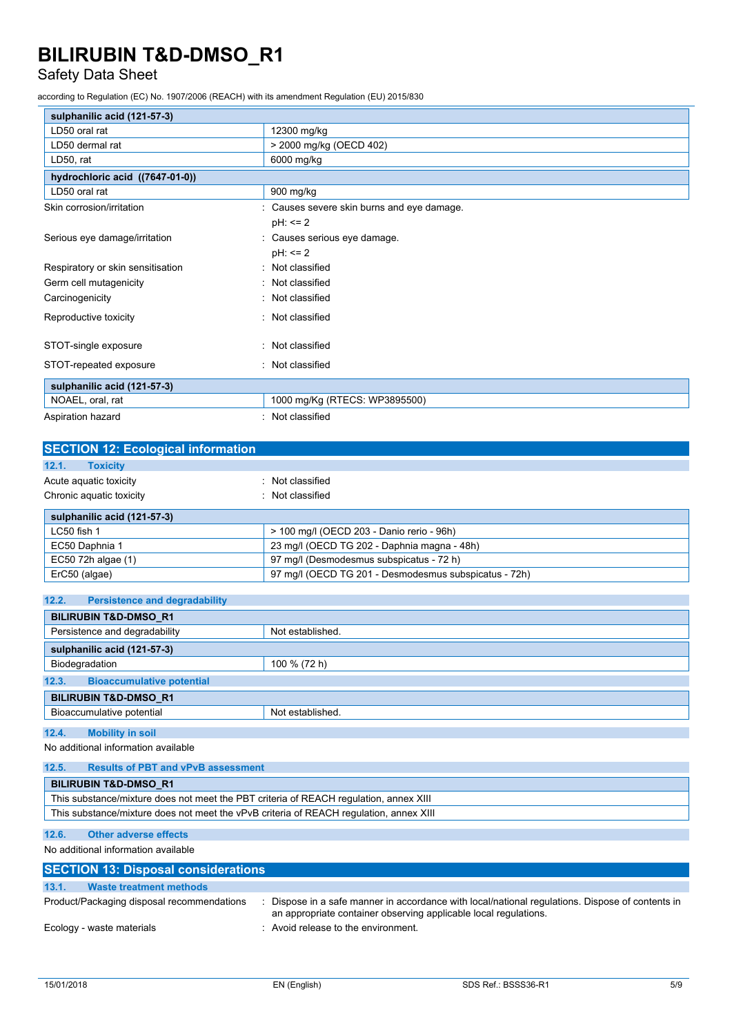| sulphanilic acid (121-57-3) | |
|---|---|
| LD50 oral rat | 12300 mg/kg |
| LD50 dermal rat | > 2000 mg/kg (OECD 402) |
| LD50, rat | 6000 mg/kg |

| hydrochloric acid ((7647-01-0)) | |
|---|---|
| LD50 oral rat | 900 mg/kg |

Skin corrosion/irritation : Causes severe skin burns and eye damage.
pH: <= 2

Serious eye damage/irritation : Causes serious eye damage.
pH: <= 2

Respiratory or skin sensitisation : Not classified

Germ cell mutagenicity : Not classified

Carcinogenicity : Not classified

Reproductive toxicity : Not classified

STOT-single exposure : Not classified

STOT-repeated exposure : Not classified

| sulphanilic acid (121-57-3) | |
|---|---|
| NOAEL, oral, rat | 1000 mg/Kg (RTECS: WP3895500) |

Aspiration hazard : Not classified

## SECTION 12: Ecological information

### 12.1. Toxicity

Acute aquatic toxicity : Not classified

Chronic aquatic toxicity : Not classified

| sulphanilic acid (121-57-3) | |
|---|---|
| LC50 fish 1 | > 100 mg/l (OECD 203 - Danio rerio - 96h) |
| EC50 Daphnia 1 | 23 mg/l (OECD TG 202 - Daphnia magna - 48h) |
| EC50 72h algae (1) | 97 mg/l (Desmodesmus subspicatus - 72 h) |
| ErC50 (algae) | 97 mg/l (OECD TG 201 - Desmodesmus subspicatus - 72h) |

### 12.2. Persistence and degradability

| BILIRUBIN T&D-DMSO_R1 | |
|---|---|
| Persistence and degradability | Not established. |

| sulphanilic acid (121-57-3) | |
|---|---|
| Biodegradation | 100 % (72 h) |

### 12.3. Bioaccumulative potential

| BILIRUBIN T&D-DMSO_R1 | |
|---|---|
| Bioaccumulative potential | Not established. |

### 12.4. Mobility in soil

No additional information available

### 12.5. Results of PBT and vPvB assessment

| BILIRUBIN T&D-DMSO_R1 |
|---|
| This substance/mixture does not meet the PBT criteria of REACH regulation, annex XIII |
| This substance/mixture does not meet the vPvB criteria of REACH regulation, annex XIII |

### 12.6. Other adverse effects

No additional information available

## SECTION 13: Disposal considerations

### 13.1. Waste treatment methods

Product/Packaging disposal recommendations : Dispose in a safe manner in accordance with local/national regulations. Dispose of contents in an appropriate container observing applicable local regulations.

Ecology - waste materials : Avoid release to the environment.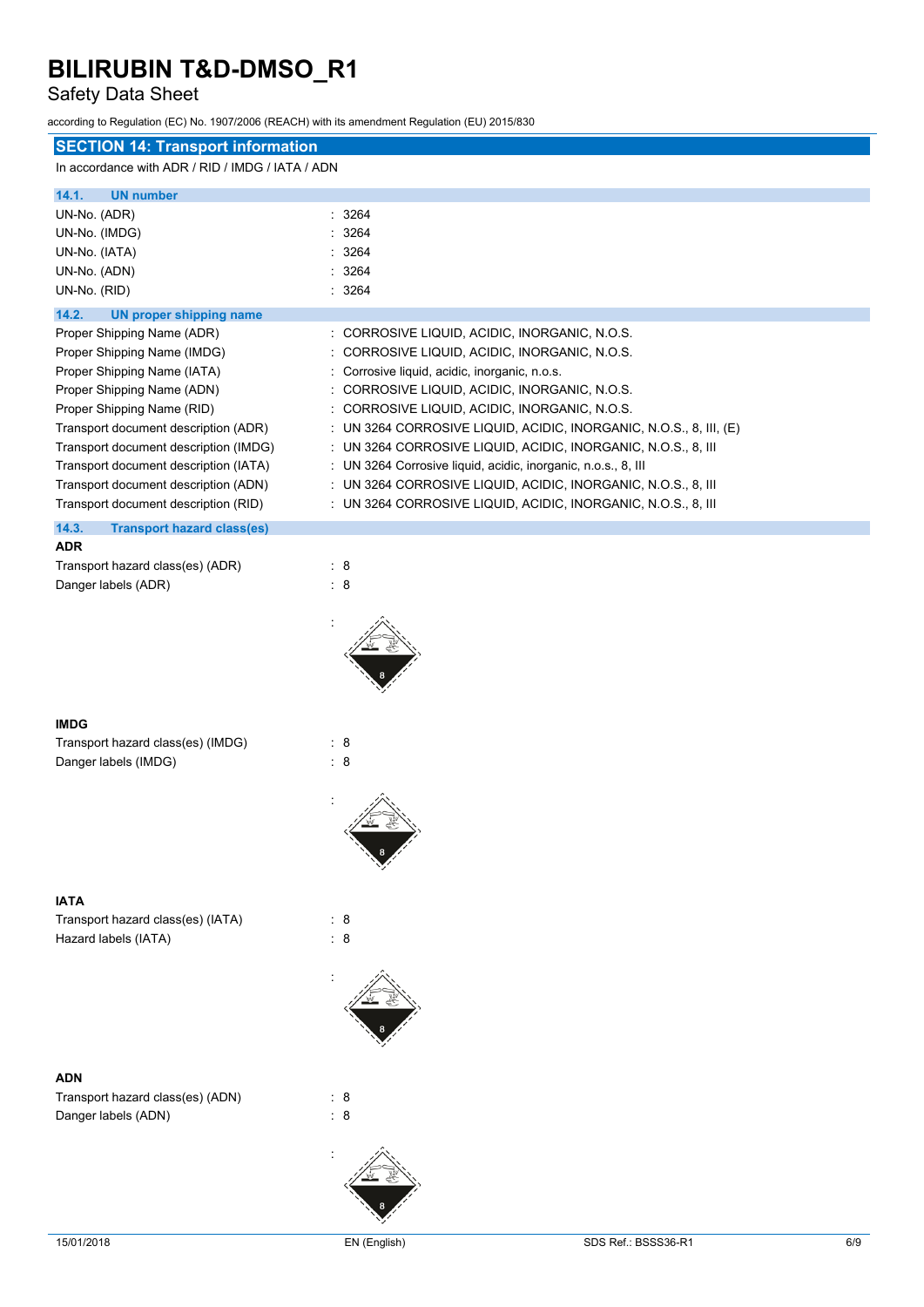## SECTION 14: Transport information

In accordance with ADR / RID / IMDG / IATA / ADN

### 14.1. UN number

| | |
|---|---|
| UN-No. (ADR) | : 3264 |
| UN-No. (IMDG) | : 3264 |
| UN-No. (IATA) | : 3264 |
| UN-No. (ADN) | : 3264 |
| UN-No. (RID) | : 3264 |

### 14.2. UN proper shipping name

| | |
|---|---|
| Proper Shipping Name (ADR) | : CORROSIVE LIQUID, ACIDIC, INORGANIC, N.O.S. |
| Proper Shipping Name (IMDG) | : CORROSIVE LIQUID, ACIDIC, INORGANIC, N.O.S. |
| Proper Shipping Name (IATA) | : Corrosive liquid, acidic, inorganic, n.o.s. |
| Proper Shipping Name (ADN) | : CORROSIVE LIQUID, ACIDIC, INORGANIC, N.O.S. |
| Proper Shipping Name (RID) | : CORROSIVE LIQUID, ACIDIC, INORGANIC, N.O.S. |
| Transport document description (ADR) | : UN 3264 CORROSIVE LIQUID, ACIDIC, INORGANIC, N.O.S., 8, III, (E) |
| Transport document description (IMDG) | : UN 3264 CORROSIVE LIQUID, ACIDIC, INORGANIC, N.O.S., 8, III |
| Transport document description (IATA) | : UN 3264 Corrosive liquid, acidic, inorganic, n.o.s., 8, III |
| Transport document description (ADN) | : UN 3264 CORROSIVE LIQUID, ACIDIC, INORGANIC, N.O.S., 8, III |
| Transport document description (RID) | : UN 3264 CORROSIVE LIQUID, ACIDIC, INORGANIC, N.O.S., 8, III |

### 14.3. Transport hazard class(es)

**ADR**

| | |
|---|---|
| Transport hazard class(es) (ADR) | : 8 |
| Danger labels (ADR) | : 8 |

**IMDG**

| | |
|---|---|
| Transport hazard class(es) (IMDG) | : 8 |
| Danger labels (IMDG) | : 8 |

**IATA**

| | |
|---|---|
| Transport hazard class(es) (IATA) | : 8 |
| Hazard labels (IATA) | : 8 |

**ADN**

| | |
|---|---|
| Transport hazard class(es) (ADN) | : 8 |
| Danger labels (ADN) | : 8 |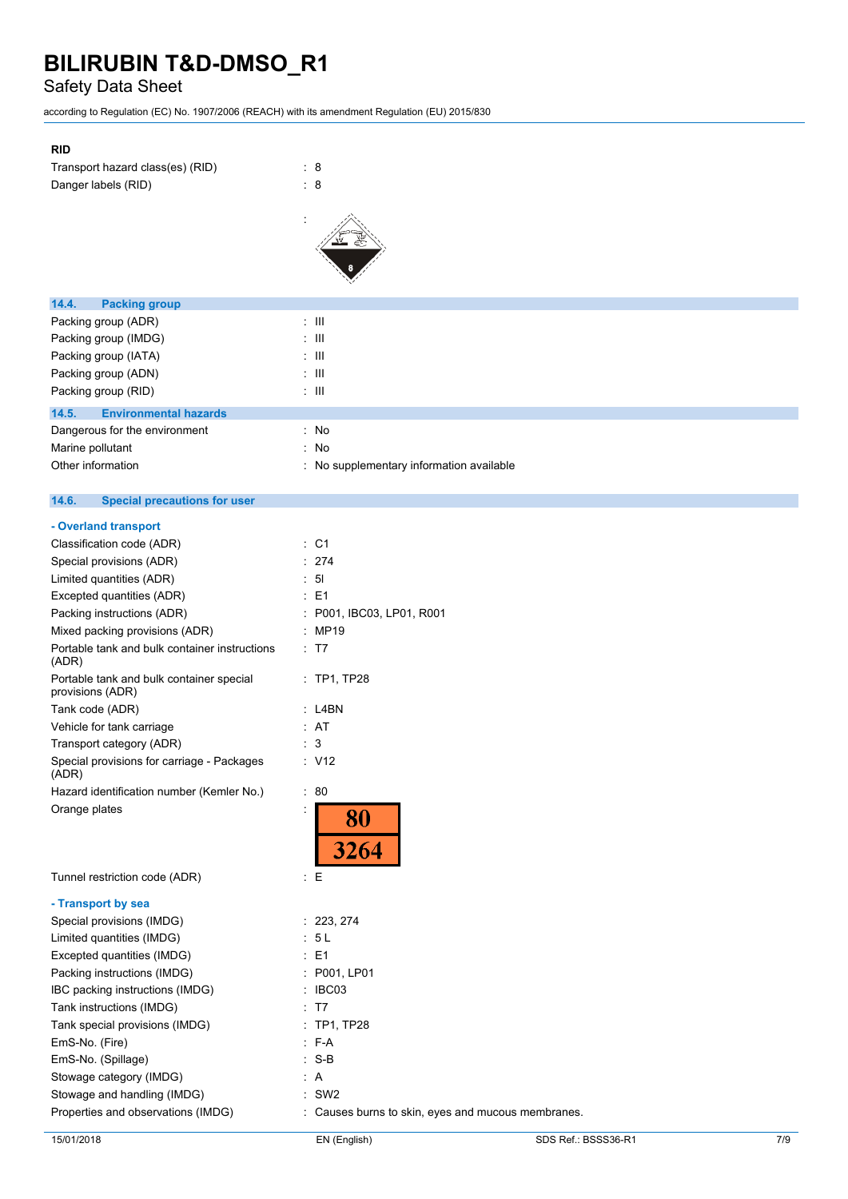**RID**

| | |
|---|---|
| Transport hazard class(es) (RID) | : 8 |
| Danger labels (RID) | : 8 |
| | : |

## 14.4. Packing group

| | |
|---|---|
| Packing group (ADR) | : III |
| Packing group (IMDG) | : III |
| Packing group (IATA) | : III |
| Packing group (ADN) | : III |
| Packing group (RID) | : III |

## 14.5. Environmental hazards

| | |
|---|---|
| Dangerous for the environment | : No |
| Marine pollutant | : No |
| Other information | : No supplementary information available |

## 14.6. Special precautions for user

**- Overland transport**

| | |
|---|---|
| Classification code (ADR) | : C1 |
| Special provisions (ADR) | : 274 |
| Limited quantities (ADR) | : 5l |
| Excepted quantities (ADR) | : E1 |
| Packing instructions (ADR) | : P001, IBC03, LP01, R001 |
| Mixed packing provisions (ADR) | : MP19 |
| Portable tank and bulk container instructions (ADR) | : T7 |
| Portable tank and bulk container special provisions (ADR) | : TP1, TP28 |
| Tank code (ADR) | : L4BN |
| Vehicle for tank carriage | : AT |
| Transport category (ADR) | : 3 |
| Special provisions for carriage - Packages (ADR) | : V12 |
| Hazard identification number (Kemler No.) | : 80 |
| Orange plates | : 80 / 3264 |
| Tunnel restriction code (ADR) | : E |

**- Transport by sea**

| | |
|---|---|
| Special provisions (IMDG) | : 223, 274 |
| Limited quantities (IMDG) | : 5 L |
| Excepted quantities (IMDG) | : E1 |
| Packing instructions (IMDG) | : P001, LP01 |
| IBC packing instructions (IMDG) | : IBC03 |
| Tank instructions (IMDG) | : T7 |
| Tank special provisions (IMDG) | : TP1, TP28 |
| EmS-No. (Fire) | : F-A |
| EmS-No. (Spillage) | : S-B |
| Stowage category (IMDG) | : A |
| Stowage and handling (IMDG) | : SW2 |
| Properties and observations (IMDG) | : Causes burns to skin, eyes and mucous membranes. |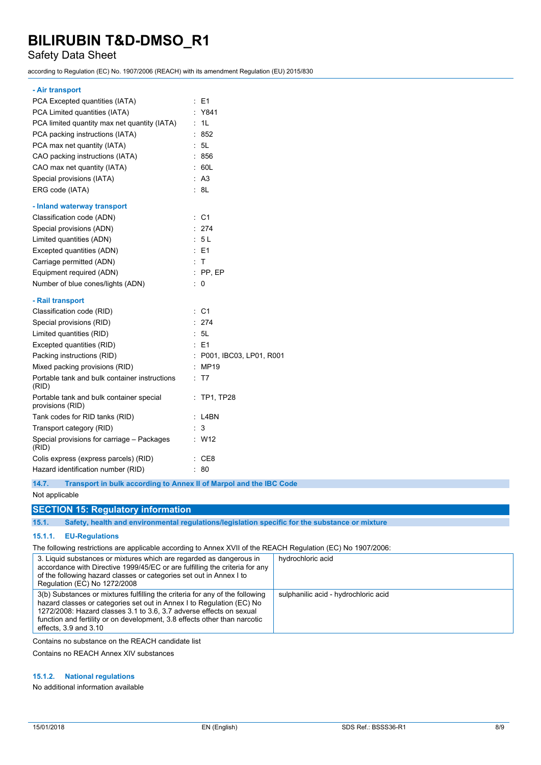**- Air transport**

PCA Excepted quantities (IATA) : E1

PCA Limited quantities (IATA) : Y841

PCA limited quantity max net quantity (IATA) : 1L

PCA packing instructions (IATA) : 852

PCA max net quantity (IATA) : 5L

CAO packing instructions (IATA) : 856

CAO max net quantity (IATA) : 60L

Special provisions (IATA) : A3

ERG code (IATA) : 8L

**- Inland waterway transport**

Classification code (ADN) : C1

Special provisions (ADN) : 274

Limited quantities (ADN) : 5 L

Excepted quantities (ADN) : E1

Carriage permitted (ADN) : T

Equipment required (ADN) : PP, EP

Number of blue cones/lights (ADN) : 0

**- Rail transport**

Classification code (RID) : C1

Special provisions (RID) : 274

Limited quantities (RID) : 5L

Excepted quantities (RID) : E1

Packing instructions (RID) : P001, IBC03, LP01, R001

Mixed packing provisions (RID) : MP19

Portable tank and bulk container instructions (RID) : T7

Portable tank and bulk container special provisions (RID) : TP1, TP28

Tank codes for RID tanks (RID) : L4BN

Transport category (RID) : 3

Special provisions for carriage – Packages (RID) : W12

Colis express (express parcels) (RID) : CE8

Hazard identification number (RID) : 80

### 14.7. Transport in bulk according to Annex II of Marpol and the IBC Code

Not applicable

## SECTION 15: Regulatory information

### 15.1. Safety, health and environmental regulations/legislation specific for the substance or mixture

#### 15.1.1. EU-Regulations

The following restrictions are applicable according to Annex XVII of the REACH Regulation (EC) No 1907/2006:

| | |
|---|---|
| 3. Liquid substances or mixtures which are regarded as dangerous in accordance with Directive 1999/45/EC or are fulfilling the criteria for any of the following hazard classes or categories set out in Annex I to Regulation (EC) No 1272/2008 | hydrochloric acid |
| 3(b) Substances or mixtures fulfilling the criteria for any of the following hazard classes or categories set out in Annex I to Regulation (EC) No 1272/2008: Hazard classes 3.1 to 3.6, 3.7 adverse effects on sexual function and fertility or on development, 3.8 effects other than narcotic effects, 3.9 and 3.10 | sulphanilic acid - hydrochloric acid |

Contains no substance on the REACH candidate list

Contains no REACH Annex XIV substances

#### 15.1.2. National regulations

No additional information available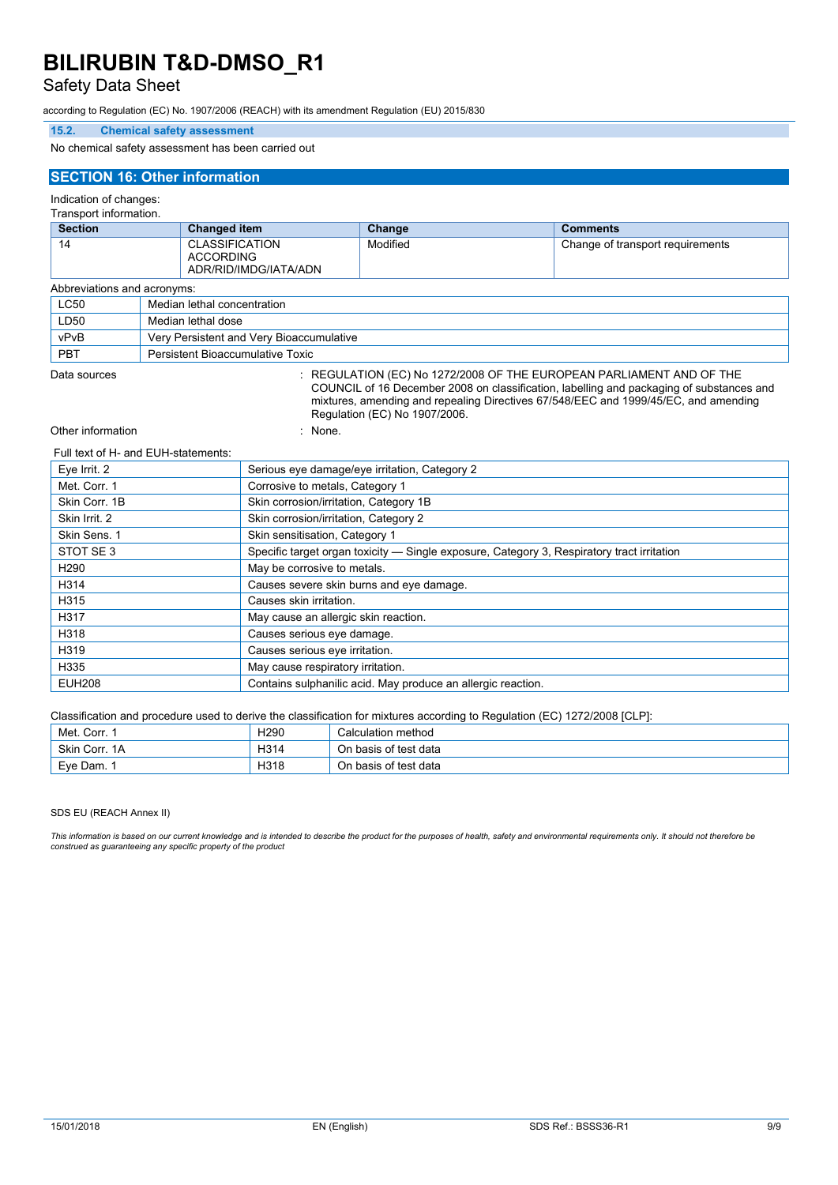### 15.2. Chemical safety assessment

No chemical safety assessment has been carried out

## SECTION 16: Other information

Indication of changes:

Transport information.

| Section | Changed item | Change | Comments |
|---|---|---|---|
| 14 | CLASSIFICATION ACCORDING ADR/RID/IMDG/IATA/ADN | Modified | Change of transport requirements |

Abbreviations and acronyms:

| | |
|---|---|
| LC50 | Median lethal concentration |
| LD50 | Median lethal dose |
| vPvB | Very Persistent and Very Bioaccumulative |
| PBT | Persistent Bioaccumulative Toxic |

Data sources : REGULATION (EC) No 1272/2008 OF THE EUROPEAN PARLIAMENT AND OF THE COUNCIL of 16 December 2008 on classification, labelling and packaging of substances and mixtures, amending and repealing Directives 67/548/EEC and 1999/45/EC, and amending Regulation (EC) No 1907/2006.

Other information : None.

Full text of H- and EUH-statements:

| | |
|---|---|
| Eye Irrit. 2 | Serious eye damage/eye irritation, Category 2 |
| Met. Corr. 1 | Corrosive to metals, Category 1 |
| Skin Corr. 1B | Skin corrosion/irritation, Category 1B |
| Skin Irrit. 2 | Skin corrosion/irritation, Category 2 |
| Skin Sens. 1 | Skin sensitisation, Category 1 |
| STOT SE 3 | Specific target organ toxicity — Single exposure, Category 3, Respiratory tract irritation |
| H290 | May be corrosive to metals. |
| H314 | Causes severe skin burns and eye damage. |
| H315 | Causes skin irritation. |
| H317 | May cause an allergic skin reaction. |
| H318 | Causes serious eye damage. |
| H319 | Causes serious eye irritation. |
| H335 | May cause respiratory irritation. |
| EUH208 | Contains sulphanilic acid. May produce an allergic reaction. |

Classification and procedure used to derive the classification for mixtures according to Regulation (EC) 1272/2008 [CLP]:

| | | |
|---|---|---|
| Met. Corr. 1 | H290 | Calculation method |
| Skin Corr. 1A | H314 | On basis of test data |
| Eye Dam. 1 | H318 | On basis of test data |

SDS EU (REACH Annex II)

*This information is based on our current knowledge and is intended to describe the product for the purposes of health, safety and environmental requirements only. It should not therefore be construed as guaranteeing any specific property of the product*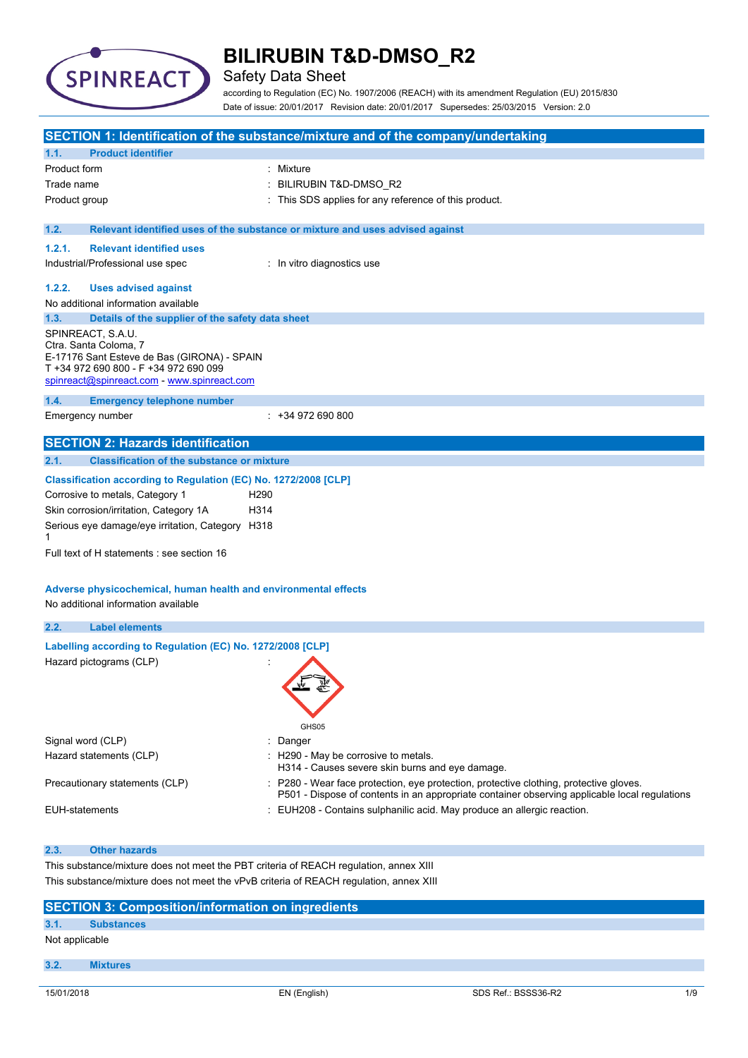# BILIRUBIN T&D-DMSO_R2

Safety Data Sheet

according to Regulation (EC) No. 1907/2006 (REACH) with its amendment Regulation (EU) 2015/830

Date of issue: 20/01/2017 Revision date: 20/01/2017 Supersedes: 25/03/2015 Version: 2.0

## SECTION 1: Identification of the substance/mixture and of the company/undertaking

### 1.1. Product identifier

Product form : Mixture

Trade name : BILIRUBIN T&D-DMSO_R2

Product group : This SDS applies for any reference of this product.

### 1.2. Relevant identified uses of the substance or mixture and uses advised against

#### 1.2.1. Relevant identified uses

Industrial/Professional use spec : In vitro diagnostics use

#### 1.2.2. Uses advised against

No additional information available

### 1.3. Details of the supplier of the safety data sheet

SPINREACT, S.A.U.
Ctra. Santa Coloma, 7
E-17176 Sant Esteve de Bas (GIRONA) - SPAIN
T +34 972 690 800 - F +34 972 690 099
spinreact@spinreact.com - www.spinreact.com

### 1.4. Emergency telephone number

Emergency number : +34 972 690 800

## SECTION 2: Hazards identification

### 2.1. Classification of the substance or mixture

**Classification according to Regulation (EC) No. 1272/2008 [CLP]**

| | |
|---|---|
| Corrosive to metals, Category 1 | H290 |
| Skin corrosion/irritation, Category 1A | H314 |
| Serious eye damage/eye irritation, Category 1 | H318 |

Full text of H statements : see section 16

**Adverse physicochemical, human health and environmental effects**

No additional information available

### 2.2. Label elements

**Labelling according to Regulation (EC) No. 1272/2008 [CLP]**

Hazard pictograms (CLP) :

GHS05

Signal word (CLP) : Danger

Hazard statements (CLP) : H290 - May be corrosive to metals.
H314 - Causes severe skin burns and eye damage.

Precautionary statements (CLP) : P280 - Wear face protection, eye protection, protective clothing, protective gloves.
P501 - Dispose of contents in an appropriate container observing applicable local regulations

EUH-statements : EUH208 - Contains sulphanilic acid. May produce an allergic reaction.

### 2.3. Other hazards

This substance/mixture does not meet the PBT criteria of REACH regulation, annex XIII

This substance/mixture does not meet the vPvB criteria of REACH regulation, annex XIII

## SECTION 3: Composition/information on ingredients

### 3.1. Substances

Not applicable

### 3.2. Mixtures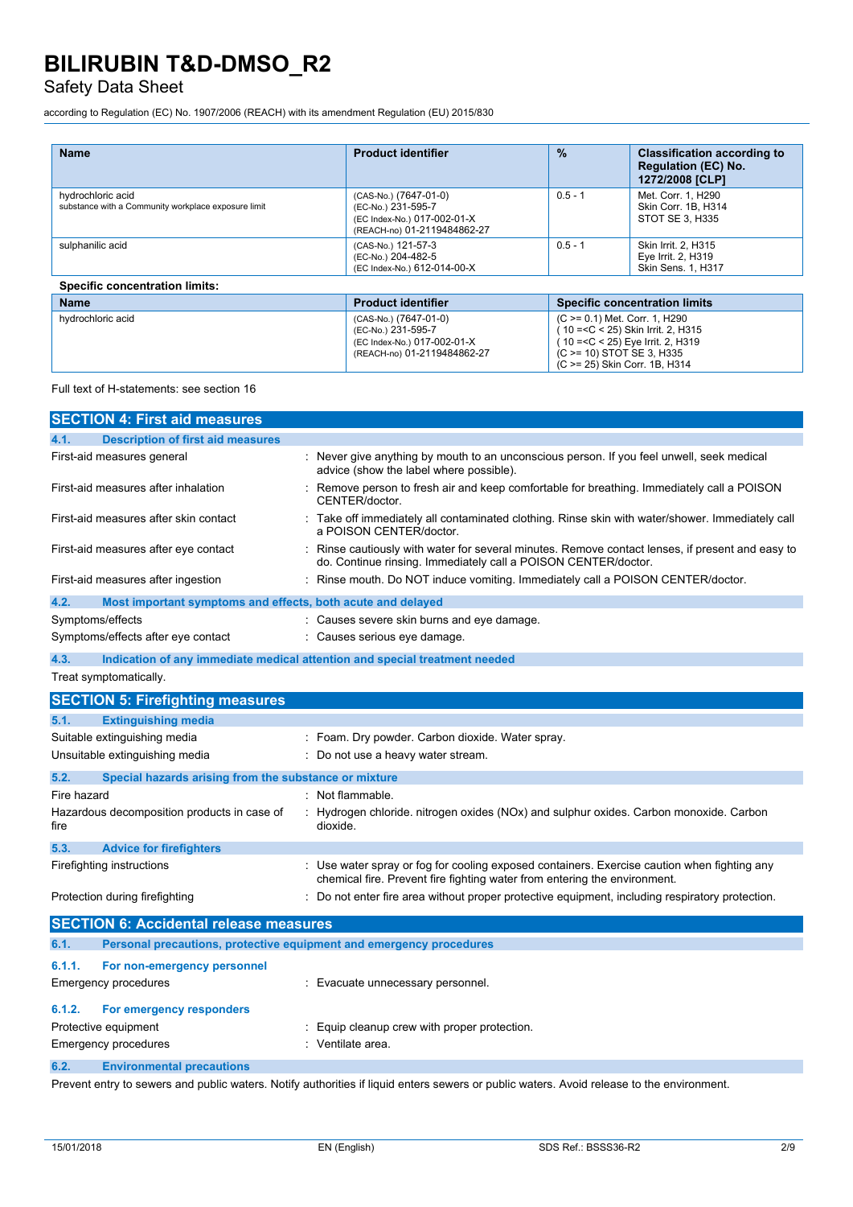| Name | Product identifier | % | Classification according to Regulation (EC) No. 1272/2008 [CLP] |
|---|---|---|---|
| hydrochloric acid<br>substance with a Community workplace exposure limit | (CAS-No.) (7647-01-0)<br>(EC-No.) 231-595-7<br>(EC Index-No.) 017-002-01-X<br>(REACH-no) 01-2119484862-27 | 0.5 - 1 | Met. Corr. 1, H290<br>Skin Corr. 1B, H314<br>STOT SE 3, H335 |
| sulphanilic acid | (CAS-No.) 121-57-3<br>(EC-No.) 204-482-5<br>(EC Index-No.) 612-014-00-X | 0.5 - 1 | Skin Irrit. 2, H315<br>Eye Irrit. 2, H319<br>Skin Sens. 1, H317 |

**Specific concentration limits:**

| Name | Product identifier | Specific concentration limits |
|---|---|---|
| hydrochloric acid | (CAS-No.) (7647-01-0)<br>(EC-No.) 231-595-7<br>(EC Index-No.) 017-002-01-X<br>(REACH-no) 01-2119484862-27 | (C >= 0.1) Met. Corr. 1, H290<br>( 10 =<C < 25) Skin Irrit. 2, H315<br>( 10 =<C < 25) Eye Irrit. 2, H319<br>(C >= 10) STOT SE 3, H335<br>(C >= 25) Skin Corr. 1B, H314 |

Full text of H-statements: see section 16

## SECTION 4: First aid measures

### 4.1. Description of first aid measures

| | |
|---|---|
| First-aid measures general | : Never give anything by mouth to an unconscious person. If you feel unwell, seek medical advice (show the label where possible). |
| First-aid measures after inhalation | : Remove person to fresh air and keep comfortable for breathing. Immediately call a POISON CENTER/doctor. |
| First-aid measures after skin contact | : Take off immediately all contaminated clothing. Rinse skin with water/shower. Immediately call a POISON CENTER/doctor. |
| First-aid measures after eye contact | : Rinse cautiously with water for several minutes. Remove contact lenses, if present and easy to do. Continue rinsing. Immediately call a POISON CENTER/doctor. |
| First-aid measures after ingestion | : Rinse mouth. Do NOT induce vomiting. Immediately call a POISON CENTER/doctor. |

### 4.2. Most important symptoms and effects, both acute and delayed

| | |
|---|---|
| Symptoms/effects | : Causes severe skin burns and eye damage. |
| Symptoms/effects after eye contact | : Causes serious eye damage. |

### 4.3. Indication of any immediate medical attention and special treatment needed

Treat symptomatically.

## SECTION 5: Firefighting measures

### 5.1. Extinguishing media

| | |
|---|---|
| Suitable extinguishing media | : Foam. Dry powder. Carbon dioxide. Water spray. |
| Unsuitable extinguishing media | : Do not use a heavy water stream. |

### 5.2. Special hazards arising from the substance or mixture

| | |
|---|---|
| Fire hazard | : Not flammable. |
| Hazardous decomposition products in case of fire | : Hydrogen chloride. nitrogen oxides (NOx) and sulphur oxides. Carbon monoxide. Carbon dioxide. |

### 5.3. Advice for firefighters

| | |
|---|---|
| Firefighting instructions | : Use water spray or fog for cooling exposed containers. Exercise caution when fighting any chemical fire. Prevent fire fighting water from entering the environment. |
| Protection during firefighting | : Do not enter fire area without proper protective equipment, including respiratory protection. |

## SECTION 6: Accidental release measures

### 6.1. Personal precautions, protective equipment and emergency procedures

#### 6.1.1. For non-emergency personnel

| | |
|---|---|
| Emergency procedures | : Evacuate unnecessary personnel. |

#### 6.1.2. For emergency responders

| | |
|---|---|
| Protective equipment | : Equip cleanup crew with proper protection. |
| Emergency procedures | : Ventilate area. |

### 6.2. Environmental precautions

Prevent entry to sewers and public waters. Notify authorities if liquid enters sewers or public waters. Avoid release to the environment.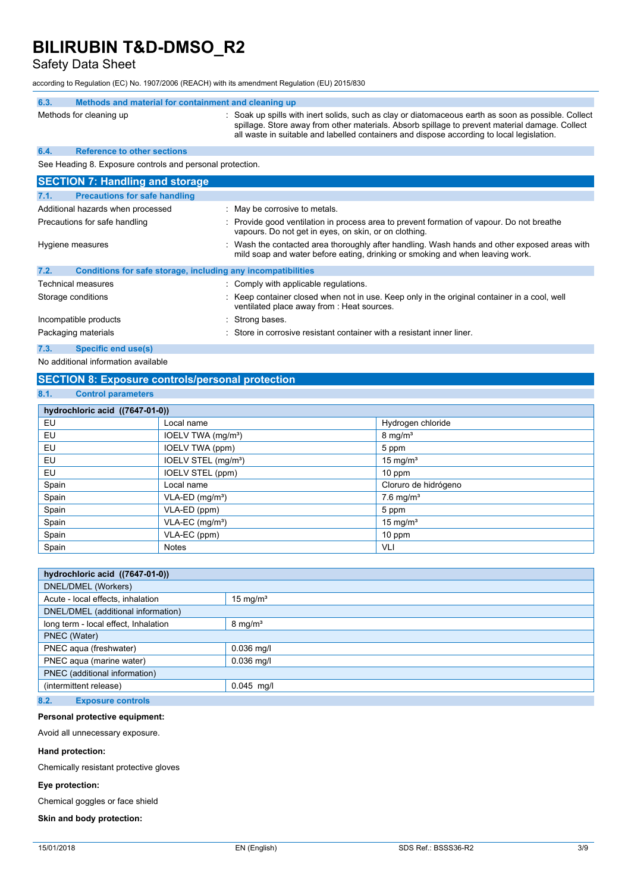### 6.3. Methods and material for containment and cleaning up

| | |
|---|---|
| Methods for cleaning up | : Soak up spills with inert solids, such as clay or diatomaceous earth as soon as possible. Collect spillage. Store away from other materials. Absorb spillage to prevent material damage. Collect all waste in suitable and labelled containers and dispose according to local legislation. |

### 6.4. Reference to other sections

See Heading 8. Exposure controls and personal protection.

## SECTION 7: Handling and storage

### 7.1. Precautions for safe handling

| | |
|---|---|
| Additional hazards when processed | : May be corrosive to metals. |
| Precautions for safe handling | : Provide good ventilation in process area to prevent formation of vapour. Do not breathe vapours. Do not get in eyes, on skin, or on clothing. |
| Hygiene measures | : Wash the contacted area thoroughly after handling. Wash hands and other exposed areas with mild soap and water before eating, drinking or smoking and when leaving work. |

### 7.2. Conditions for safe storage, including any incompatibilities

| | |
|---|---|
| Technical measures | : Comply with applicable regulations. |
| Storage conditions | : Keep container closed when not in use. Keep only in the original container in a cool, well ventilated place away from : Heat sources. |
| Incompatible products | : Strong bases. |
| Packaging materials | : Store in corrosive resistant container with a resistant inner liner. |

### 7.3. Specific end use(s)

No additional information available

## SECTION 8: Exposure controls/personal protection

### 8.1. Control parameters

| hydrochloric acid ((7647-01-0)) | | |
|---|---|---|
| EU | Local name | Hydrogen chloride |
| EU | IOELV TWA (mg/m³) | 8 mg/m³ |
| EU | IOELV TWA (ppm) | 5 ppm |
| EU | IOELV STEL (mg/m³) | 15 mg/m³ |
| EU | IOELV STEL (ppm) | 10 ppm |
| Spain | Local name | Cloruro de hidrógeno |
| Spain | VLA-ED (mg/m³) | 7.6 mg/m³ |
| Spain | VLA-ED (ppm) | 5 ppm |
| Spain | VLA-EC (mg/m³) | 15 mg/m³ |
| Spain | VLA-EC (ppm) | 10 ppm |
| Spain | Notes | VLI |

| hydrochloric acid ((7647-01-0)) | |
|---|---|
| DNEL/DMEL (Workers) | |
| Acute - local effects, inhalation | 15 mg/m³ |
| DNEL/DMEL (additional information) | |
| long term - local effect, Inhalation | 8 mg/m³ |
| PNEC (Water) | |
| PNEC aqua (freshwater) | 0.036 mg/l |
| PNEC aqua (marine water) | 0.036 mg/l |
| PNEC (additional information) | |
| (intermittent release) | 0.045 mg/l |

### 8.2. Exposure controls

**Personal protective equipment:**

Avoid all unnecessary exposure.

**Hand protection:**

Chemically resistant protective gloves

**Eye protection:**

Chemical goggles or face shield

**Skin and body protection:**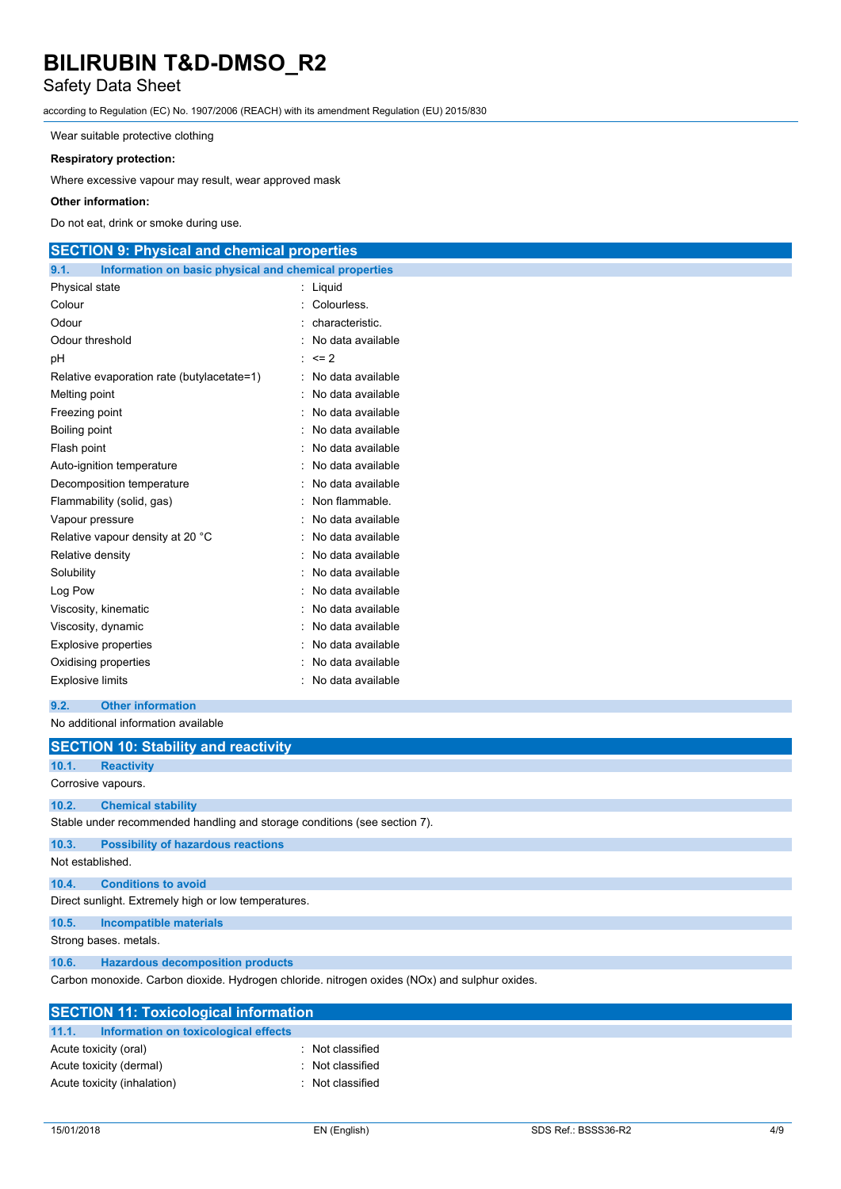Wear suitable protective clothing

**Respiratory protection:**

Where excessive vapour may result, wear approved mask

**Other information:**

Do not eat, drink or smoke during use.

## SECTION 9: Physical and chemical properties

### 9.1. Information on basic physical and chemical properties

| | |
|---|---|
| Physical state | : Liquid |
| Colour | : Colourless. |
| Odour | : characteristic. |
| Odour threshold | : No data available |
| pH | : <= 2 |
| Relative evaporation rate (butylacetate=1) | : No data available |
| Melting point | : No data available |
| Freezing point | : No data available |
| Boiling point | : No data available |
| Flash point | : No data available |
| Auto-ignition temperature | : No data available |
| Decomposition temperature | : No data available |
| Flammability (solid, gas) | : Non flammable. |
| Vapour pressure | : No data available |
| Relative vapour density at 20 °C | : No data available |
| Relative density | : No data available |
| Solubility | : No data available |
| Log Pow | : No data available |
| Viscosity, kinematic | : No data available |
| Viscosity, dynamic | : No data available |
| Explosive properties | : No data available |
| Oxidising properties | : No data available |
| Explosive limits | : No data available |

### 9.2. Other information

No additional information available

## SECTION 10: Stability and reactivity

### 10.1. Reactivity

Corrosive vapours.

### 10.2. Chemical stability

Stable under recommended handling and storage conditions (see section 7).

### 10.3. Possibility of hazardous reactions

Not established.

### 10.4. Conditions to avoid

Direct sunlight. Extremely high or low temperatures.

### 10.5. Incompatible materials

Strong bases. metals.

### 10.6. Hazardous decomposition products

Carbon monoxide. Carbon dioxide. Hydrogen chloride. nitrogen oxides (NOx) and sulphur oxides.

## SECTION 11: Toxicological information

### 11.1. Information on toxicological effects

| | |
|---|---|
| Acute toxicity (oral) | : Not classified |
| Acute toxicity (dermal) | : Not classified |
| Acute toxicity (inhalation) | : Not classified |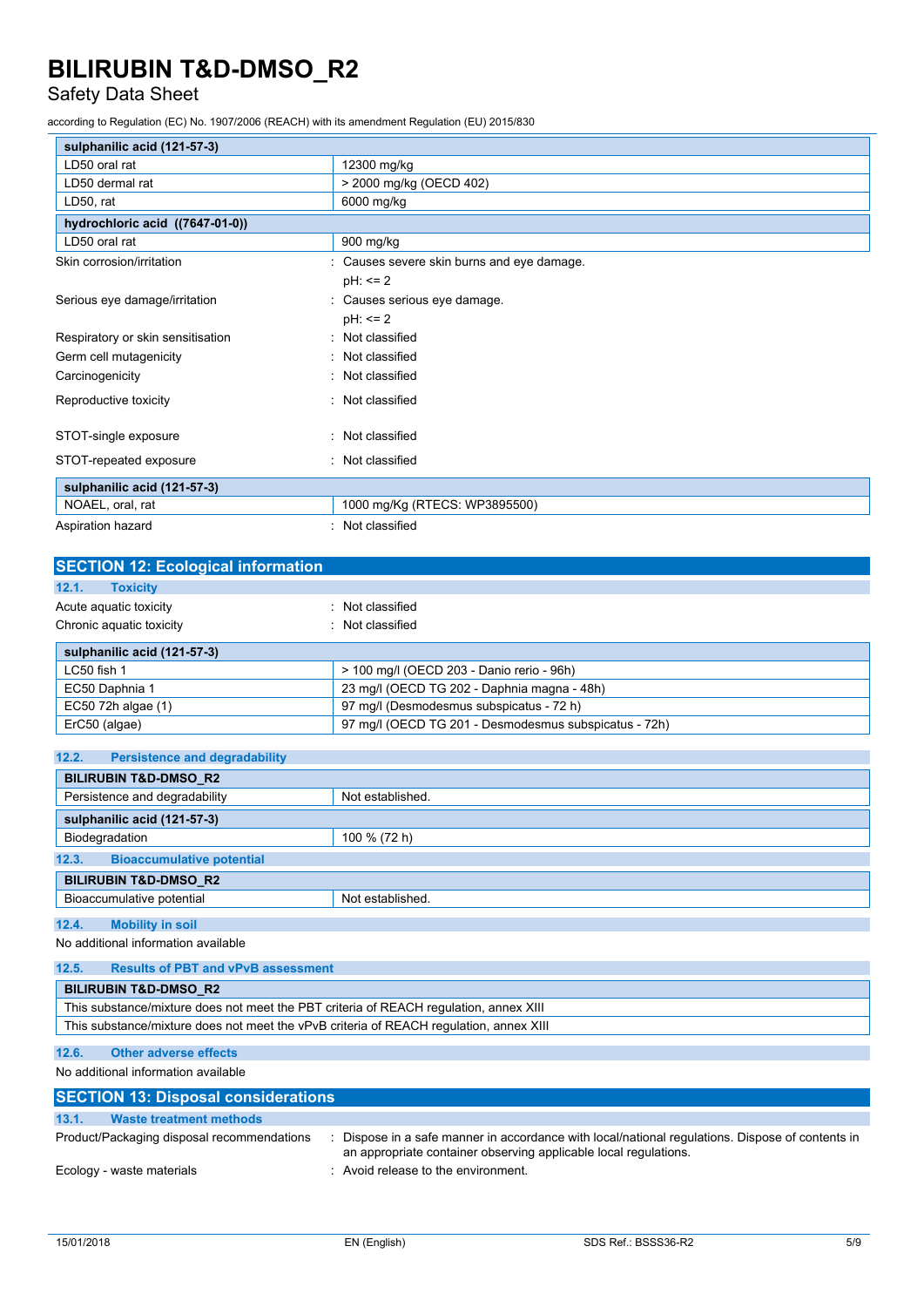| sulphanilic acid (121-57-3) | |
|---|---|
| LD50 oral rat | 12300 mg/kg |
| LD50 dermal rat | > 2000 mg/kg (OECD 402) |
| LD50, rat | 6000 mg/kg |

| hydrochloric acid ((7647-01-0)) | |
|---|---|
| LD50 oral rat | 900 mg/kg |

Skin corrosion/irritation : Causes severe skin burns and eye damage.
pH: <= 2

Serious eye damage/irritation : Causes serious eye damage.
pH: <= 2

Respiratory or skin sensitisation : Not classified

Germ cell mutagenicity : Not classified

Carcinogenicity : Not classified

Reproductive toxicity : Not classified

STOT-single exposure : Not classified

STOT-repeated exposure : Not classified

| sulphanilic acid (121-57-3) | |
|---|---|
| NOAEL, oral, rat | 1000 mg/Kg (RTECS: WP3895500) |

Aspiration hazard : Not classified

## SECTION 12: Ecological information

### 12.1. Toxicity

Acute aquatic toxicity : Not classified

Chronic aquatic toxicity : Not classified

| sulphanilic acid (121-57-3) | |
|---|---|
| LC50 fish 1 | > 100 mg/l (OECD 203 - Danio rerio - 96h) |
| EC50 Daphnia 1 | 23 mg/l (OECD TG 202 - Daphnia magna - 48h) |
| EC50 72h algae (1) | 97 mg/l (Desmodesmus subspicatus - 72 h) |
| ErC50 (algae) | 97 mg/l (OECD TG 201 - Desmodesmus subspicatus - 72h) |

### 12.2. Persistence and degradability

| BILIRUBIN T&D-DMSO_R2 | |
|---|---|
| Persistence and degradability | Not established. |

| sulphanilic acid (121-57-3) | |
|---|---|
| Biodegradation | 100 % (72 h) |

### 12.3. Bioaccumulative potential

| BILIRUBIN T&D-DMSO_R2 | |
|---|---|
| Bioaccumulative potential | Not established. |

### 12.4. Mobility in soil

No additional information available

### 12.5. Results of PBT and vPvB assessment

| BILIRUBIN T&D-DMSO_R2 |
|---|
| This substance/mixture does not meet the PBT criteria of REACH regulation, annex XIII |
| This substance/mixture does not meet the vPvB criteria of REACH regulation, annex XIII |

### 12.6. Other adverse effects

No additional information available

## SECTION 13: Disposal considerations

### 13.1. Waste treatment methods

Product/Packaging disposal recommendations : Dispose in a safe manner in accordance with local/national regulations. Dispose of contents in an appropriate container observing applicable local regulations.

Ecology - waste materials : Avoid release to the environment.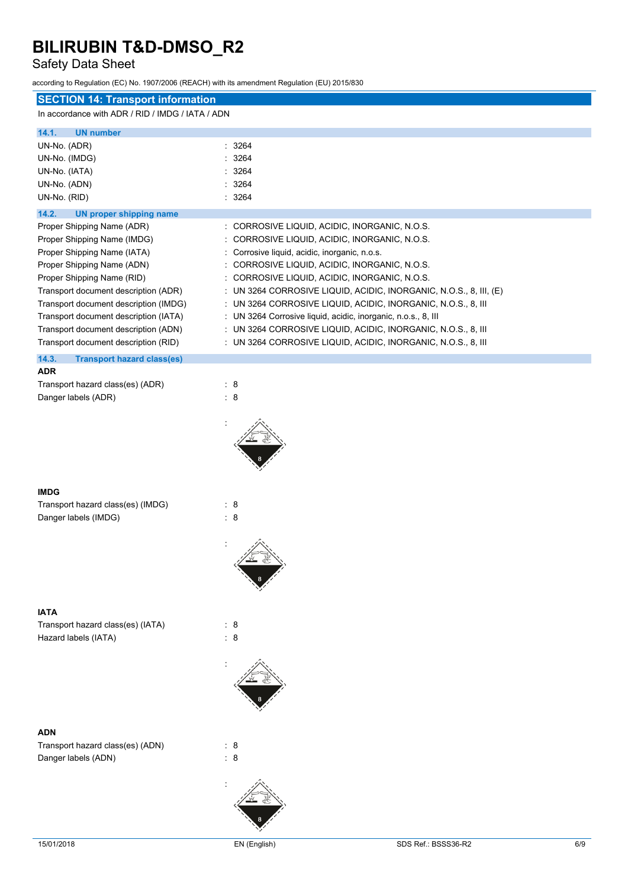## SECTION 14: Transport information

In accordance with ADR / RID / IMDG / IATA / ADN

### 14.1. UN number

| | |
|---|---|
| UN-No. (ADR) | : 3264 |
| UN-No. (IMDG) | : 3264 |
| UN-No. (IATA) | : 3264 |
| UN-No. (ADN) | : 3264 |
| UN-No. (RID) | : 3264 |

### 14.2. UN proper shipping name

| | |
|---|---|
| Proper Shipping Name (ADR) | : CORROSIVE LIQUID, ACIDIC, INORGANIC, N.O.S. |
| Proper Shipping Name (IMDG) | : CORROSIVE LIQUID, ACIDIC, INORGANIC, N.O.S. |
| Proper Shipping Name (IATA) | : Corrosive liquid, acidic, inorganic, n.o.s. |
| Proper Shipping Name (ADN) | : CORROSIVE LIQUID, ACIDIC, INORGANIC, N.O.S. |
| Proper Shipping Name (RID) | : CORROSIVE LIQUID, ACIDIC, INORGANIC, N.O.S. |
| Transport document description (ADR) | : UN 3264 CORROSIVE LIQUID, ACIDIC, INORGANIC, N.O.S., 8, III, (E) |
| Transport document description (IMDG) | : UN 3264 CORROSIVE LIQUID, ACIDIC, INORGANIC, N.O.S., 8, III |
| Transport document description (IATA) | : UN 3264 Corrosive liquid, acidic, inorganic, n.o.s., 8, III |
| Transport document description (ADN) | : UN 3264 CORROSIVE LIQUID, ACIDIC, INORGANIC, N.O.S., 8, III |
| Transport document description (RID) | : UN 3264 CORROSIVE LIQUID, ACIDIC, INORGANIC, N.O.S., 8, III |

### 14.3. Transport hazard class(es)

**ADR**

| | |
|---|---|
| Transport hazard class(es) (ADR) | : 8 |
| Danger labels (ADR) | : 8 |

:

**IMDG**

| | |
|---|---|
| Transport hazard class(es) (IMDG) | : 8 |
| Danger labels (IMDG) | : 8 |

:

**IATA**

| | |
|---|---|
| Transport hazard class(es) (IATA) | : 8 |
| Hazard labels (IATA) | : 8 |

:

**ADN**

| | |
|---|---|
| Transport hazard class(es) (ADN) | : 8 |
| Danger labels (ADN) | : 8 |

: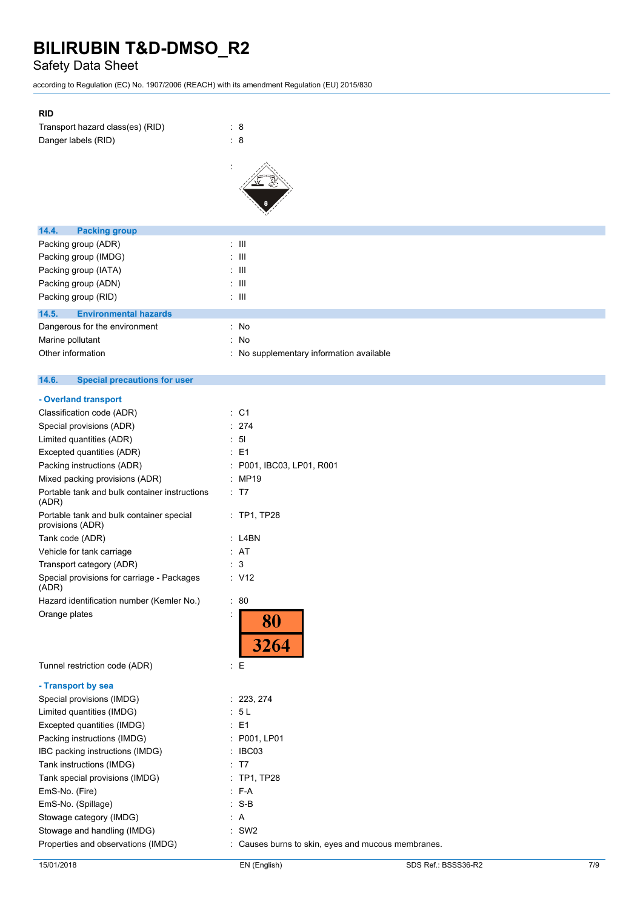**RID**

| | |
|---|---|
| Transport hazard class(es) (RID) | : 8 |
| Danger labels (RID) | : 8 |
| | : |

## 14.4. Packing group

| | |
|---|---|
| Packing group (ADR) | : III |
| Packing group (IMDG) | : III |
| Packing group (IATA) | : III |
| Packing group (ADN) | : III |
| Packing group (RID) | : III |

## 14.5. Environmental hazards

| | |
|---|---|
| Dangerous for the environment | : No |
| Marine pollutant | : No |
| Other information | : No supplementary information available |

## 14.6. Special precautions for user

**- Overland transport**

| | |
|---|---|
| Classification code (ADR) | : C1 |
| Special provisions (ADR) | : 274 |
| Limited quantities (ADR) | : 5l |
| Excepted quantities (ADR) | : E1 |
| Packing instructions (ADR) | : P001, IBC03, LP01, R001 |
| Mixed packing provisions (ADR) | : MP19 |
| Portable tank and bulk container instructions (ADR) | : T7 |
| Portable tank and bulk container special provisions (ADR) | : TP1, TP28 |
| Tank code (ADR) | : L4BN |
| Vehicle for tank carriage | : AT |
| Transport category (ADR) | : 3 |
| Special provisions for carriage - Packages (ADR) | : V12 |
| Hazard identification number (Kemler No.) | : 80 |
| Orange plates | : 80 / 3264 |
| Tunnel restriction code (ADR) | : E |

**- Transport by sea**

| | |
|---|---|
| Special provisions (IMDG) | : 223, 274 |
| Limited quantities (IMDG) | : 5 L |
| Excepted quantities (IMDG) | : E1 |
| Packing instructions (IMDG) | : P001, LP01 |
| IBC packing instructions (IMDG) | : IBC03 |
| Tank instructions (IMDG) | : T7 |
| Tank special provisions (IMDG) | : TP1, TP28 |
| EmS-No. (Fire) | : F-A |
| EmS-No. (Spillage) | : S-B |
| Stowage category (IMDG) | : A |
| Stowage and handling (IMDG) | : SW2 |
| Properties and observations (IMDG) | : Causes burns to skin, eyes and mucous membranes. |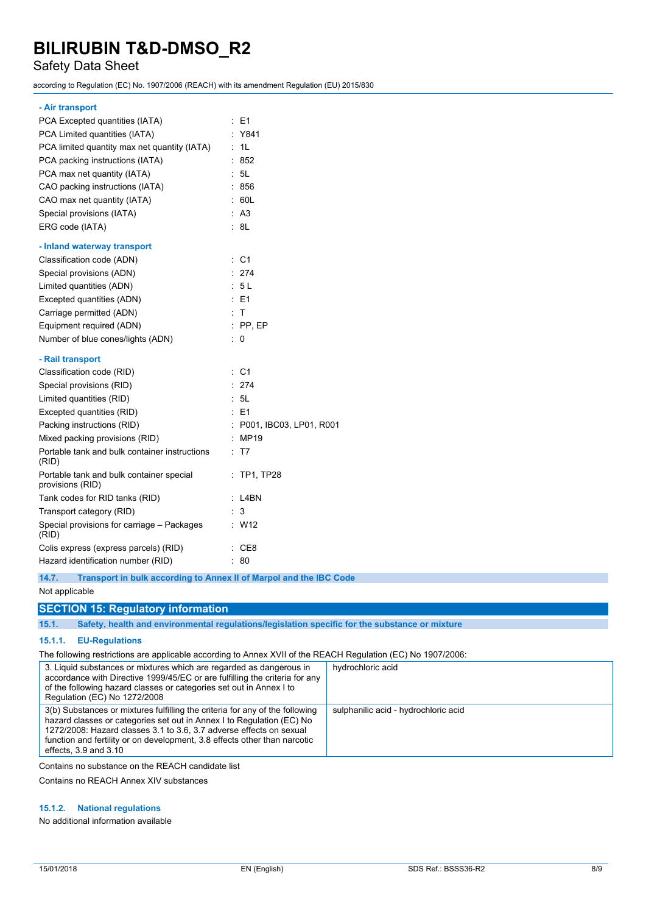**- Air transport**

| | | |
|---|---|---|
| PCA Excepted quantities (IATA) | : | E1 |
| PCA Limited quantities (IATA) | : | Y841 |
| PCA limited quantity max net quantity (IATA) | : | 1L |
| PCA packing instructions (IATA) | : | 852 |
| PCA max net quantity (IATA) | : | 5L |
| CAO packing instructions (IATA) | : | 856 |
| CAO max net quantity (IATA) | : | 60L |
| Special provisions (IATA) | : | A3 |
| ERG code (IATA) | : | 8L |

**- Inland waterway transport**

| | | |
|---|---|---|
| Classification code (ADN) | : | C1 |
| Special provisions (ADN) | : | 274 |
| Limited quantities (ADN) | : | 5 L |
| Excepted quantities (ADN) | : | E1 |
| Carriage permitted (ADN) | : | T |
| Equipment required (ADN) | : | PP, EP |
| Number of blue cones/lights (ADN) | : | 0 |

**- Rail transport**

| | | |
|---|---|---|
| Classification code (RID) | : | C1 |
| Special provisions (RID) | : | 274 |
| Limited quantities (RID) | : | 5L |
| Excepted quantities (RID) | : | E1 |
| Packing instructions (RID) | : | P001, IBC03, LP01, R001 |
| Mixed packing provisions (RID) | : | MP19 |
| Portable tank and bulk container instructions (RID) | : | T7 |
| Portable tank and bulk container special provisions (RID) | : | TP1, TP28 |
| Tank codes for RID tanks (RID) | : | L4BN |
| Transport category (RID) | : | 3 |
| Special provisions for carriage – Packages (RID) | : | W12 |
| Colis express (express parcels) (RID) | : | CE8 |
| Hazard identification number (RID) | : | 80 |

### 14.7. Transport in bulk according to Annex II of Marpol and the IBC Code

Not applicable

## SECTION 15: Regulatory information

### 15.1. Safety, health and environmental regulations/legislation specific for the substance or mixture

#### 15.1.1. EU-Regulations

The following restrictions are applicable according to Annex XVII of the REACH Regulation (EC) No 1907/2006:

| | |
|---|---|
| 3. Liquid substances or mixtures which are regarded as dangerous in accordance with Directive 1999/45/EC or are fulfilling the criteria for any of the following hazard classes or categories set out in Annex I to Regulation (EC) No 1272/2008 | hydrochloric acid |
| 3(b) Substances or mixtures fulfilling the criteria for any of the following hazard classes or categories set out in Annex I to Regulation (EC) No 1272/2008: Hazard classes 3.1 to 3.6, 3.7 adverse effects on sexual function and fertility or on development, 3.8 effects other than narcotic effects, 3.9 and 3.10 | sulphanilic acid - hydrochloric acid |

Contains no substance on the REACH candidate list

Contains no REACH Annex XIV substances

#### 15.1.2. National regulations

No additional information available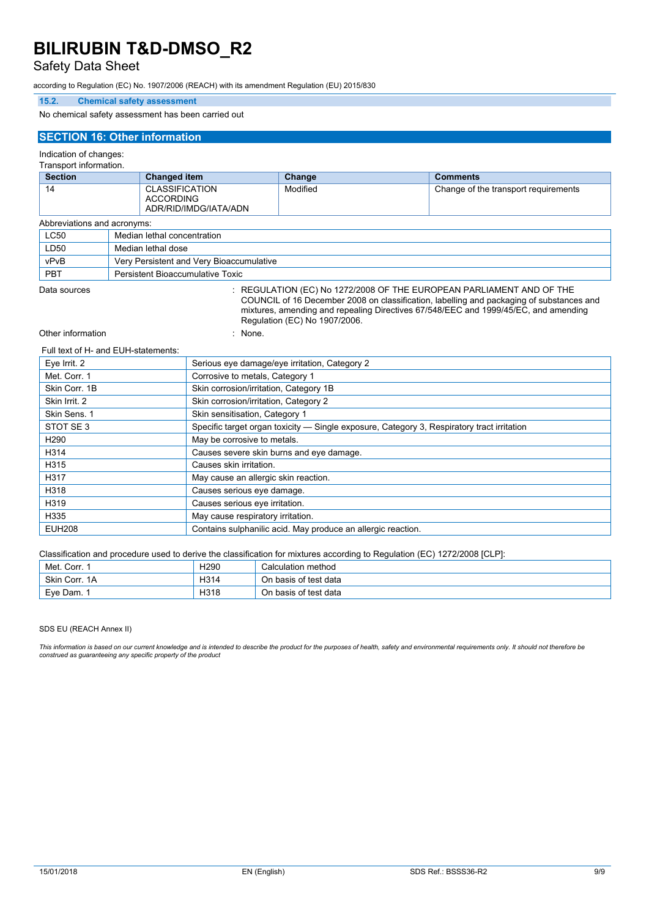### 15.2. Chemical safety assessment

No chemical safety assessment has been carried out

## SECTION 16: Other information

Indication of changes:
Transport information.

| Section | Changed item | Change | Comments |
|---|---|---|---|
| 14 | CLASSIFICATION ACCORDING ADR/RID/IMDG/IATA/ADN | Modified | Change of the transport requirements |

Abbreviations and acronyms:

| | |
|---|---|
| LC50 | Median lethal concentration |
| LD50 | Median lethal dose |
| vPvB | Very Persistent and Very Bioaccumulative |
| PBT | Persistent Bioaccumulative Toxic |

Data sources : REGULATION (EC) No 1272/2008 OF THE EUROPEAN PARLIAMENT AND OF THE COUNCIL of 16 December 2008 on classification, labelling and packaging of substances and mixtures, amending and repealing Directives 67/548/EEC and 1999/45/EC, and amending Regulation (EC) No 1907/2006.

Other information : None.

Full text of H- and EUH-statements:

| | |
|---|---|
| Eye Irrit. 2 | Serious eye damage/eye irritation, Category 2 |
| Met. Corr. 1 | Corrosive to metals, Category 1 |
| Skin Corr. 1B | Skin corrosion/irritation, Category 1B |
| Skin Irrit. 2 | Skin corrosion/irritation, Category 2 |
| Skin Sens. 1 | Skin sensitisation, Category 1 |
| STOT SE 3 | Specific target organ toxicity — Single exposure, Category 3, Respiratory tract irritation |
| H290 | May be corrosive to metals. |
| H314 | Causes severe skin burns and eye damage. |
| H315 | Causes skin irritation. |
| H317 | May cause an allergic skin reaction. |
| H318 | Causes serious eye damage. |
| H319 | Causes serious eye irritation. |
| H335 | May cause respiratory irritation. |
| EUH208 | Contains sulphanilic acid. May produce an allergic reaction. |

Classification and procedure used to derive the classification for mixtures according to Regulation (EC) 1272/2008 [CLP]:

| | | |
|---|---|---|
| Met. Corr. 1 | H290 | Calculation method |
| Skin Corr. 1A | H314 | On basis of test data |
| Eye Dam. 1 | H318 | On basis of test data |

SDS EU (REACH Annex II)

*This information is based on our current knowledge and is intended to describe the product for the purposes of health, safety and environmental requirements only. It should not therefore be construed as guaranteeing any specific property of the product*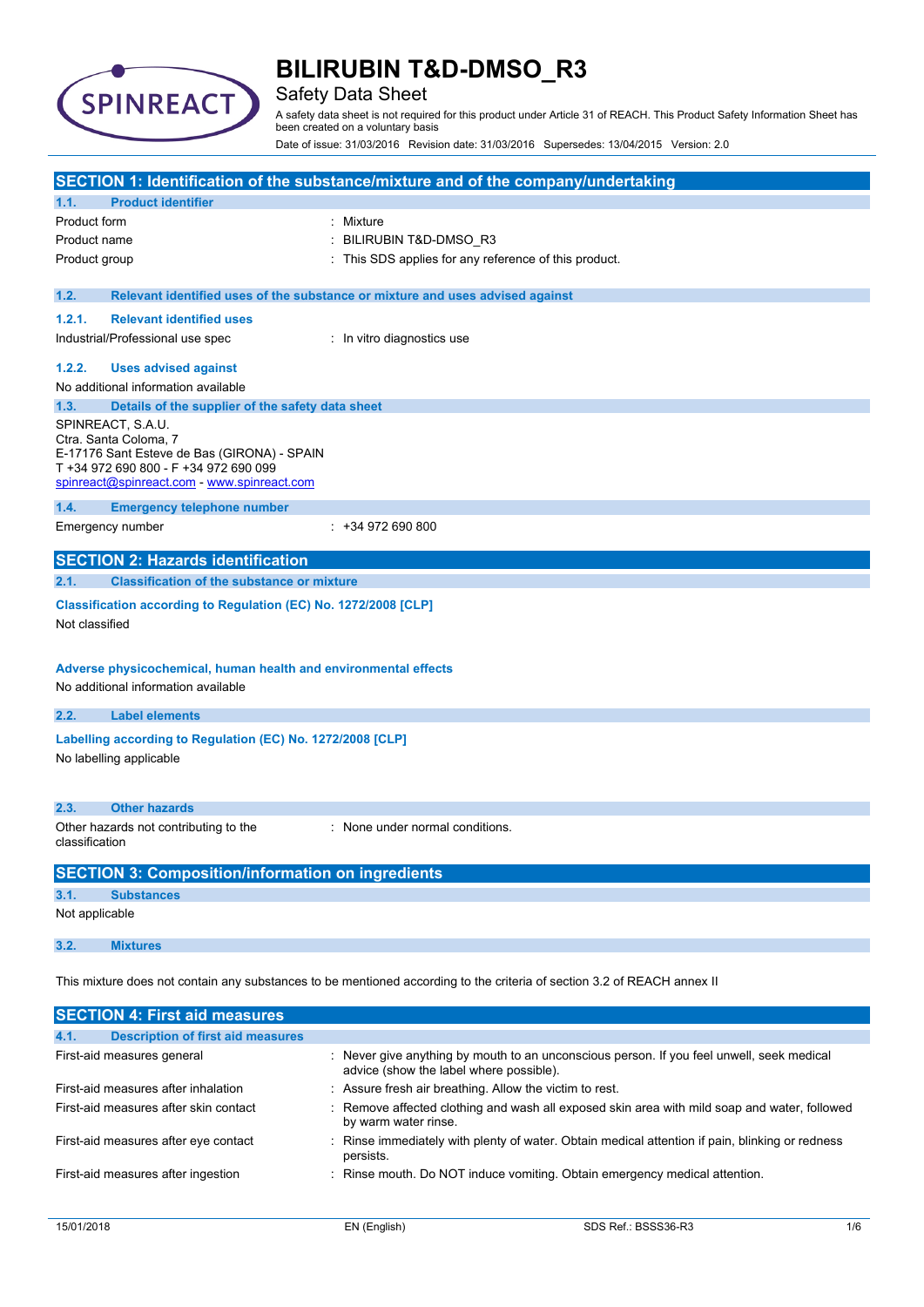# BILIRUBIN T&D-DMSO_R3

Safety Data Sheet

A safety data sheet is not required for this product under Article 31 of REACH. This Product Safety Information Sheet has been created on a voluntary basis

Date of issue: 31/03/2016 Revision date: 31/03/2016 Supersedes: 13/04/2015 Version: 2.0

## SECTION 1: Identification of the substance/mixture and of the company/undertaking

### 1.1. Product identifier

| | |
|---|---|
| Product form | : Mixture |
| Product name | : BILIRUBIN T&D-DMSO_R3 |
| Product group | : This SDS applies for any reference of this product. |

### 1.2. Relevant identified uses of the substance or mixture and uses advised against

#### 1.2.1. Relevant identified uses

| | |
|---|---|
| Industrial/Professional use spec | : In vitro diagnostics use |

#### 1.2.2. Uses advised against

No additional information available

### 1.3. Details of the supplier of the safety data sheet

SPINREACT, S.A.U.
Ctra. Santa Coloma, 7
E-17176 Sant Esteve de Bas (GIRONA) - SPAIN
T +34 972 690 800 - F +34 972 690 099
spinreact@spinreact.com - www.spinreact.com

### 1.4. Emergency telephone number

| | |
|---|---|
| Emergency number | : +34 972 690 800 |

## SECTION 2: Hazards identification

### 2.1. Classification of the substance or mixture

**Classification according to Regulation (EC) No. 1272/2008 [CLP]**

Not classified

**Adverse physicochemical, human health and environmental effects**

No additional information available

### 2.2. Label elements

**Labelling according to Regulation (EC) No. 1272/2008 [CLP]**

No labelling applicable

### 2.3. Other hazards

| | |
|---|---|
| Other hazards not contributing to the classification | : None under normal conditions. |

## SECTION 3: Composition/information on ingredients

### 3.1. Substances

Not applicable

### 3.2. Mixtures

This mixture does not contain any substances to be mentioned according to the criteria of section 3.2 of REACH annex II

## SECTION 4: First aid measures

### 4.1. Description of first aid measures

| | |
|---|---|
| First-aid measures general | : Never give anything by mouth to an unconscious person. If you feel unwell, seek medical advice (show the label where possible). |
| First-aid measures after inhalation | : Assure fresh air breathing. Allow the victim to rest. |
| First-aid measures after skin contact | : Remove affected clothing and wash all exposed skin area with mild soap and water, followed by warm water rinse. |
| First-aid measures after eye contact | : Rinse immediately with plenty of water. Obtain medical attention if pain, blinking or redness persists. |
| First-aid measures after ingestion | : Rinse mouth. Do NOT induce vomiting. Obtain emergency medical attention. |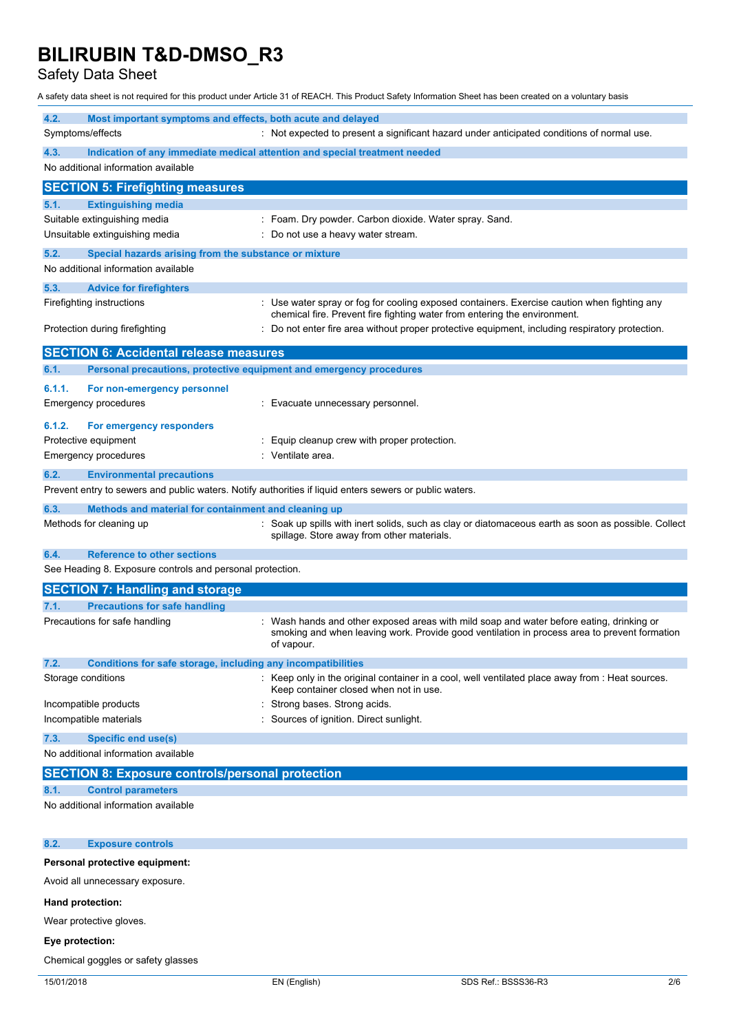### 4.2. Most important symptoms and effects, both acute and delayed

| | |
|---|---|
| Symptoms/effects | : Not expected to present a significant hazard under anticipated conditions of normal use. |

### 4.3. Indication of any immediate medical attention and special treatment needed

No additional information available

## SECTION 5: Firefighting measures

### 5.1. Extinguishing media

| | |
|---|---|
| Suitable extinguishing media | : Foam. Dry powder. Carbon dioxide. Water spray. Sand. |
| Unsuitable extinguishing media | : Do not use a heavy water stream. |

### 5.2. Special hazards arising from the substance or mixture

No additional information available

### 5.3. Advice for firefighters

| | |
|---|---|
| Firefighting instructions | : Use water spray or fog for cooling exposed containers. Exercise caution when fighting any chemical fire. Prevent fire fighting water from entering the environment. |
| Protection during firefighting | : Do not enter fire area without proper protective equipment, including respiratory protection. |

## SECTION 6: Accidental release measures

### 6.1. Personal precautions, protective equipment and emergency procedures

#### 6.1.1. For non-emergency personnel

| | |
|---|---|
| Emergency procedures | : Evacuate unnecessary personnel. |

#### 6.1.2. For emergency responders

| | |
|---|---|
| Protective equipment | : Equip cleanup crew with proper protection. |
| Emergency procedures | : Ventilate area. |

### 6.2. Environmental precautions

Prevent entry to sewers and public waters. Notify authorities if liquid enters sewers or public waters.

### 6.3. Methods and material for containment and cleaning up

| | |
|---|---|
| Methods for cleaning up | : Soak up spills with inert solids, such as clay or diatomaceous earth as soon as possible. Collect spillage. Store away from other materials. |

### 6.4. Reference to other sections

See Heading 8. Exposure controls and personal protection.

## SECTION 7: Handling and storage

### 7.1. Precautions for safe handling

| | |
|---|---|
| Precautions for safe handling | : Wash hands and other exposed areas with mild soap and water before eating, drinking or smoking and when leaving work. Provide good ventilation in process area to prevent formation of vapour. |

### 7.2. Conditions for safe storage, including any incompatibilities

| | |
|---|---|
| Storage conditions | : Keep only in the original container in a cool, well ventilated place away from : Heat sources. Keep container closed when not in use. |
| Incompatible products | : Strong bases. Strong acids. |
| Incompatible materials | : Sources of ignition. Direct sunlight. |

### 7.3. Specific end use(s)

No additional information available

## SECTION 8: Exposure controls/personal protection

### 8.1. Control parameters

No additional information available

### 8.2. Exposure controls

**Personal protective equipment:**

Avoid all unnecessary exposure.

**Hand protection:**

Wear protective gloves.

**Eye protection:**

Chemical goggles or safety glasses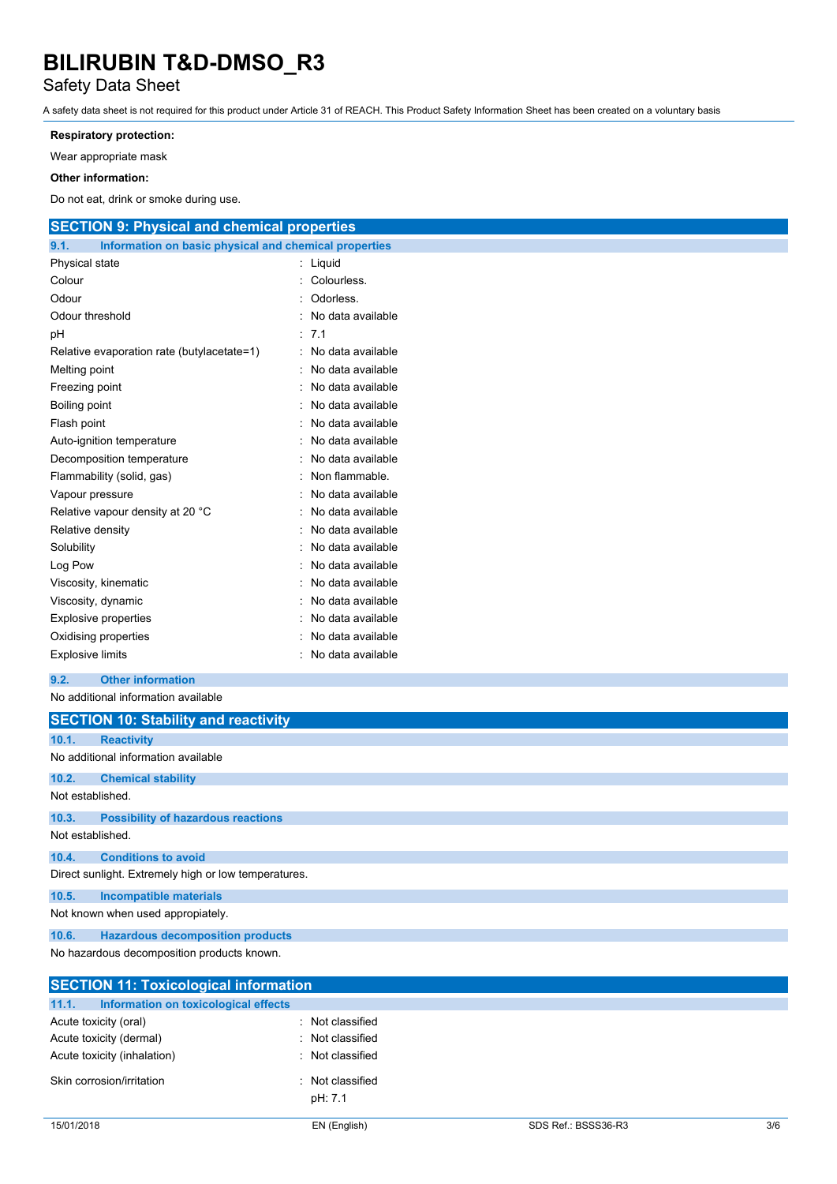**Respiratory protection:**

Wear appropriate mask

**Other information:**

Do not eat, drink or smoke during use.

## SECTION 9: Physical and chemical properties

### 9.1. Information on basic physical and chemical properties

| | |
|---|---|
| Physical state | : Liquid |
| Colour | : Colourless. |
| Odour | : Odorless. |
| Odour threshold | : No data available |
| pH | : 7.1 |
| Relative evaporation rate (butylacetate=1) | : No data available |
| Melting point | : No data available |
| Freezing point | : No data available |
| Boiling point | : No data available |
| Flash point | : No data available |
| Auto-ignition temperature | : No data available |
| Decomposition temperature | : No data available |
| Flammability (solid, gas) | : Non flammable. |
| Vapour pressure | : No data available |
| Relative vapour density at 20 °C | : No data available |
| Relative density | : No data available |
| Solubility | : No data available |
| Log Pow | : No data available |
| Viscosity, kinematic | : No data available |
| Viscosity, dynamic | : No data available |
| Explosive properties | : No data available |
| Oxidising properties | : No data available |
| Explosive limits | : No data available |

### 9.2. Other information

No additional information available

## SECTION 10: Stability and reactivity

### 10.1. Reactivity

No additional information available

### 10.2. Chemical stability

Not established.

### 10.3. Possibility of hazardous reactions

Not established.

### 10.4. Conditions to avoid

Direct sunlight. Extremely high or low temperatures.

### 10.5. Incompatible materials

Not known when used appropiately.

### 10.6. Hazardous decomposition products

No hazardous decomposition products known.

## SECTION 11: Toxicological information

### 11.1. Information on toxicological effects

| | |
|---|---|
| Acute toxicity (oral) | : Not classified |
| Acute toxicity (dermal) | : Not classified |
| Acute toxicity (inhalation) | : Not classified |
| Skin corrosion/irritation | : Not classified<br>pH: 7.1 |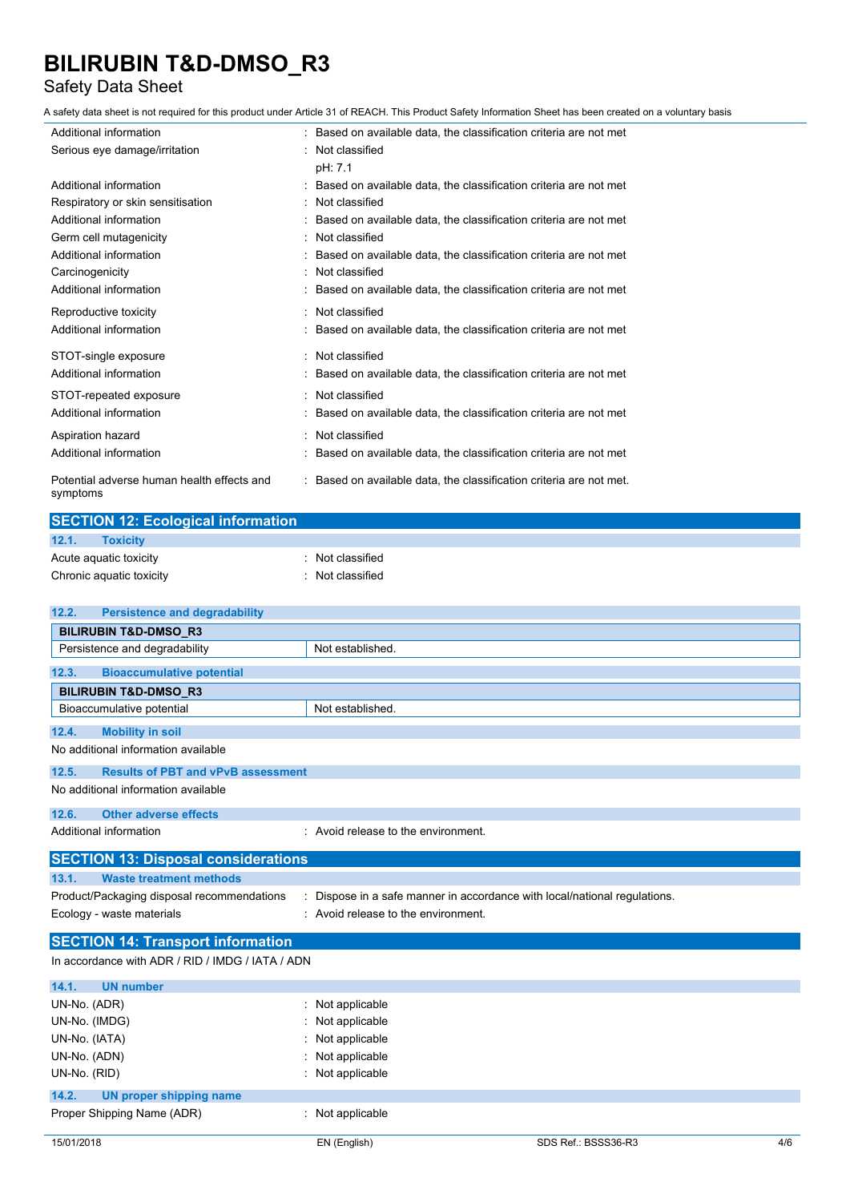| | |
|---|---|
| Additional information | : Based on available data, the classification criteria are not met |
| Serious eye damage/irritation | : Not classified<br>pH: 7.1 |
| Additional information | : Based on available data, the classification criteria are not met |
| Respiratory or skin sensitisation | : Not classified |
| Additional information | : Based on available data, the classification criteria are not met |
| Germ cell mutagenicity | : Not classified |
| Additional information | : Based on available data, the classification criteria are not met |
| Carcinogenicity | : Not classified |
| Additional information | : Based on available data, the classification criteria are not met |
| Reproductive toxicity | : Not classified |
| Additional information | : Based on available data, the classification criteria are not met |
| STOT-single exposure | : Not classified |
| Additional information | : Based on available data, the classification criteria are not met |
| STOT-repeated exposure | : Not classified |
| Additional information | : Based on available data, the classification criteria are not met |
| Aspiration hazard | : Not classified |
| Additional information | : Based on available data, the classification criteria are not met |
| Potential adverse human health effects and symptoms | : Based on available data, the classification criteria are not met. |

## SECTION 12: Ecological information

### 12.1. Toxicity

| | |
|---|---|
| Acute aquatic toxicity | : Not classified |
| Chronic aquatic toxicity | : Not classified |

### 12.2. Persistence and degradability

| BILIRUBIN T&D-DMSO_R3 | |
|---|---|
| Persistence and degradability | Not established. |

### 12.3. Bioaccumulative potential

| BILIRUBIN T&D-DMSO_R3 | |
|---|---|
| Bioaccumulative potential | Not established. |

### 12.4. Mobility in soil

No additional information available

### 12.5. Results of PBT and vPvB assessment

No additional information available

### 12.6. Other adverse effects

| | |
|---|---|
| Additional information | : Avoid release to the environment. |

## SECTION 13: Disposal considerations

### 13.1. Waste treatment methods

| | |
|---|---|
| Product/Packaging disposal recommendations | : Dispose in a safe manner in accordance with local/national regulations. |
| Ecology - waste materials | : Avoid release to the environment. |

## SECTION 14: Transport information

In accordance with ADR / RID / IMDG / IATA / ADN

### 14.1. UN number

| | |
|---|---|
| UN-No. (ADR) | : Not applicable |
| UN-No. (IMDG) | : Not applicable |
| UN-No. (IATA) | : Not applicable |
| UN-No. (ADN) | : Not applicable |
| UN-No. (RID) | : Not applicable |

### 14.2. UN proper shipping name

| | |
|---|---|
| Proper Shipping Name (ADR) | : Not applicable |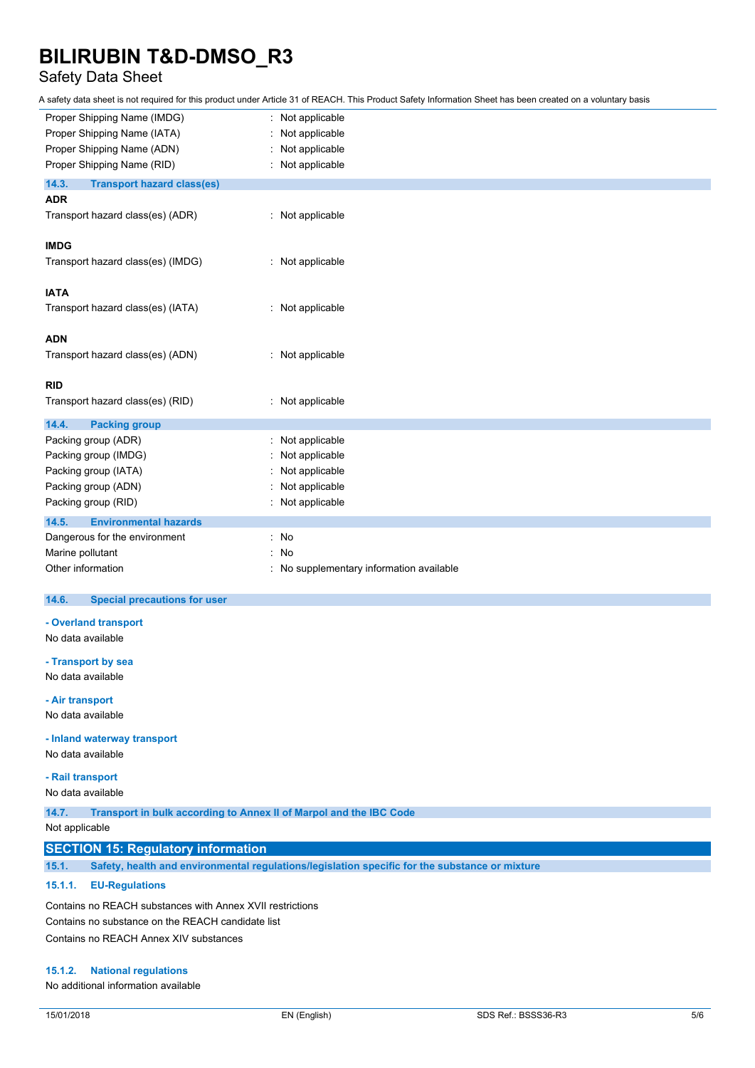| | |
|---|---|
| Proper Shipping Name (IMDG) | : Not applicable |
| Proper Shipping Name (IATA) | : Not applicable |
| Proper Shipping Name (ADN) | : Not applicable |
| Proper Shipping Name (RID) | : Not applicable |

### 14.3. Transport hazard class(es)

**ADR**

| | |
|---|---|
| Transport hazard class(es) (ADR) | : Not applicable |

**IMDG**

| | |
|---|---|
| Transport hazard class(es) (IMDG) | : Not applicable |

**IATA**

| | |
|---|---|
| Transport hazard class(es) (IATA) | : Not applicable |

**ADN**

| | |
|---|---|
| Transport hazard class(es) (ADN) | : Not applicable |

**RID**

| | |
|---|---|
| Transport hazard class(es) (RID) | : Not applicable |

### 14.4. Packing group

| | |
|---|---|
| Packing group (ADR) | : Not applicable |
| Packing group (IMDG) | : Not applicable |
| Packing group (IATA) | : Not applicable |
| Packing group (ADN) | : Not applicable |
| Packing group (RID) | : Not applicable |

### 14.5. Environmental hazards

| | |
|---|---|
| Dangerous for the environment | : No |
| Marine pollutant | : No |
| Other information | : No supplementary information available |

### 14.6. Special precautions for user

**- Overland transport**

No data available

**- Transport by sea**

No data available

**- Air transport**

No data available

**- Inland waterway transport**

No data available

**- Rail transport**

No data available

### 14.7. Transport in bulk according to Annex II of Marpol and the IBC Code

Not applicable

## SECTION 15: Regulatory information

### 15.1. Safety, health and environmental regulations/legislation specific for the substance or mixture

#### 15.1.1. EU-Regulations

Contains no REACH substances with Annex XVII restrictions

Contains no substance on the REACH candidate list

Contains no REACH Annex XIV substances

#### 15.1.2. National regulations

No additional information available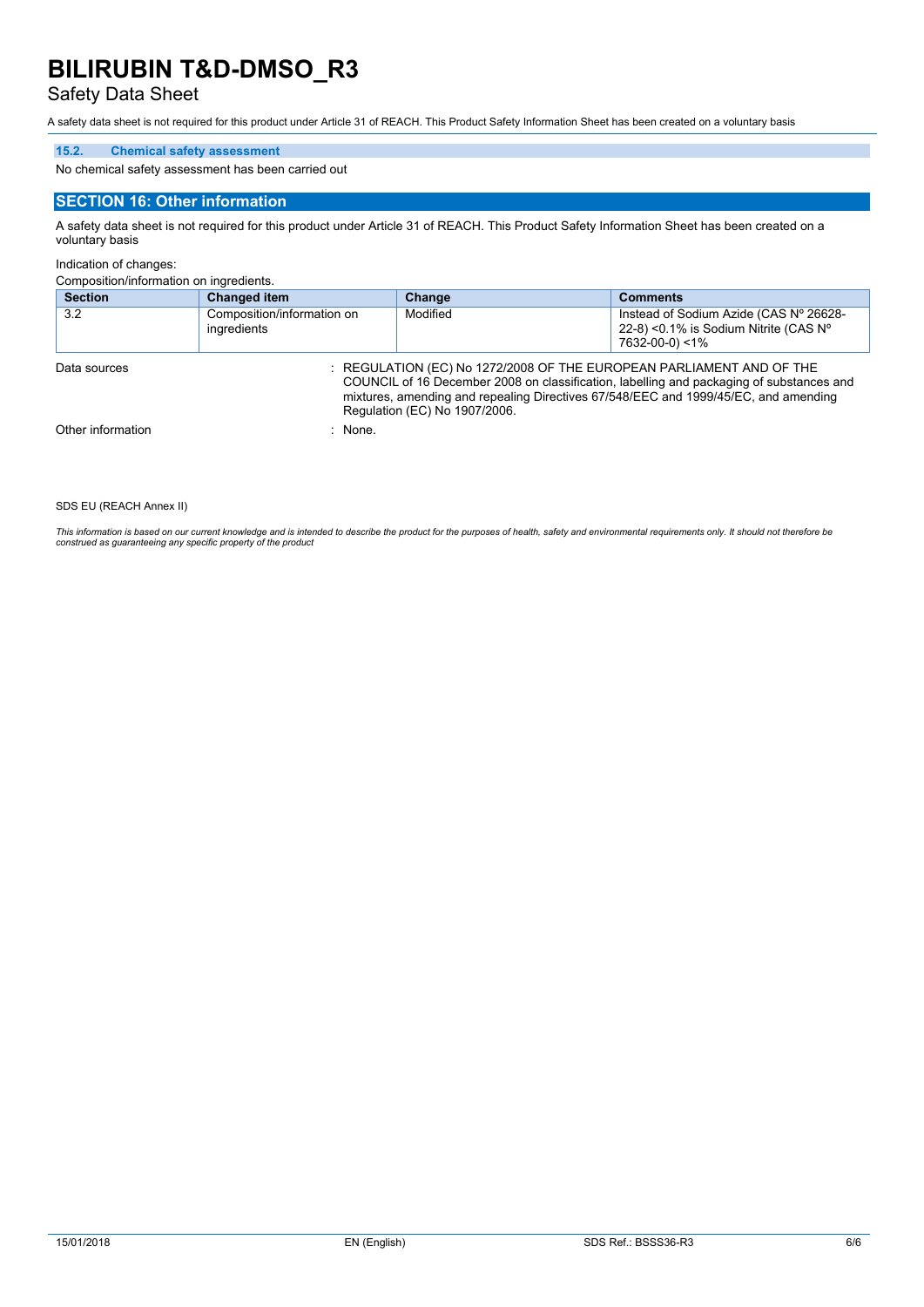# BILIRUBIN T&D-DMSO_R3

Safety Data Sheet

A safety data sheet is not required for this product under Article 31 of REACH. This Product Safety Information Sheet has been created on a voluntary basis

### 15.2. Chemical safety assessment

No chemical safety assessment has been carried out

## SECTION 16: Other information

A safety data sheet is not required for this product under Article 31 of REACH. This Product Safety Information Sheet has been created on a voluntary basis

Indication of changes:

Composition/information on ingredients.

| Section | Changed item | Change | Comments |
| --- | --- | --- | --- |
| 3.2 | Composition/information on ingredients | Modified | Instead of Sodium Azide (CAS Nº 26628-22-8) <0.1% is Sodium Nitrite (CAS Nº 7632-00-0) <1% |

Data sources : REGULATION (EC) No 1272/2008 OF THE EUROPEAN PARLIAMENT AND OF THE COUNCIL of 16 December 2008 on classification, labelling and packaging of substances and mixtures, amending and repealing Directives 67/548/EEC and 1999/45/EC, and amending Regulation (EC) No 1907/2006.

Other information : None.

SDS EU (REACH Annex II)

*This information is based on our current knowledge and is intended to describe the product for the purposes of health, safety and environmental requirements only. It should not therefore be construed as guaranteeing any specific property of the product*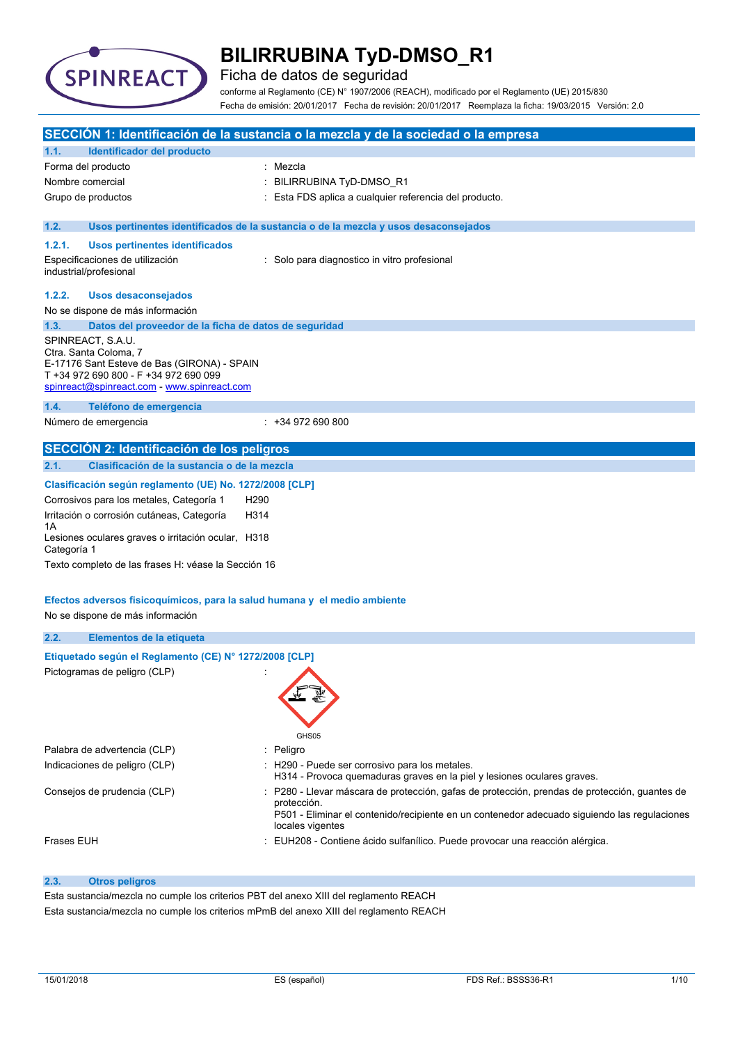# BILIRRUBINA TyD-DMSO_R1

Ficha de datos de seguridad

conforme al Reglamento (CE) N° 1907/2006 (REACH), modificado por el Reglamento (UE) 2015/830

Fecha de emisión: 20/01/2017 Fecha de revisión: 20/01/2017 Reemplaza la ficha: 19/03/2015 Versión: 2.0

## SECCIÓN 1: Identificación de la sustancia o la mezcla y de la sociedad o la empresa

### 1.1. Identificador del producto

| | |
|---|---|
| Forma del producto | : Mezcla |
| Nombre comercial | : BILIRRUBINA TyD-DMSO_R1 |
| Grupo de productos | : Esta FDS aplica a cualquier referencia del producto. |

### 1.2. Usos pertinentes identificados de la sustancia o de la mezcla y usos desaconsejados

#### 1.2.1. Usos pertinentes identificados

| | |
|---|---|
| Especificaciones de utilización industrial/profesional | : Solo para diagnostico in vitro profesional |

#### 1.2.2. Usos desaconsejados

No se dispone de más información

### 1.3. Datos del proveedor de la ficha de datos de seguridad

SPINREACT, S.A.U.
Ctra. Santa Coloma, 7
E-17176 Sant Esteve de Bas (GIRONA) - SPAIN
T +34 972 690 800 - F +34 972 690 099
spinreact@spinreact.com - www.spinreact.com

### 1.4. Teléfono de emergencia

| | |
|---|---|
| Número de emergencia | : +34 972 690 800 |

## SECCIÓN 2: Identificación de los peligros

### 2.1. Clasificación de la sustancia o de la mezcla

**Clasificación según reglamento (UE) No. 1272/2008 [CLP]**

| | |
|---|---|
| Corrosivos para los metales, Categoría 1 | H290 |
| Irritación o corrosión cutáneas, Categoría 1A | H314 |
| Lesiones oculares graves o irritación ocular, Categoría 1 | H318 |

Texto completo de las frases H: véase la Sección 16

**Efectos adversos fisicoquímicos, para la salud humana y el medio ambiente**

No se dispone de más información

### 2.2. Elementos de la etiqueta

**Etiquetado según el Reglamento (CE) N° 1272/2008 [CLP]**

| | |
|---|---|
| Pictogramas de peligro (CLP) | : GHS05 |
| Palabra de advertencia (CLP) | : Peligro |
| Indicaciones de peligro (CLP) | : H290 - Puede ser corrosivo para los metales.<br>H314 - Provoca quemaduras graves en la piel y lesiones oculares graves. |
| Consejos de prudencia (CLP) | : P280 - Llevar máscara de protección, gafas de protección, prendas de protección, guantes de protección.<br>P501 - Eliminar el contenido/recipiente en un contenedor adecuado siguiendo las regulaciones locales vigentes |
| Frases EUH | : EUH208 - Contiene ácido sulfanílico. Puede provocar una reacción alérgica. |

### 2.3. Otros peligros

Esta sustancia/mezcla no cumple los criterios PBT del anexo XIII del reglamento REACH

Esta sustancia/mezcla no cumple los criterios mPmB del anexo XIII del reglamento REACH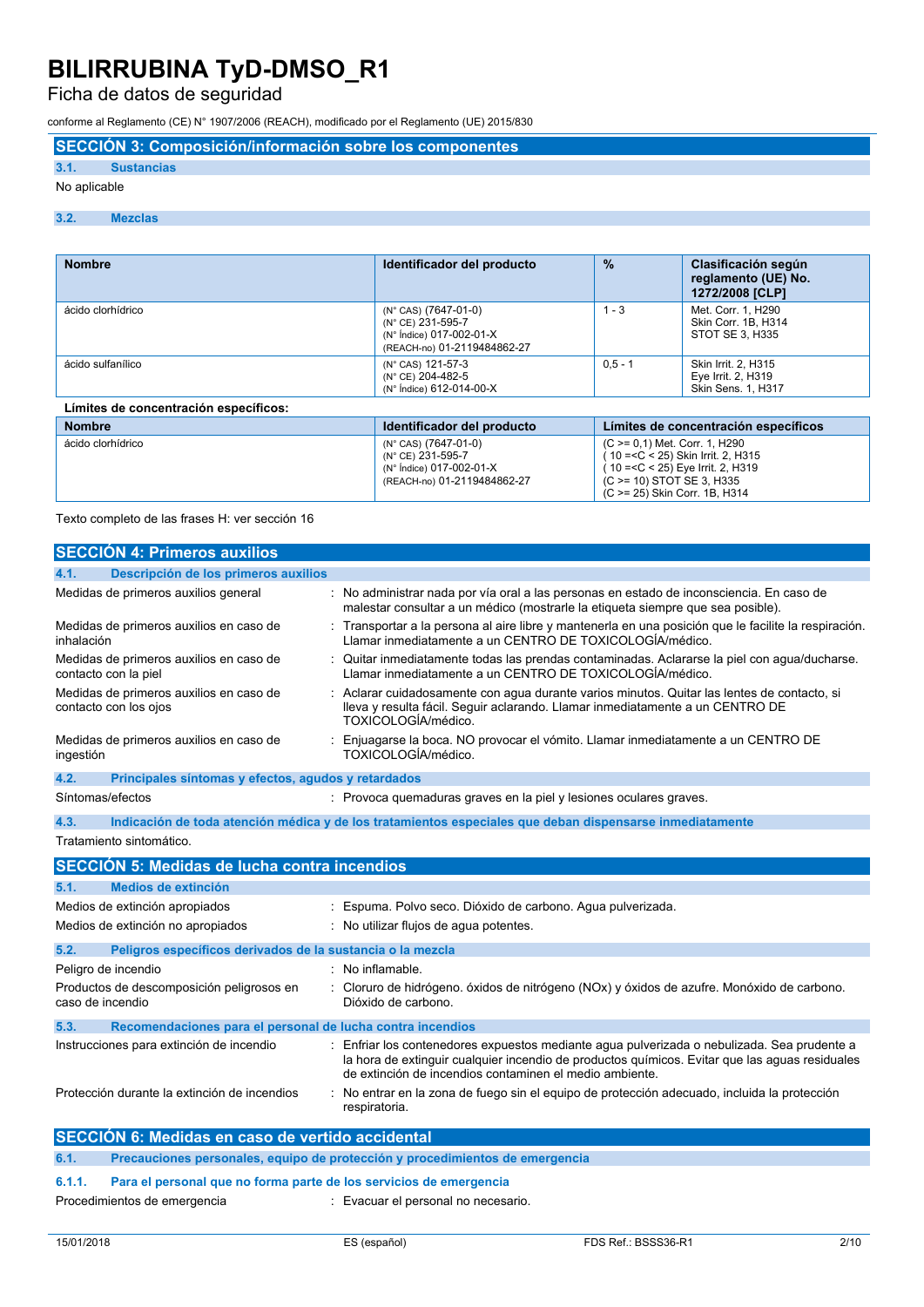# BILIRRUBINA TyD-DMSO_R1

Ficha de datos de seguridad

conforme al Reglamento (CE) N° 1907/2006 (REACH), modificado por el Reglamento (UE) 2015/830

## SECCIÓN 3: Composición/información sobre los componentes

### 3.1. Sustancias

No aplicable

### 3.2. Mezclas

| Nombre | Identificador del producto | % | Clasificación según reglamento (UE) No. 1272/2008 [CLP] |
|---|---|---|---|
| ácido clorhídrico | (N° CAS) (7647-01-0)<br>(N° CE) 231-595-7<br>(N° Índice) 017-002-01-X<br>(REACH-no) 01-2119484862-27 | 1 - 3 | Met. Corr. 1, H290<br>Skin Corr. 1B, H314<br>STOT SE 3, H335 |
| ácido sulfanílico | (N° CAS) 121-57-3<br>(N° CE) 204-482-5<br>(N° Índice) 612-014-00-X | 0,5 - 1 | Skin Irrit. 2, H315<br>Eye Irrit. 2, H319<br>Skin Sens. 1, H317 |

**Límites de concentración específicos:**

| Nombre | Identificador del producto | Límites de concentración específicos |
|---|---|---|
| ácido clorhídrico | (N° CAS) (7647-01-0)<br>(N° CE) 231-595-7<br>(N° Índice) 017-002-01-X<br>(REACH-no) 01-2119484862-27 | (C >= 0,1) Met. Corr. 1, H290<br>( 10 =<C < 25) Skin Irrit. 2, H315<br>( 10 =<C < 25) Eye Irrit. 2, H319<br>(C >= 10) STOT SE 3, H335<br>(C >= 25) Skin Corr. 1B, H314 |

Texto completo de las frases H: ver sección 16

## SECCIÓN 4: Primeros auxilios

### 4.1. Descripción de los primeros auxilios

Medidas de primeros auxilios general : No administrar nada por vía oral a las personas en estado de inconsciencia. En caso de malestar consultar a un médico (mostrarle la etiqueta siempre que sea posible).

Medidas de primeros auxilios en caso de inhalación : Transportar a la persona al aire libre y mantenerla en una posición que le facilite la respiración. Llamar inmediatamente a un CENTRO DE TOXICOLOGÍA/médico.

Medidas de primeros auxilios en caso de contacto con la piel : Quitar inmediatamente todas las prendas contaminadas. Aclararse la piel con agua/ducharse. Llamar inmediatamente a un CENTRO DE TOXICOLOGÍA/médico.

Medidas de primeros auxilios en caso de contacto con los ojos : Aclarar cuidadosamente con agua durante varios minutos. Quitar las lentes de contacto, si lleva y resulta fácil. Seguir aclarando. Llamar inmediatamente a un CENTRO DE TOXICOLOGÍA/médico.

Medidas de primeros auxilios en caso de ingestión : Enjuagarse la boca. NO provocar el vómito. Llamar inmediatamente a un CENTRO DE TOXICOLOGÍA/médico.

### 4.2. Principales síntomas y efectos, agudos y retardados

Síntomas/efectos : Provoca quemaduras graves en la piel y lesiones oculares graves.

### 4.3. Indicación de toda atención médica y de los tratamientos especiales que deban dispensarse inmediatamente

Tratamiento sintomático.

## SECCIÓN 5: Medidas de lucha contra incendios

### 5.1. Medios de extinción

Medios de extinción apropiados : Espuma. Polvo seco. Dióxido de carbono. Agua pulverizada.

Medios de extinción no apropiados : No utilizar flujos de agua potentes.

### 5.2. Peligros específicos derivados de la sustancia o la mezcla

Peligro de incendio : No inflamable.

Productos de descomposición peligrosos en caso de incendio : Cloruro de hidrógeno. óxidos de nitrógeno (NOx) y óxidos de azufre. Monóxido de carbono. Dióxido de carbono.

### 5.3. Recomendaciones para el personal de lucha contra incendios

Instrucciones para extinción de incendio : Enfriar los contenedores expuestos mediante agua pulverizada o nebulizada. Sea prudente a la hora de extinguir cualquier incendio de productos químicos. Evitar que las aguas residuales de extinción de incendios contaminen el medio ambiente.

Protección durante la extinción de incendios : No entrar en la zona de fuego sin el equipo de protección adecuado, incluida la protección respiratoria.

## SECCIÓN 6: Medidas en caso de vertido accidental

### 6.1. Precauciones personales, equipo de protección y procedimientos de emergencia

#### 6.1.1. Para el personal que no forma parte de los servicios de emergencia

Procedimientos de emergencia : Evacuar el personal no necesario.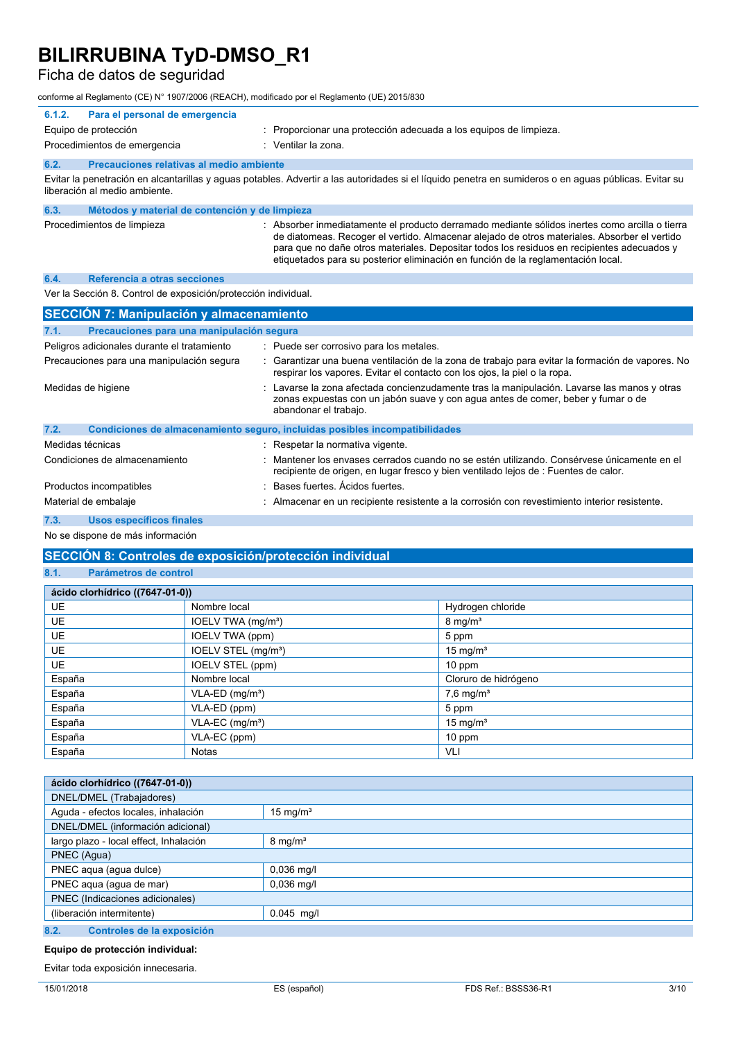#### 6.1.2. Para el personal de emergencia

| | |
|---|---|
| Equipo de protección | : Proporcionar una protección adecuada a los equipos de limpieza. |
| Procedimientos de emergencia | : Ventilar la zona. |

### 6.2. Precauciones relativas al medio ambiente

Evitar la penetración en alcantarillas y aguas potables. Advertir a las autoridades si el líquido penetra en sumideros o en aguas públicas. Evitar su liberación al medio ambiente.

### 6.3. Métodos y material de contención y de limpieza

| | |
|---|---|
| Procedimientos de limpieza | : Absorber inmediatamente el producto derramado mediante sólidos inertes como arcilla o tierra de diatomeas. Recoger el vertido. Almacenar alejado de otros materiales. Absorber el vertido para que no dañe otros materiales. Depositar todos los residuos en recipientes adecuados y etiquetados para su posterior eliminación en función de la reglamentación local. |

### 6.4. Referencia a otras secciones

Ver la Sección 8. Control de exposición/protección individual.

## SECCIÓN 7: Manipulación y almacenamiento

### 7.1. Precauciones para una manipulación segura

| | |
|---|---|
| Peligros adicionales durante el tratamiento | : Puede ser corrosivo para los metales. |
| Precauciones para una manipulación segura | : Garantizar una buena ventilación de la zona de trabajo para evitar la formación de vapores. No respirar los vapores. Evitar el contacto con los ojos, la piel o la ropa. |
| Medidas de higiene | : Lavarse la zona afectada concienzudamente tras la manipulación. Lavarse las manos y otras zonas expuestas con un jabón suave y con agua antes de comer, beber y fumar o de abandonar el trabajo. |

### 7.2. Condiciones de almacenamiento seguro, incluidas posibles incompatibilidades

| | |
|---|---|
| Medidas técnicas | : Respetar la normativa vigente. |
| Condiciones de almacenamiento | : Mantener los envases cerrados cuando no se estén utilizando. Consérvese únicamente en el recipiente de origen, en lugar fresco y bien ventilado lejos de : Fuentes de calor. |
| Productos incompatibles | : Bases fuertes. Ácidos fuertes. |
| Material de embalaje | : Almacenar en un recipiente resistente a la corrosión con revestimiento interior resistente. |

### 7.3. Usos específicos finales

No se dispone de más información

## SECCIÓN 8: Controles de exposición/protección individual

### 8.1. Parámetros de control

| **ácido clorhídrico ((7647-01-0))** | | |
|---|---|---|
| UE | Nombre local | Hydrogen chloride |
| UE | IOELV TWA (mg/m³) | 8 mg/m³ |
| UE | IOELV TWA (ppm) | 5 ppm |
| UE | IOELV STEL (mg/m³) | 15 mg/m³ |
| UE | IOELV STEL (ppm) | 10 ppm |
| España | Nombre local | Cloruro de hidrógeno |
| España | VLA-ED (mg/m³) | 7,6 mg/m³ |
| España | VLA-ED (ppm) | 5 ppm |
| España | VLA-EC (mg/m³) | 15 mg/m³ |
| España | VLA-EC (ppm) | 10 ppm |
| España | Notas | VLI |

| **ácido clorhídrico ((7647-01-0))** | |
|---|---|
| DNEL/DMEL (Trabajadores) | |
| Aguda - efectos locales, inhalación | 15 mg/m³ |
| DNEL/DMEL (información adicional) | |
| largo plazo - local effect, Inhalación | 8 mg/m³ |
| PNEC (Agua) | |
| PNEC aqua (agua dulce) | 0,036 mg/l |
| PNEC aqua (agua de mar) | 0,036 mg/l |
| PNEC (Indicaciones adicionales) | |
| (liberación intermitente) | 0.045 mg/l |

### 8.2. Controles de la exposición

**Equipo de protección individual:**

Evitar toda exposición innecesaria.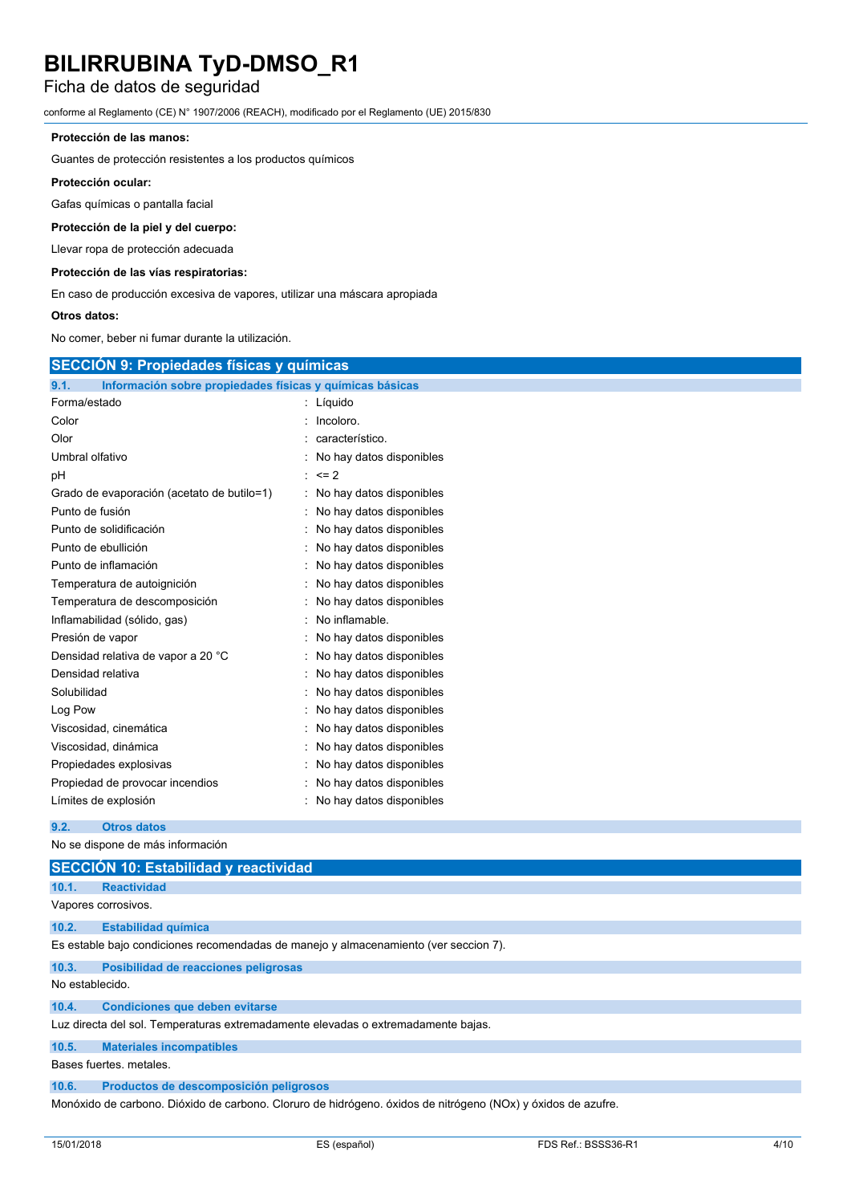**Protección de las manos:**

Guantes de protección resistentes a los productos químicos

**Protección ocular:**

Gafas químicas o pantalla facial

**Protección de la piel y del cuerpo:**

Llevar ropa de protección adecuada

**Protección de las vías respiratorias:**

En caso de producción excesiva de vapores, utilizar una máscara apropiada

**Otros datos:**

No comer, beber ni fumar durante la utilización.

## SECCIÓN 9: Propiedades físicas y químicas

### 9.1. Información sobre propiedades físicas y químicas básicas

| | |
|---|---|
| Forma/estado | : Líquido |
| Color | : Incoloro. |
| Olor | : característico. |
| Umbral olfativo | : No hay datos disponibles |
| pH | : <= 2 |
| Grado de evaporación (acetato de butilo=1) | : No hay datos disponibles |
| Punto de fusión | : No hay datos disponibles |
| Punto de solidificación | : No hay datos disponibles |
| Punto de ebullición | : No hay datos disponibles |
| Punto de inflamación | : No hay datos disponibles |
| Temperatura de autoignición | : No hay datos disponibles |
| Temperatura de descomposición | : No hay datos disponibles |
| Inflamabilidad (sólido, gas) | : No inflamable. |
| Presión de vapor | : No hay datos disponibles |
| Densidad relativa de vapor a 20 °C | : No hay datos disponibles |
| Densidad relativa | : No hay datos disponibles |
| Solubilidad | : No hay datos disponibles |
| Log Pow | : No hay datos disponibles |
| Viscosidad, cinemática | : No hay datos disponibles |
| Viscosidad, dinámica | : No hay datos disponibles |
| Propiedades explosivas | : No hay datos disponibles |
| Propiedad de provocar incendios | : No hay datos disponibles |
| Límites de explosión | : No hay datos disponibles |

### 9.2. Otros datos

No se dispone de más información

## SECCIÓN 10: Estabilidad y reactividad

### 10.1. Reactividad

Vapores corrosivos.

### 10.2. Estabilidad química

Es estable bajo condiciones recomendadas de manejo y almacenamiento (ver seccion 7).

### 10.3. Posibilidad de reacciones peligrosas

No establecido.

### 10.4. Condiciones que deben evitarse

Luz directa del sol. Temperaturas extremadamente elevadas o extremadamente bajas.

### 10.5. Materiales incompatibles

Bases fuertes. metales.

### 10.6. Productos de descomposición peligrosos

Monóxido de carbono. Dióxido de carbono. Cloruro de hidrógeno. óxidos de nitrógeno (NOx) y óxidos de azufre.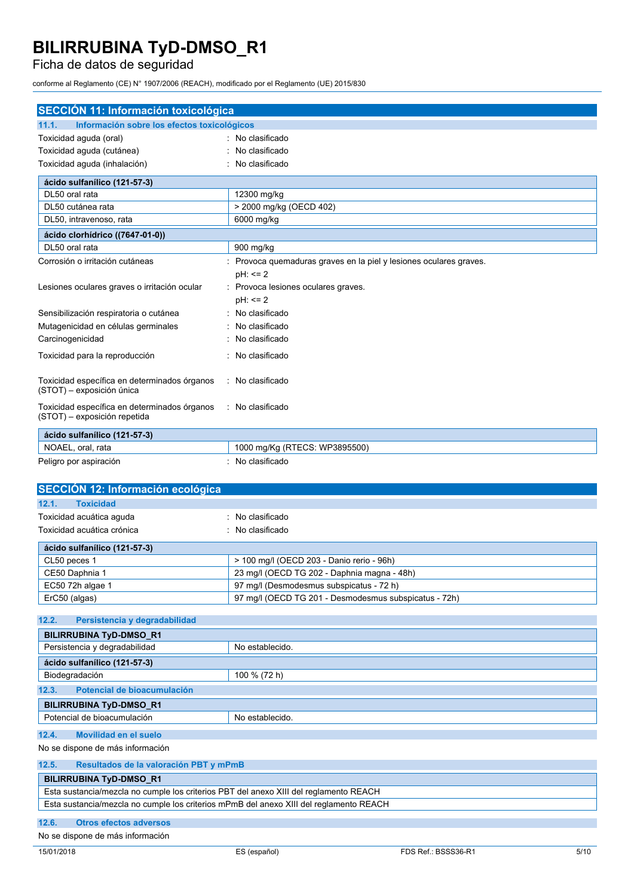## SECCIÓN 11: Información toxicológica

### 11.1. Información sobre los efectos toxicológicos

Toxicidad aguda (oral) : No clasificado

Toxicidad aguda (cutánea) : No clasificado

Toxicidad aguda (inhalación) : No clasificado

| ácido sulfanílico (121-57-3) | |
|---|---|
| DL50 oral rata | 12300 mg/kg |
| DL50 cutánea rata | > 2000 mg/kg (OECD 402) |
| DL50, intravenoso, rata | 6000 mg/kg |

| ácido clorhídrico ((7647-01-0)) | |
|---|---|
| DL50 oral rata | 900 mg/kg |

Corrosión o irritación cutáneas : Provoca quemaduras graves en la piel y lesiones oculares graves.
pH: <= 2

Lesiones oculares graves o irritación ocular : Provoca lesiones oculares graves.
pH: <= 2

Sensibilización respiratoria o cutánea : No clasificado

Mutagenicidad en células germinales : No clasificado

Carcinogenicidad : No clasificado

Toxicidad para la reproducción : No clasificado

Toxicidad específica en determinados órganos (STOT) – exposición única : No clasificado

Toxicidad específica en determinados órganos (STOT) – exposición repetida : No clasificado

| ácido sulfanílico (121-57-3) | |
|---|---|
| NOAEL, oral, rata | 1000 mg/Kg (RTECS: WP3895500) |

Peligro por aspiración : No clasificado

## SECCIÓN 12: Información ecológica

### 12.1. Toxicidad

Toxicidad acuática aguda : No clasificado

Toxicidad acuática crónica : No clasificado

| ácido sulfanílico (121-57-3) | |
|---|---|
| CL50 peces 1 | > 100 mg/l (OECD 203 - Danio rerio - 96h) |
| CE50 Daphnia 1 | 23 mg/l (OECD TG 202 - Daphnia magna - 48h) |
| EC50 72h algae 1 | 97 mg/l (Desmodesmus subspicatus - 72 h) |
| ErC50 (algas) | 97 mg/l (OECD TG 201 - Desmodesmus subspicatus - 72h) |

### 12.2. Persistencia y degradabilidad

| BILIRRUBINA TyD-DMSO_R1 | |
|---|---|
| Persistencia y degradabilidad | No establecido. |
| **ácido sulfanílico (121-57-3)** | |
| Biodegradación | 100 % (72 h) |

### 12.3. Potencial de bioacumulación

| BILIRRUBINA TyD-DMSO_R1 | |
|---|---|
| Potencial de bioacumulación | No establecido. |

### 12.4. Movilidad en el suelo

No se dispone de más información

### 12.5. Resultados de la valoración PBT y mPmB

| BILIRRUBINA TyD-DMSO_R1 |
|---|
| Esta sustancia/mezcla no cumple los criterios PBT del anexo XIII del reglamento REACH |
| Esta sustancia/mezcla no cumple los criterios mPmB del anexo XIII del reglamento REACH |

### 12.6. Otros efectos adversos

No se dispone de más información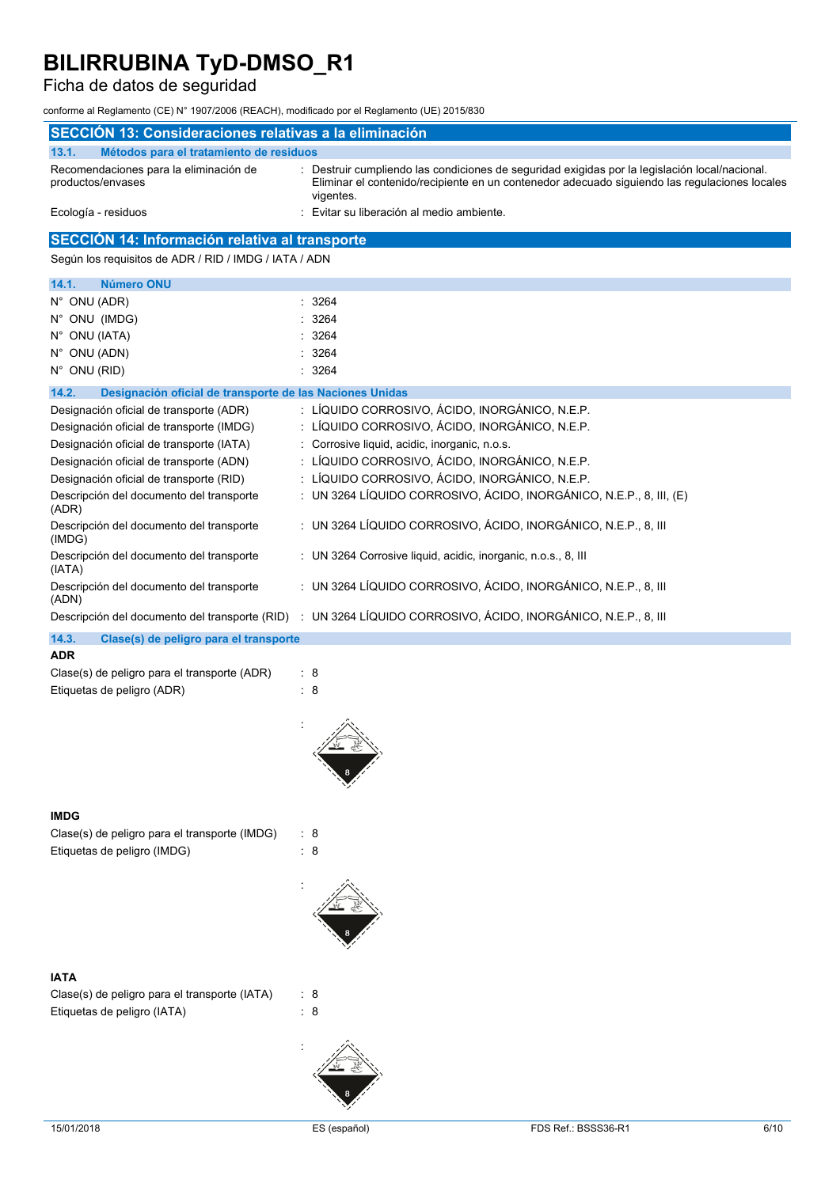## SECCIÓN 13: Consideraciones relativas a la eliminación

### 13.1. Métodos para el tratamiento de residuos

| | |
|---|---|
| Recomendaciones para la eliminación de productos/envases | : Destruir cumpliendo las condiciones de seguridad exigidas por la legislación local/nacional. Eliminar el contenido/recipiente en un contenedor adecuado siguiendo las regulaciones locales vigentes. |
| Ecología - residuos | : Evitar su liberación al medio ambiente. |

## SECCIÓN 14: Información relativa al transporte

Según los requisitos de ADR / RID / IMDG / IATA / ADN

### 14.1. Número ONU

| | |
|---|---|
| N° ONU (ADR) | : 3264 |
| N° ONU (IMDG) | : 3264 |
| N° ONU (IATA) | : 3264 |
| N° ONU (ADN) | : 3264 |
| N° ONU (RID) | : 3264 |

### 14.2. Designación oficial de transporte de las Naciones Unidas

| | |
|---|---|
| Designación oficial de transporte (ADR) | : LÍQUIDO CORROSIVO, ÁCIDO, INORGÁNICO, N.E.P. |
| Designación oficial de transporte (IMDG) | : LÍQUIDO CORROSIVO, ÁCIDO, INORGÁNICO, N.E.P. |
| Designación oficial de transporte (IATA) | : Corrosive liquid, acidic, inorganic, n.o.s. |
| Designación oficial de transporte (ADN) | : LÍQUIDO CORROSIVO, ÁCIDO, INORGÁNICO, N.E.P. |
| Designación oficial de transporte (RID) | : LÍQUIDO CORROSIVO, ÁCIDO, INORGÁNICO, N.E.P. |
| Descripción del documento del transporte (ADR) | : UN 3264 LÍQUIDO CORROSIVO, ÁCIDO, INORGÁNICO, N.E.P., 8, III, (E) |
| Descripción del documento del transporte (IMDG) | : UN 3264 LÍQUIDO CORROSIVO, ÁCIDO, INORGÁNICO, N.E.P., 8, III |
| Descripción del documento del transporte (IATA) | : UN 3264 Corrosive liquid, acidic, inorganic, n.o.s., 8, III |
| Descripción del documento del transporte (ADN) | : UN 3264 LÍQUIDO CORROSIVO, ÁCIDO, INORGÁNICO, N.E.P., 8, III |
| Descripción del documento del transporte (RID) | : UN 3264 LÍQUIDO CORROSIVO, ÁCIDO, INORGÁNICO, N.E.P., 8, III |

### 14.3. Clase(s) de peligro para el transporte

**ADR**

| | |
|---|---|
| Clase(s) de peligro para el transporte (ADR) | : 8 |
| Etiquetas de peligro (ADR) | : 8 |

**IMDG**

| | |
|---|---|
| Clase(s) de peligro para el transporte (IMDG) | : 8 |
| Etiquetas de peligro (IMDG) | : 8 |

**IATA**

| | |
|---|---|
| Clase(s) de peligro para el transporte (IATA) | : 8 |
| Etiquetas de peligro (IATA) | : 8 |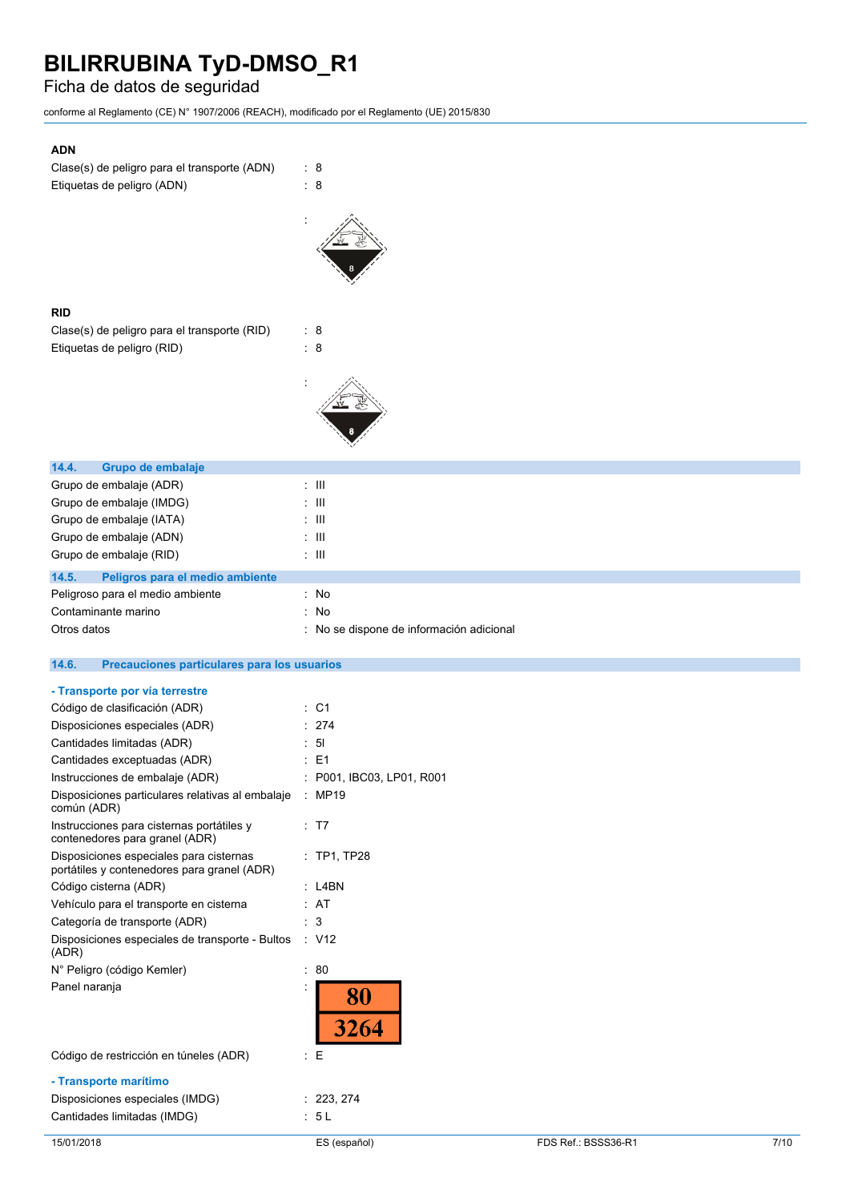**ADN**

| | |
|---|---|
| Clase(s) de peligro para el transporte (ADN) | : 8 |
| Etiquetas de peligro (ADN) | : 8 |

**RID**

| | |
|---|---|
| Clase(s) de peligro para el transporte (RID) | : 8 |
| Etiquetas de peligro (RID) | : 8 |

### 14.4. Grupo de embalaje

| | |
|---|---|
| Grupo de embalaje (ADR) | : III |
| Grupo de embalaje (IMDG) | : III |
| Grupo de embalaje (IATA) | : III |
| Grupo de embalaje (ADN) | : III |
| Grupo de embalaje (RID) | : III |

### 14.5. Peligros para el medio ambiente

| | |
|---|---|
| Peligroso para el medio ambiente | : No |
| Contaminante marino | : No |
| Otros datos | : No se dispone de información adicional |

### 14.6. Precauciones particulares para los usuarios

**- Transporte por vía terrestre**

| | |
|---|---|
| Código de clasificación (ADR) | : C1 |
| Disposiciones especiales (ADR) | : 274 |
| Cantidades limitadas (ADR) | : 5l |
| Cantidades exceptuadas (ADR) | : E1 |
| Instrucciones de embalaje (ADR) | : P001, IBC03, LP01, R001 |
| Disposiciones particulares relativas al embalaje común (ADR) | : MP19 |
| Instrucciones para cisternas portátiles y contenedores para granel (ADR) | : T7 |
| Disposiciones especiales para cisternas portátiles y contenedores para granel (ADR) | : TP1, TP28 |
| Código cisterna (ADR) | : L4BN |
| Vehículo para el transporte en cisterna | : AT |
| Categoría de transporte (ADR) | : 3 |
| Disposiciones especiales de transporte - Bultos (ADR) | : V12 |
| N° Peligro (código Kemler) | : 80 |
| Panel naranja | : 80 / 3264 |
| Código de restricción en túneles (ADR) | : E |

**- Transporte marítimo**

| | |
|---|---|
| Disposiciones especiales (IMDG) | : 223, 274 |
| Cantidades limitadas (IMDG) | : 5 L |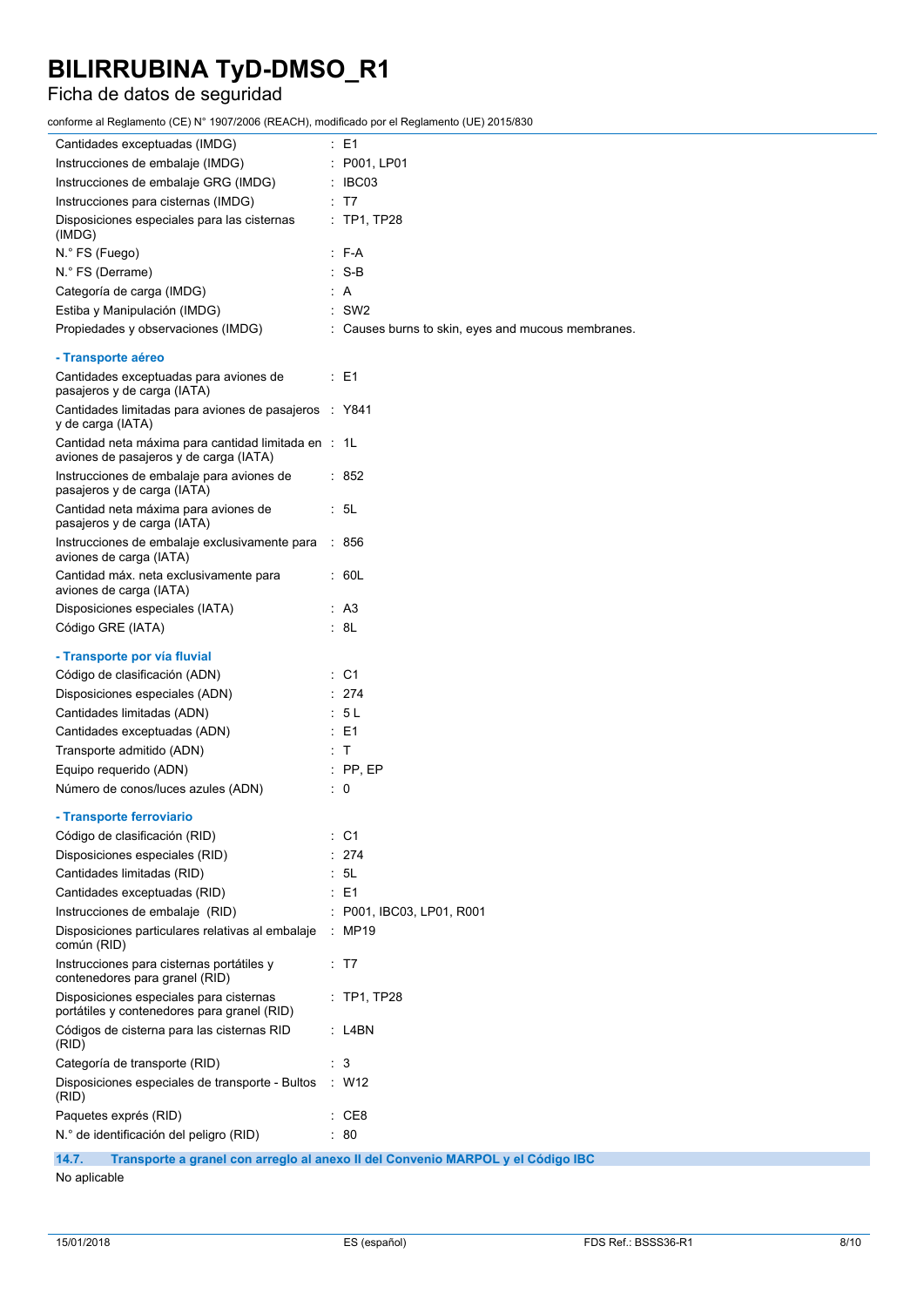| | |
|---|---|
| Cantidades exceptuadas (IMDG) | : E1 |
| Instrucciones de embalaje (IMDG) | : P001, LP01 |
| Instrucciones de embalaje GRG (IMDG) | : IBC03 |
| Instrucciones para cisternas (IMDG) | : T7 |
| Disposiciones especiales para las cisternas (IMDG) | : TP1, TP28 |
| N.° FS (Fuego) | : F-A |
| N.° FS (Derrame) | : S-B |
| Categoría de carga (IMDG) | : A |
| Estiba y Manipulación (IMDG) | : SW2 |
| Propiedades y observaciones (IMDG) | : Causes burns to skin, eyes and mucous membranes. |

**- Transporte aéreo**

| | |
|---|---|
| Cantidades exceptuadas para aviones de pasajeros y de carga (IATA) | : E1 |
| Cantidades limitadas para aviones de pasajeros y de carga (IATA) | : Y841 |
| Cantidad neta máxima para cantidad limitada en aviones de pasajeros y de carga (IATA) | : 1L |
| Instrucciones de embalaje para aviones de pasajeros y de carga (IATA) | : 852 |
| Cantidad neta máxima para aviones de pasajeros y de carga (IATA) | : 5L |
| Instrucciones de embalaje exclusivamente para aviones de carga (IATA) | : 856 |
| Cantidad máx. neta exclusivamente para aviones de carga (IATA) | : 60L |
| Disposiciones especiales (IATA) | : A3 |
| Código GRE (IATA) | : 8L |

**- Transporte por vía fluvial**

| | |
|---|---|
| Código de clasificación (ADN) | : C1 |
| Disposiciones especiales (ADN) | : 274 |
| Cantidades limitadas (ADN) | : 5 L |
| Cantidades exceptuadas (ADN) | : E1 |
| Transporte admitido (ADN) | : T |
| Equipo requerido (ADN) | : PP, EP |
| Número de conos/luces azules (ADN) | : 0 |

**- Transporte ferroviario**

| | |
|---|---|
| Código de clasificación (RID) | : C1 |
| Disposiciones especiales (RID) | : 274 |
| Cantidades limitadas (RID) | : 5L |
| Cantidades exceptuadas (RID) | : E1 |
| Instrucciones de embalaje (RID) | : P001, IBC03, LP01, R001 |
| Disposiciones particulares relativas al embalaje común (RID) | : MP19 |
| Instrucciones para cisternas portátiles y contenedores para granel (RID) | : T7 |
| Disposiciones especiales para cisternas portátiles y contenedores para granel (RID) | : TP1, TP28 |
| Códigos de cisterna para las cisternas RID (RID) | : L4BN |
| Categoría de transporte (RID) | : 3 |
| Disposiciones especiales de transporte - Bultos (RID) | : W12 |
| Paquetes exprés (RID) | : CE8 |
| N.° de identificación del peligro (RID) | : 80 |

### 14.7. Transporte a granel con arreglo al anexo II del Convenio MARPOL y el Código IBC

No aplicable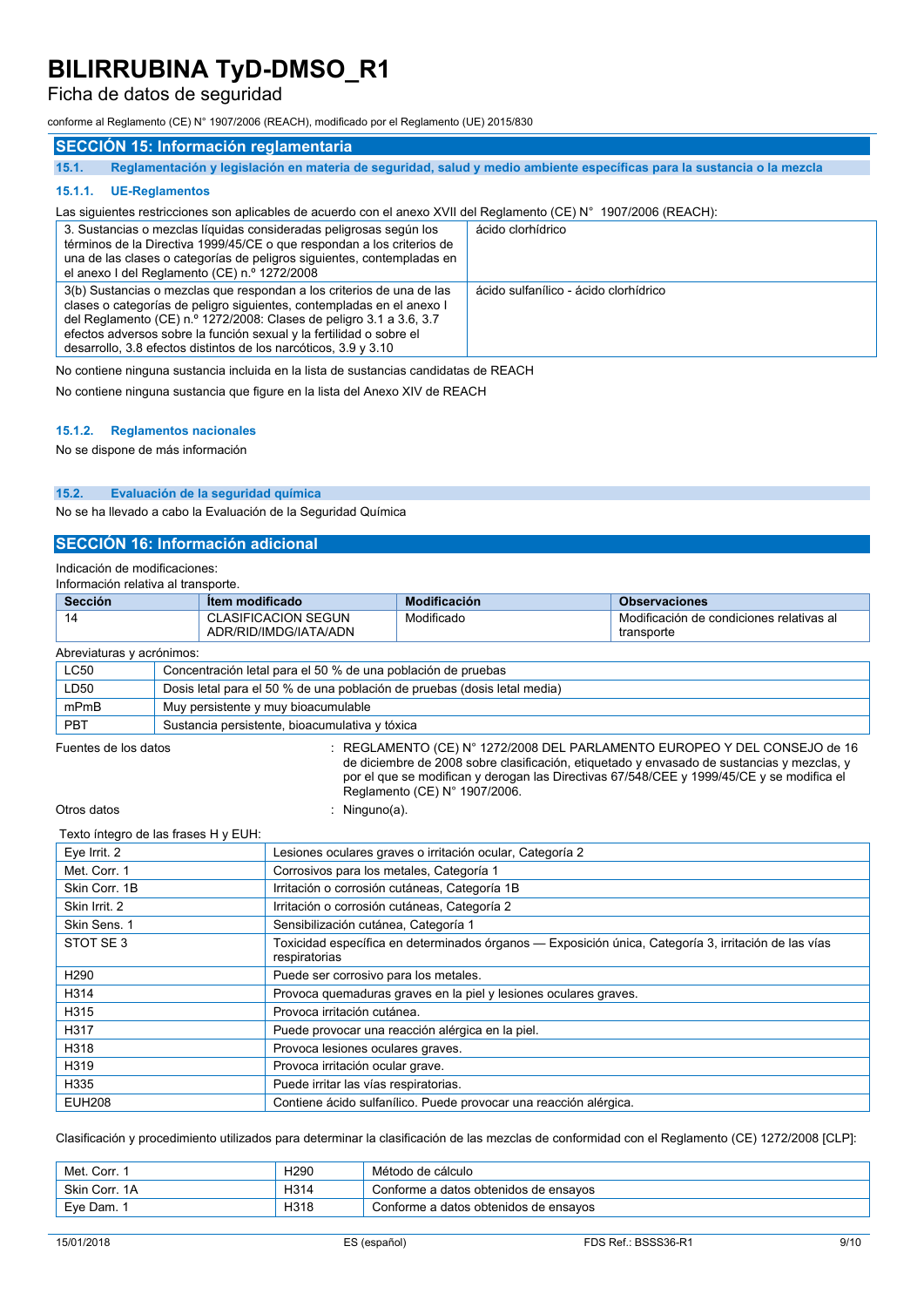## SECCIÓN 15: Información reglamentaria

### 15.1. Reglamentación y legislación en materia de seguridad, salud y medio ambiente específicas para la sustancia o la mezcla

#### 15.1.1. UE-Reglamentos

Las siguientes restricciones son aplicables de acuerdo con el anexo XVII del Reglamento (CE) N° 1907/2006 (REACH):

| | |
|---|---|
| 3. Sustancias o mezclas líquidas consideradas peligrosas según los términos de la Directiva 1999/45/CE o que respondan a los criterios de una de las clases o categorías de peligros siguientes, contempladas en el anexo I del Reglamento (CE) n.º 1272/2008 | ácido clorhídrico |
| 3(b) Sustancias o mezclas que respondan a los criterios de una de las clases o categorías de peligro siguientes, contempladas en el anexo I del Reglamento (CE) n.º 1272/2008: Clases de peligro 3.1 a 3.6, 3.7 efectos adversos sobre la función sexual y la fertilidad o sobre el desarrollo, 3.8 efectos distintos de los narcóticos, 3.9 y 3.10 | ácido sulfanílico - ácido clorhídrico |

No contiene ninguna sustancia incluida en la lista de sustancias candidatas de REACH

No contiene ninguna sustancia que figure en la lista del Anexo XIV de REACH

#### 15.1.2. Reglamentos nacionales

No se dispone de más información

### 15.2. Evaluación de la seguridad química

No se ha llevado a cabo la Evaluación de la Seguridad Química

## SECCIÓN 16: Información adicional

Indicación de modificaciones:
Información relativa al transporte.

| Sección | Ítem modificado | Modificación | Observaciones |
|---|---|---|---|
| 14 | CLASIFICACION SEGUN ADR/RID/IMDG/IATA/ADN | Modificado | Modificación de condiciones relativas al transporte |

Abreviaturas y acrónimos:

| | |
|---|---|
| LC50 | Concentración letal para el 50 % de una población de pruebas |
| LD50 | Dosis letal para el 50 % de una población de pruebas (dosis letal media) |
| mPmB | Muy persistente y muy bioacumulable |
| PBT | Sustancia persistente, bioacumulativa y tóxica |

Fuentes de los datos : REGLAMENTO (CE) N° 1272/2008 DEL PARLAMENTO EUROPEO Y DEL CONSEJO de 16 de diciembre de 2008 sobre clasificación, etiquetado y envasado de sustancias y mezclas, y por el que se modifican y derogan las Directivas 67/548/CEE y 1999/45/CE y se modifica el Reglamento (CE) N° 1907/2006.

Otros datos : Ninguno(a).

Texto íntegro de las frases H y EUH:

| | |
|---|---|
| Eye Irrit. 2 | Lesiones oculares graves o irritación ocular, Categoría 2 |
| Met. Corr. 1 | Corrosivos para los metales, Categoría 1 |
| Skin Corr. 1B | Irritación o corrosión cutáneas, Categoría 1B |
| Skin Irrit. 2 | Irritación o corrosión cutáneas, Categoría 2 |
| Skin Sens. 1 | Sensibilización cutánea, Categoría 1 |
| STOT SE 3 | Toxicidad específica en determinados órganos — Exposición única, Categoría 3, irritación de las vías respiratorias |
| H290 | Puede ser corrosivo para los metales. |
| H314 | Provoca quemaduras graves en la piel y lesiones oculares graves. |
| H315 | Provoca irritación cutánea. |
| H317 | Puede provocar una reacción alérgica en la piel. |
| H318 | Provoca lesiones oculares graves. |
| H319 | Provoca irritación ocular grave. |
| H335 | Puede irritar las vías respiratorias. |
| EUH208 | Contiene ácido sulfanílico. Puede provocar una reacción alérgica. |

Clasificación y procedimiento utilizados para determinar la clasificación de las mezclas de conformidad con el Reglamento (CE) 1272/2008 [CLP]:

| | | |
|---|---|---|
| Met. Corr. 1 | H290 | Método de cálculo |
| Skin Corr. 1A | H314 | Conforme a datos obtenidos de ensayos |
| Eye Dam. 1 | H318 | Conforme a datos obtenidos de ensayos |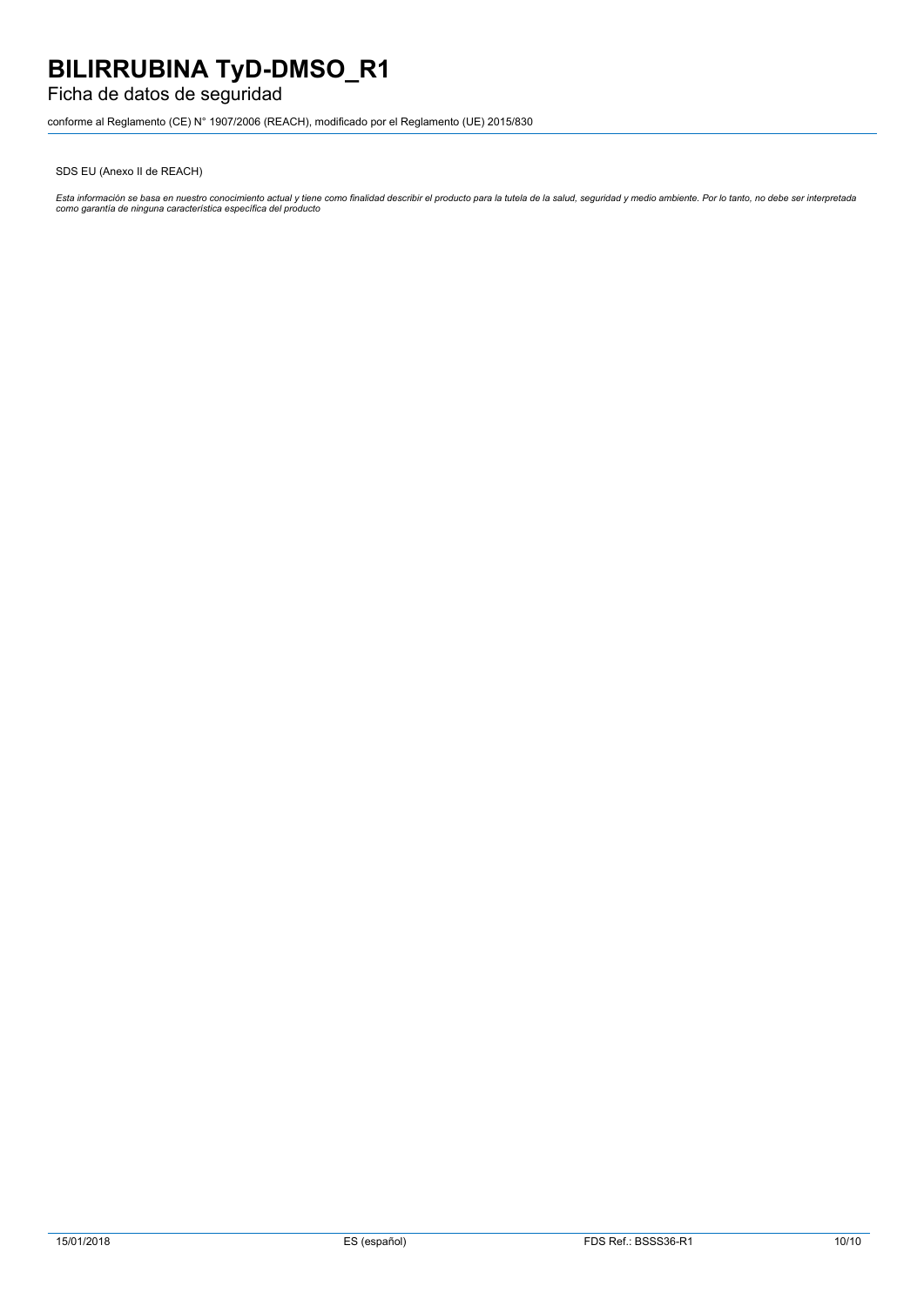SDS EU (Anexo II de REACH)

*Esta información se basa en nuestro conocimiento actual y tiene como finalidad describir el producto para la tutela de la salud, seguridad y medio ambiente. Por lo tanto, no debe ser interpretada como garantía de ninguna característica específica del producto*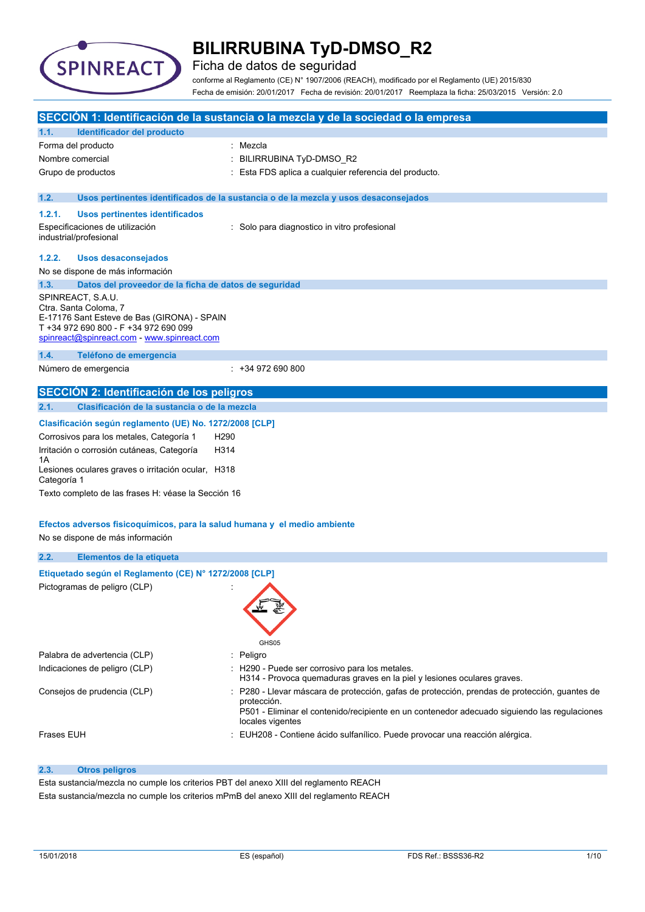# BILIRRUBINA TyD-DMSO_R2

## Ficha de datos de seguridad

conforme al Reglamento (CE) N° 1907/2006 (REACH), modificado por el Reglamento (UE) 2015/830

Fecha de emisión: 20/01/2017 Fecha de revisión: 20/01/2017 Reemplaza la ficha: 25/03/2015 Versión: 2.0

## SECCIÓN 1: Identificación de la sustancia o la mezcla y de la sociedad o la empresa

### 1.1. Identificador del producto

Forma del producto : Mezcla

Nombre comercial : BILIRRUBINA TyD-DMSO_R2

Grupo de productos : Esta FDS aplica a cualquier referencia del producto.

### 1.2. Usos pertinentes identificados de la sustancia o de la mezcla y usos desaconsejados

#### 1.2.1. Usos pertinentes identificados

Especificaciones de utilización industrial/profesional : Solo para diagnostico in vitro profesional

#### 1.2.2. Usos desaconsejados

No se dispone de más información

### 1.3. Datos del proveedor de la ficha de datos de seguridad

SPINREACT, S.A.U.
Ctra. Santa Coloma, 7
E-17176 Sant Esteve de Bas (GIRONA) - SPAIN
T +34 972 690 800 - F +34 972 690 099
spinreact@spinreact.com - www.spinreact.com

### 1.4. Teléfono de emergencia

Número de emergencia : +34 972 690 800

## SECCIÓN 2: Identificación de los peligros

### 2.1. Clasificación de la sustancia o de la mezcla

**Clasificación según reglamento (UE) No. 1272/2008 [CLP]**

| | |
|---|---|
| Corrosivos para los metales, Categoría 1 | H290 |
| Irritación o corrosión cutáneas, Categoría 1A | H314 |
| Lesiones oculares graves o irritación ocular, Categoría 1 | H318 |

Texto completo de las frases H: véase la Sección 16

**Efectos adversos fisicoquímicos, para la salud humana y el medio ambiente**

No se dispone de más información

### 2.2. Elementos de la etiqueta

**Etiquetado según el Reglamento (CE) N° 1272/2008 [CLP]**

Pictogramas de peligro (CLP) :

GHS05

Palabra de advertencia (CLP) : Peligro

Indicaciones de peligro (CLP) : H290 - Puede ser corrosivo para los metales.
H314 - Provoca quemaduras graves en la piel y lesiones oculares graves.

Consejos de prudencia (CLP) : P280 - Llevar máscara de protección, gafas de protección, prendas de protección, guantes de protección.
P501 - Eliminar el contenido/recipiente en un contenedor adecuado siguiendo las regulaciones locales vigentes

Frases EUH : EUH208 - Contiene ácido sulfanílico. Puede provocar una reacción alérgica.

### 2.3. Otros peligros

Esta sustancia/mezcla no cumple los criterios PBT del anexo XIII del reglamento REACH

Esta sustancia/mezcla no cumple los criterios mPmB del anexo XIII del reglamento REACH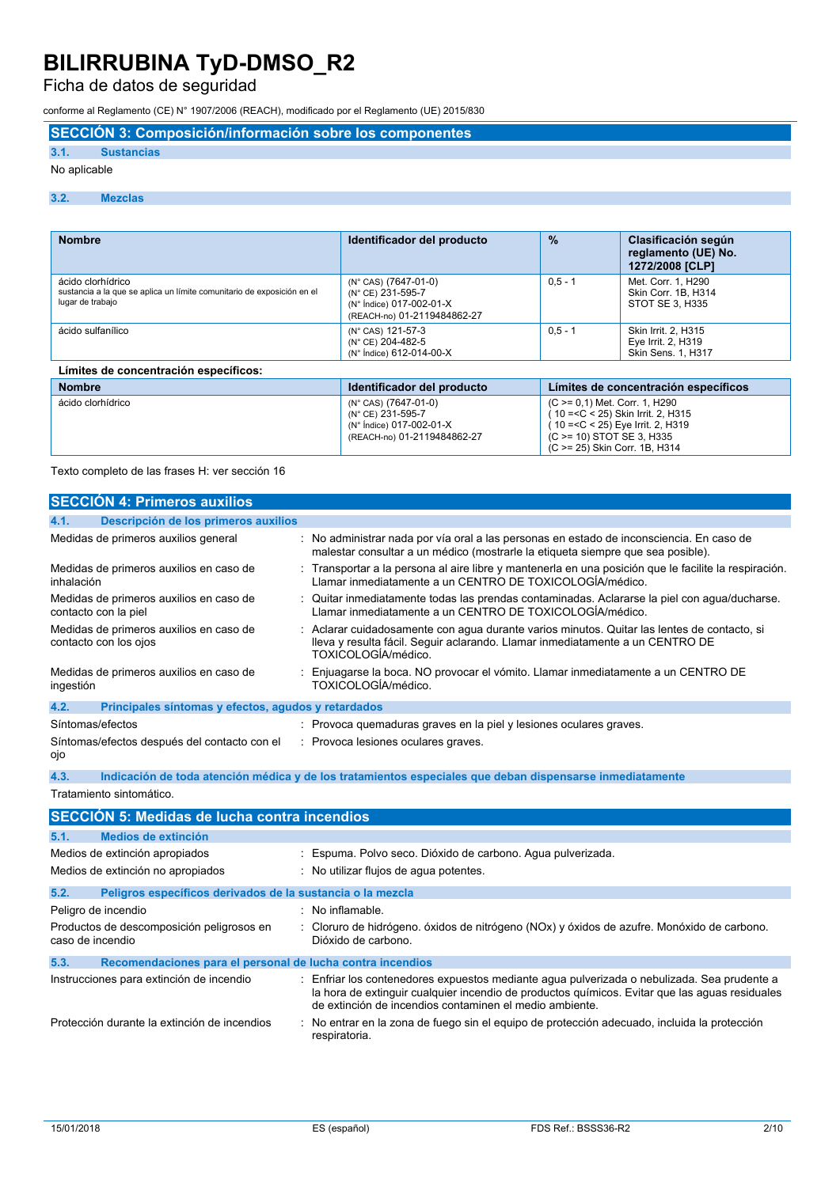## SECCIÓN 3: Composición/información sobre los componentes

### 3.1. Sustancias

No aplicable

### 3.2. Mezclas

| Nombre | Identificador del producto | % | Clasificación según reglamento (UE) No. 1272/2008 [CLP] |
|---|---|---|---|
| ácido clorhídrico<br>sustancia a la que se aplica un límite comunitario de exposición en el lugar de trabajo | (N° CAS) (7647-01-0)<br>(N° CE) 231-595-7<br>(N° Índice) 017-002-01-X<br>(REACH-no) 01-2119484862-27 | 0,5 - 1 | Met. Corr. 1, H290<br>Skin Corr. 1B, H314<br>STOT SE 3, H335 |
| ácido sulfanílico | (N° CAS) 121-57-3<br>(N° CE) 204-482-5<br>(N° Índice) 612-014-00-X | 0,5 - 1 | Skin Irrit. 2, H315<br>Eye Irrit. 2, H319<br>Skin Sens. 1, H317 |

**Límites de concentración específicos:**

| Nombre | Identificador del producto | Límites de concentración específicos |
|---|---|---|
| ácido clorhídrico | (N° CAS) (7647-01-0)<br>(N° CE) 231-595-7<br>(N° Índice) 017-002-01-X<br>(REACH-no) 01-2119484862-27 | (C >= 0,1) Met. Corr. 1, H290<br>( 10 =<C < 25) Skin Irrit. 2, H315<br>( 10 =<C < 25) Eye Irrit. 2, H319<br>(C >= 10) STOT SE 3, H335<br>(C >= 25) Skin Corr. 1B, H314 |

Texto completo de las frases H: ver sección 16

## SECCIÓN 4: Primeros auxilios

### 4.1. Descripción de los primeros auxilios

| | |
|---|---|
| Medidas de primeros auxilios general | : No administrar nada por vía oral a las personas en estado de inconsciencia. En caso de malestar consultar a un médico (mostrarle la etiqueta siempre que sea posible). |
| Medidas de primeros auxilios en caso de inhalación | : Transportar a la persona al aire libre y mantenerla en una posición que le facilite la respiración. Llamar inmediatamente a un CENTRO DE TOXICOLOGÍA/médico. |
| Medidas de primeros auxilios en caso de contacto con la piel | : Quitar inmediatamente todas las prendas contaminadas. Aclararse la piel con agua/ducharse. Llamar inmediatamente a un CENTRO DE TOXICOLOGÍA/médico. |
| Medidas de primeros auxilios en caso de contacto con los ojos | : Aclarar cuidadosamente con agua durante varios minutos. Quitar las lentes de contacto, si lleva y resulta fácil. Seguir aclarando. Llamar inmediatamente a un CENTRO DE TOXICOLOGÍA/médico. |
| Medidas de primeros auxilios en caso de ingestión | : Enjuagarse la boca. NO provocar el vómito. Llamar inmediatamente a un CENTRO DE TOXICOLOGÍA/médico. |

### 4.2. Principales síntomas y efectos, agudos y retardados

| | |
|---|---|
| Síntomas/efectos | : Provoca quemaduras graves en la piel y lesiones oculares graves. |
| Síntomas/efectos después del contacto con el ojo | : Provoca lesiones oculares graves. |

### 4.3. Indicación de toda atención médica y de los tratamientos especiales que deban dispensarse inmediatamente

Tratamiento sintomático.

## SECCIÓN 5: Medidas de lucha contra incendios

### 5.1. Medios de extinción

| | |
|---|---|
| Medios de extinción apropiados | : Espuma. Polvo seco. Dióxido de carbono. Agua pulverizada. |
| Medios de extinción no apropiados | : No utilizar flujos de agua potentes. |

### 5.2. Peligros específicos derivados de la sustancia o la mezcla

| | |
|---|---|
| Peligro de incendio | : No inflamable. |
| Productos de descomposición peligrosos en caso de incendio | : Cloruro de hidrógeno. óxidos de nitrógeno (NOx) y óxidos de azufre. Monóxido de carbono. Dióxido de carbono. |

### 5.3. Recomendaciones para el personal de lucha contra incendios

| | |
|---|---|
| Instrucciones para extinción de incendio | : Enfriar los contenedores expuestos mediante agua pulverizada o nebulizada. Sea prudente a la hora de extinguir cualquier incendio de productos químicos. Evitar que las aguas residuales de extinción de incendios contaminen el medio ambiente. |
| Protección durante la extinción de incendios | : No entrar en la zona de fuego sin el equipo de protección adecuado, incluida la protección respiratoria. |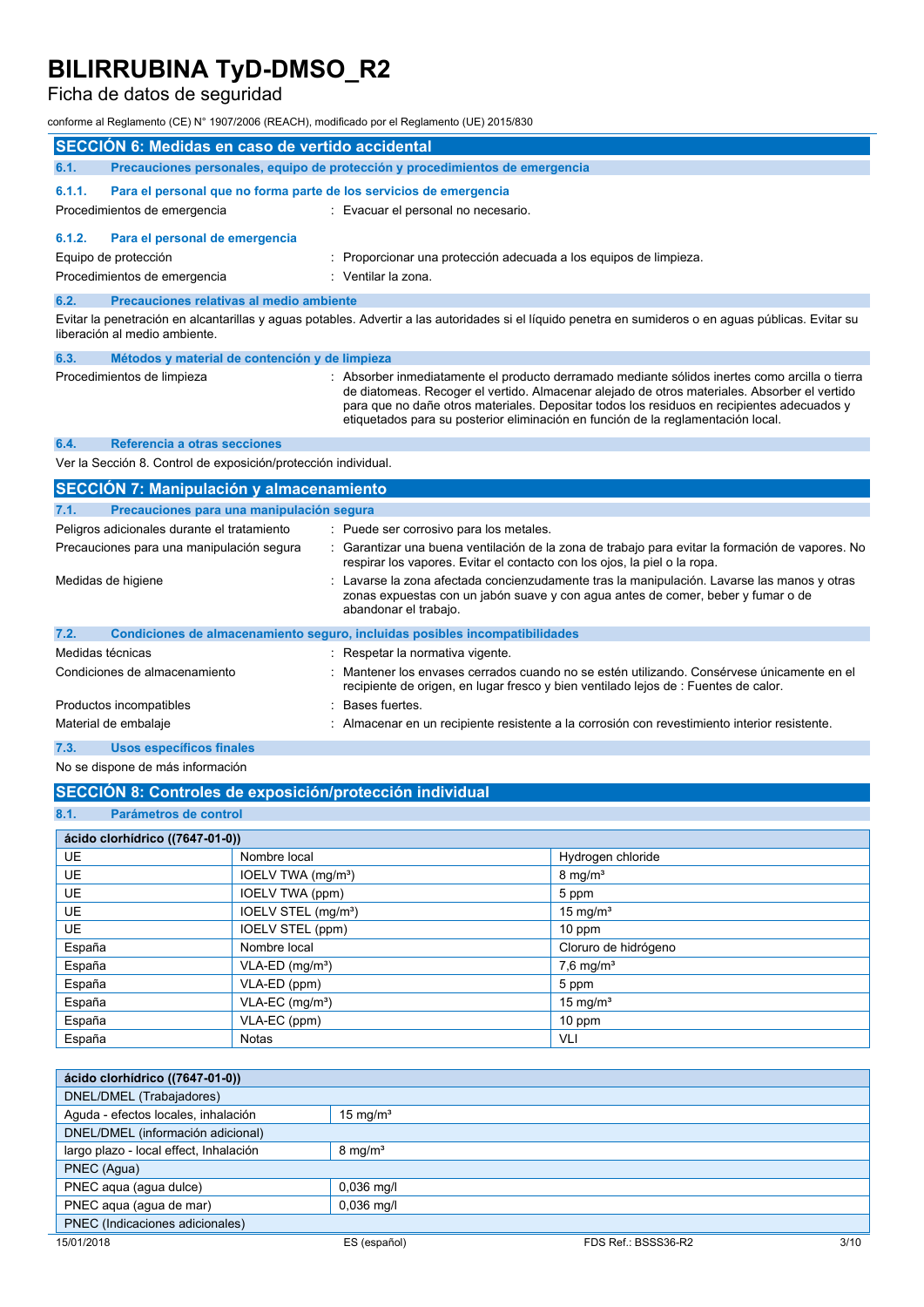## SECCIÓN 6: Medidas en caso de vertido accidental

### 6.1. Precauciones personales, equipo de protección y procedimientos de emergencia

#### 6.1.1. Para el personal que no forma parte de los servicios de emergencia

Procedimientos de emergencia : Evacuar el personal no necesario.

#### 6.1.2. Para el personal de emergencia

Equipo de protección : Proporcionar una protección adecuada a los equipos de limpieza.

Procedimientos de emergencia : Ventilar la zona.

### 6.2. Precauciones relativas al medio ambiente

Evitar la penetración en alcantarillas y aguas potables. Advertir a las autoridades si el líquido penetra en sumideros o en aguas públicas. Evitar su liberación al medio ambiente.

### 6.3. Métodos y material de contención y de limpieza

Procedimientos de limpieza : Absorber inmediatamente el producto derramado mediante sólidos inertes como arcilla o tierra de diatomeas. Recoger el vertido. Almacenar alejado de otros materiales. Absorber el vertido para que no dañe otros materiales. Depositar todos los residuos en recipientes adecuados y etiquetados para su posterior eliminación en función de la reglamentación local.

### 6.4. Referencia a otras secciones

Ver la Sección 8. Control de exposición/protección individual.

## SECCIÓN 7: Manipulación y almacenamiento

### 7.1. Precauciones para una manipulación segura

Peligros adicionales durante el tratamiento : Puede ser corrosivo para los metales.

Precauciones para una manipulación segura : Garantizar una buena ventilación de la zona de trabajo para evitar la formación de vapores. No respirar los vapores. Evitar el contacto con los ojos, la piel o la ropa.

Medidas de higiene : Lavarse la zona afectada concienzudamente tras la manipulación. Lavarse las manos y otras zonas expuestas con un jabón suave y con agua antes de comer, beber y fumar o de abandonar el trabajo.

### 7.2. Condiciones de almacenamiento seguro, incluidas posibles incompatibilidades

Medidas técnicas : Respetar la normativa vigente.

Condiciones de almacenamiento : Mantener los envases cerrados cuando no se estén utilizando. Consérvese únicamente en el recipiente de origen, en lugar fresco y bien ventilado lejos de : Fuentes de calor.

Productos incompatibles : Bases fuertes.

Material de embalaje : Almacenar en un recipiente resistente a la corrosión con revestimiento interior resistente.

### 7.3. Usos específicos finales

No se dispone de más información

## SECCIÓN 8: Controles de exposición/protección individual

### 8.1. Parámetros de control

| ácido clorhídrico ((7647-01-0)) | | |
|---|---|---|
| UE | Nombre local | Hydrogen chloride |
| UE | IOELV TWA (mg/m³) | 8 mg/m³ |
| UE | IOELV TWA (ppm) | 5 ppm |
| UE | IOELV STEL (mg/m³) | 15 mg/m³ |
| UE | IOELV STEL (ppm) | 10 ppm |
| España | Nombre local | Cloruro de hidrógeno |
| España | VLA-ED (mg/m³) | 7,6 mg/m³ |
| España | VLA-ED (ppm) | 5 ppm |
| España | VLA-EC (mg/m³) | 15 mg/m³ |
| España | VLA-EC (ppm) | 10 ppm |
| España | Notas | VLI |

| ácido clorhídrico ((7647-01-0)) | |
|---|---|
| DNEL/DMEL (Trabajadores) | |
| Aguda - efectos locales, inhalación | 15 mg/m³ |
| DNEL/DMEL (información adicional) | |
| largo plazo - local effect, Inhalación | 8 mg/m³ |
| PNEC (Agua) | |
| PNEC aqua (agua dulce) | 0,036 mg/l |
| PNEC aqua (agua de mar) | 0,036 mg/l |
| PNEC (Indicaciones adicionales) | |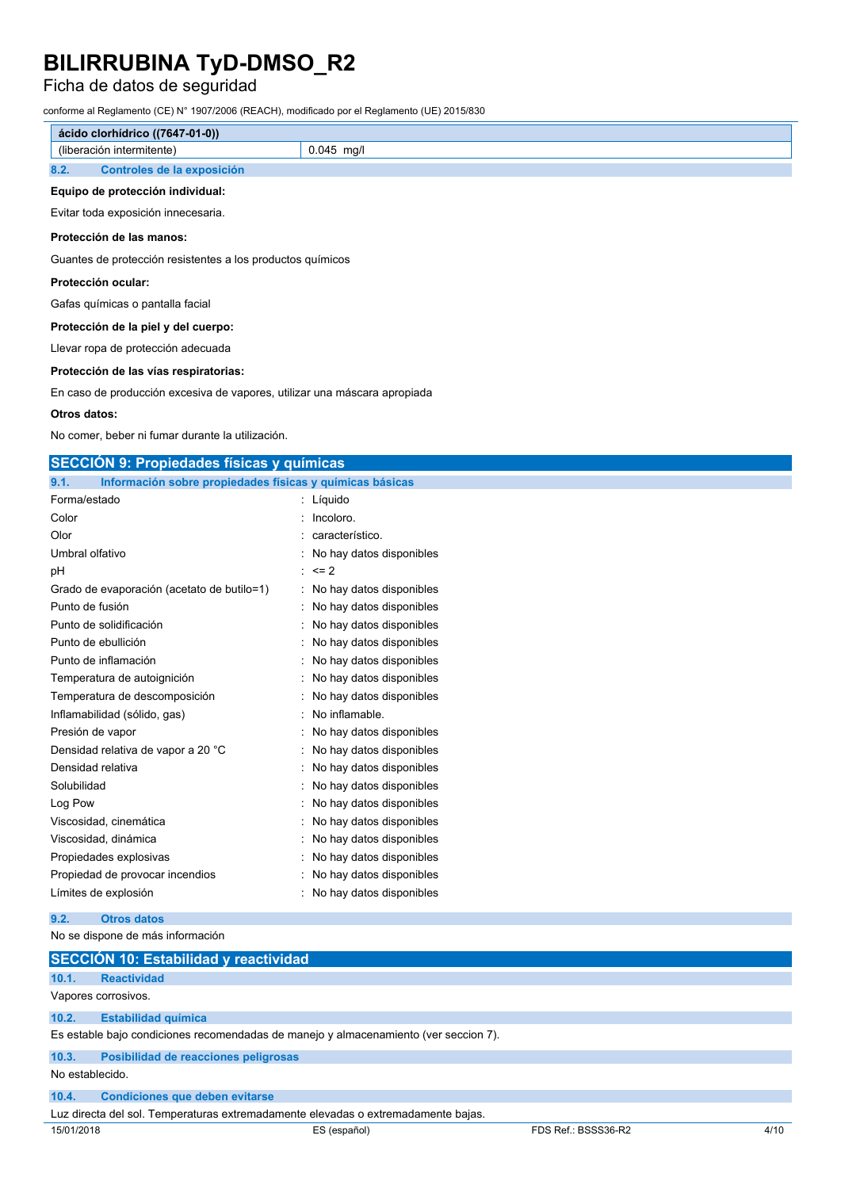| ácido clorhídrico ((7647-01-0)) | |
|---|---|
| (liberación intermitente) | 0.045 mg/l |

### 8.2. Controles de la exposición

**Equipo de protección individual:**

Evitar toda exposición innecesaria.

**Protección de las manos:**

Guantes de protección resistentes a los productos químicos

**Protección ocular:**

Gafas químicas o pantalla facial

**Protección de la piel y del cuerpo:**

Llevar ropa de protección adecuada

**Protección de las vías respiratorias:**

En caso de producción excesiva de vapores, utilizar una máscara apropiada

**Otros datos:**

No comer, beber ni fumar durante la utilización.

## SECCIÓN 9: Propiedades físicas y químicas

### 9.1. Información sobre propiedades físicas y químicas básicas

| | |
|---|---|
| Forma/estado | : Líquido |
| Color | : Incoloro. |
| Olor | : característico. |
| Umbral olfativo | : No hay datos disponibles |
| pH | : <= 2 |
| Grado de evaporación (acetato de butilo=1) | : No hay datos disponibles |
| Punto de fusión | : No hay datos disponibles |
| Punto de solidificación | : No hay datos disponibles |
| Punto de ebullición | : No hay datos disponibles |
| Punto de inflamación | : No hay datos disponibles |
| Temperatura de autoignición | : No hay datos disponibles |
| Temperatura de descomposición | : No hay datos disponibles |
| Inflamabilidad (sólido, gas) | : No inflamable. |
| Presión de vapor | : No hay datos disponibles |
| Densidad relativa de vapor a 20 °C | : No hay datos disponibles |
| Densidad relativa | : No hay datos disponibles |
| Solubilidad | : No hay datos disponibles |
| Log Pow | : No hay datos disponibles |
| Viscosidad, cinemática | : No hay datos disponibles |
| Viscosidad, dinámica | : No hay datos disponibles |
| Propiedades explosivas | : No hay datos disponibles |
| Propiedad de provocar incendios | : No hay datos disponibles |
| Límites de explosión | : No hay datos disponibles |

### 9.2. Otros datos

No se dispone de más información

## SECCIÓN 10: Estabilidad y reactividad

### 10.1. Reactividad

Vapores corrosivos.

### 10.2. Estabilidad química

Es estable bajo condiciones recomendadas de manejo y almacenamiento (ver seccion 7).

### 10.3. Posibilidad de reacciones peligrosas

No establecido.

### 10.4. Condiciones que deben evitarse

Luz directa del sol. Temperaturas extremadamente elevadas o extremadamente bajas.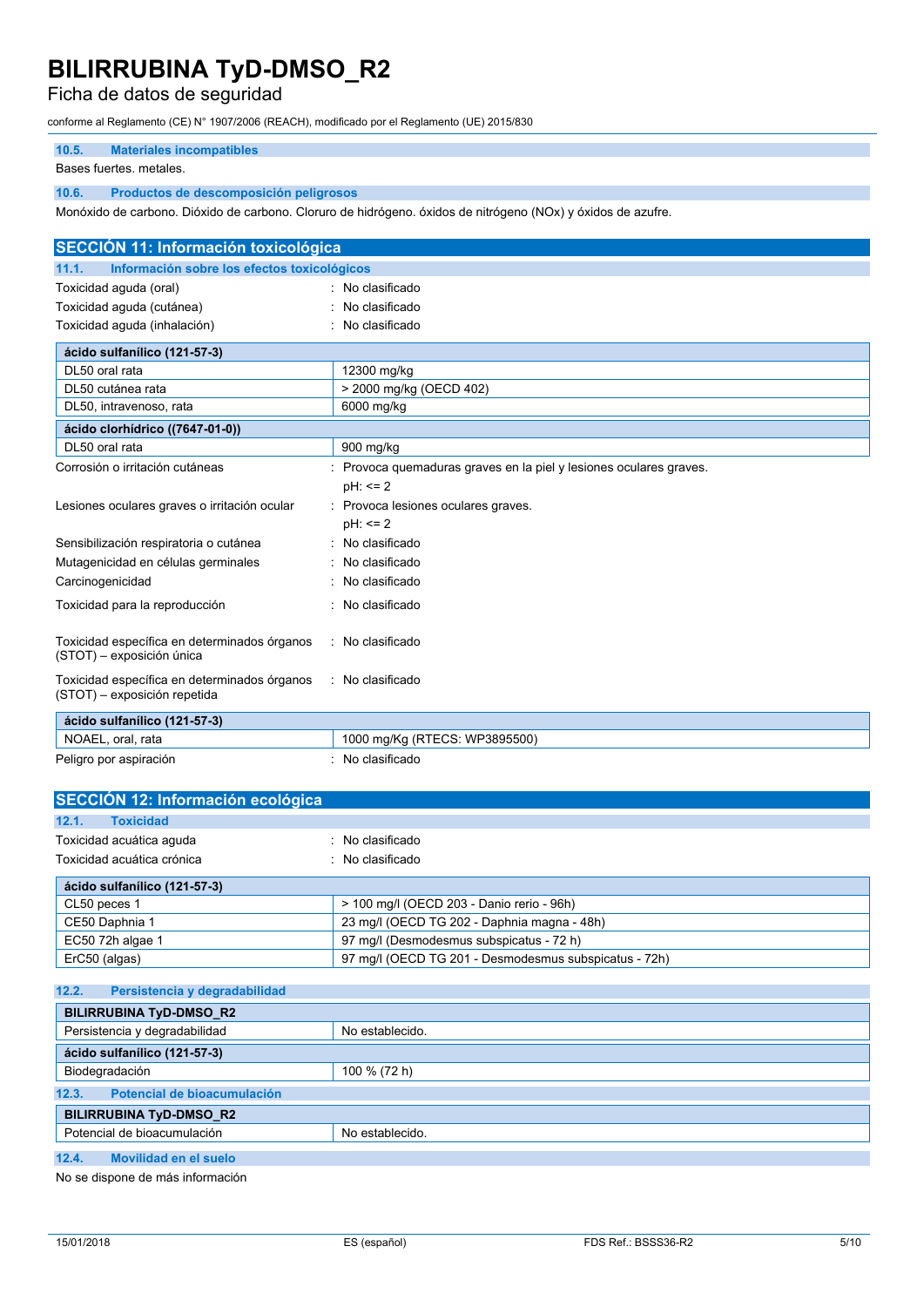### 10.5. Materiales incompatibles

Bases fuertes. metales.

### 10.6. Productos de descomposición peligrosos

Monóxido de carbono. Dióxido de carbono. Cloruro de hidrógeno. óxidos de nitrógeno (NOx) y óxidos de azufre.

## SECCIÓN 11: Información toxicológica

### 11.1. Información sobre los efectos toxicológicos

Toxicidad aguda (oral) : No clasificado

Toxicidad aguda (cutánea) : No clasificado

Toxicidad aguda (inhalación) : No clasificado

| ácido sulfanílico (121-57-3) | |
|---|---|
| DL50 oral rata | 12300 mg/kg |
| DL50 cutánea rata | > 2000 mg/kg (OECD 402) |
| DL50, intravenoso, rata | 6000 mg/kg |

| ácido clorhídrico ((7647-01-0)) | |
|---|---|
| DL50 oral rata | 900 mg/kg |

Corrosión o irritación cutáneas : Provoca quemaduras graves en la piel y lesiones oculares graves.
pH: <= 2

Lesiones oculares graves o irritación ocular : Provoca lesiones oculares graves.
pH: <= 2

Sensibilización respiratoria o cutánea : No clasificado

Mutagenicidad en células germinales : No clasificado

Carcinogenicidad : No clasificado

Toxicidad para la reproducción : No clasificado

Toxicidad específica en determinados órganos (STOT) – exposición única : No clasificado

Toxicidad específica en determinados órganos (STOT) – exposición repetida : No clasificado

| ácido sulfanílico (121-57-3) | |
|---|---|
| NOAEL, oral, rata | 1000 mg/Kg (RTECS: WP3895500) |

Peligro por aspiración : No clasificado

## SECCIÓN 12: Información ecológica

### 12.1. Toxicidad

Toxicidad acuática aguda : No clasificado

Toxicidad acuática crónica : No clasificado

| ácido sulfanílico (121-57-3) | |
|---|---|
| CL50 peces 1 | > 100 mg/l (OECD 203 - Danio rerio - 96h) |
| CE50 Daphnia 1 | 23 mg/l (OECD TG 202 - Daphnia magna - 48h) |
| EC50 72h algae 1 | 97 mg/l (Desmodesmus subspicatus - 72 h) |
| ErC50 (algas) | 97 mg/l (OECD TG 201 - Desmodesmus subspicatus - 72h) |

### 12.2. Persistencia y degradabilidad

| BILIRRUBINA TyD-DMSO_R2 | |
|---|---|
| Persistencia y degradabilidad | No establecido. |

| ácido sulfanílico (121-57-3) | |
|---|---|
| Biodegradación | 100 % (72 h) |

### 12.3. Potencial de bioacumulación

| BILIRRUBINA TyD-DMSO_R2 | |
|---|---|
| Potencial de bioacumulación | No establecido. |

### 12.4. Movilidad en el suelo

No se dispone de más información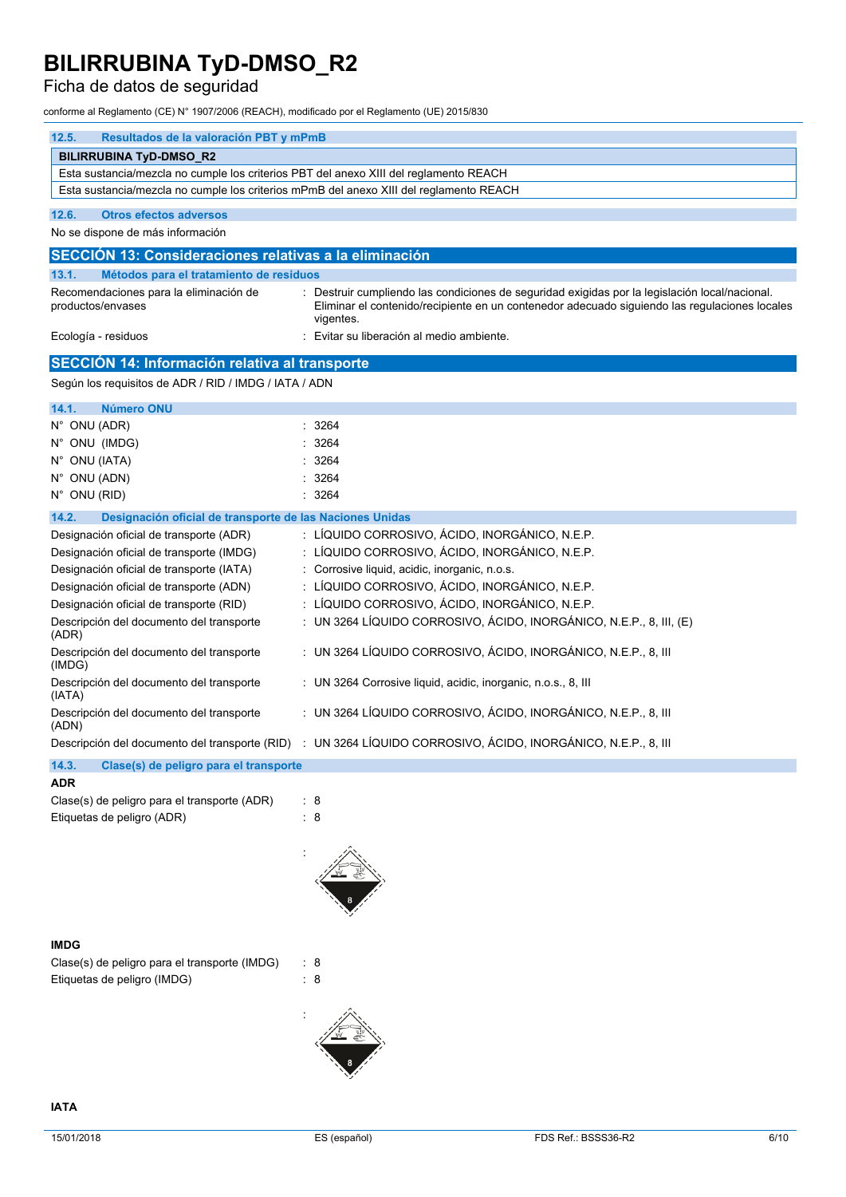### 12.5. Resultados de la valoración PBT y mPmB

| BILIRRUBINA TyD-DMSO_R2 |
|---|
| Esta sustancia/mezcla no cumple los criterios PBT del anexo XIII del reglamento REACH |
| Esta sustancia/mezcla no cumple los criterios mPmB del anexo XIII del reglamento REACH |

### 12.6. Otros efectos adversos

No se dispone de más información

## SECCIÓN 13: Consideraciones relativas a la eliminación

### 13.1. Métodos para el tratamiento de residuos

Recomendaciones para la eliminación de productos/envases : Destruir cumpliendo las condiciones de seguridad exigidas por la legislación local/nacional. Eliminar el contenido/recipiente en un contenedor adecuado siguiendo las regulaciones locales vigentes.

Ecología - residuos : Evitar su liberación al medio ambiente.

## SECCIÓN 14: Información relativa al transporte

Según los requisitos de ADR / RID / IMDG / IATA / ADN

### 14.1. Número ONU

N° ONU (ADR) : 3264

N° ONU (IMDG) : 3264

N° ONU (IATA) : 3264

N° ONU (ADN) : 3264

N° ONU (RID) : 3264

### 14.2. Designación oficial de transporte de las Naciones Unidas

Designación oficial de transporte (ADR) : LÍQUIDO CORROSIVO, ÁCIDO, INORGÁNICO, N.E.P.

Designación oficial de transporte (IMDG) : LÍQUIDO CORROSIVO, ÁCIDO, INORGÁNICO, N.E.P.

Designación oficial de transporte (IATA) : Corrosive liquid, acidic, inorganic, n.o.s.

Designación oficial de transporte (ADN) : LÍQUIDO CORROSIVO, ÁCIDO, INORGÁNICO, N.E.P.

Designación oficial de transporte (RID) : LÍQUIDO CORROSIVO, ÁCIDO, INORGÁNICO, N.E.P.

Descripción del documento del transporte (ADR) : UN 3264 LÍQUIDO CORROSIVO, ÁCIDO, INORGÁNICO, N.E.P., 8, III, (E)

Descripción del documento del transporte (IMDG) : UN 3264 LÍQUIDO CORROSIVO, ÁCIDO, INORGÁNICO, N.E.P., 8, III

Descripción del documento del transporte (IATA) : UN 3264 Corrosive liquid, acidic, inorganic, n.o.s., 8, III

Descripción del documento del transporte (ADN) : UN 3264 LÍQUIDO CORROSIVO, ÁCIDO, INORGÁNICO, N.E.P., 8, III

Descripción del documento del transporte (RID) : UN 3264 LÍQUIDO CORROSIVO, ÁCIDO, INORGÁNICO, N.E.P., 8, III

### 14.3. Clase(s) de peligro para el transporte

**ADR**

Clase(s) de peligro para el transporte (ADR) : 8

Etiquetas de peligro (ADR) : 8

**IMDG**

Clase(s) de peligro para el transporte (IMDG) : 8

Etiquetas de peligro (IMDG) : 8

**IATA**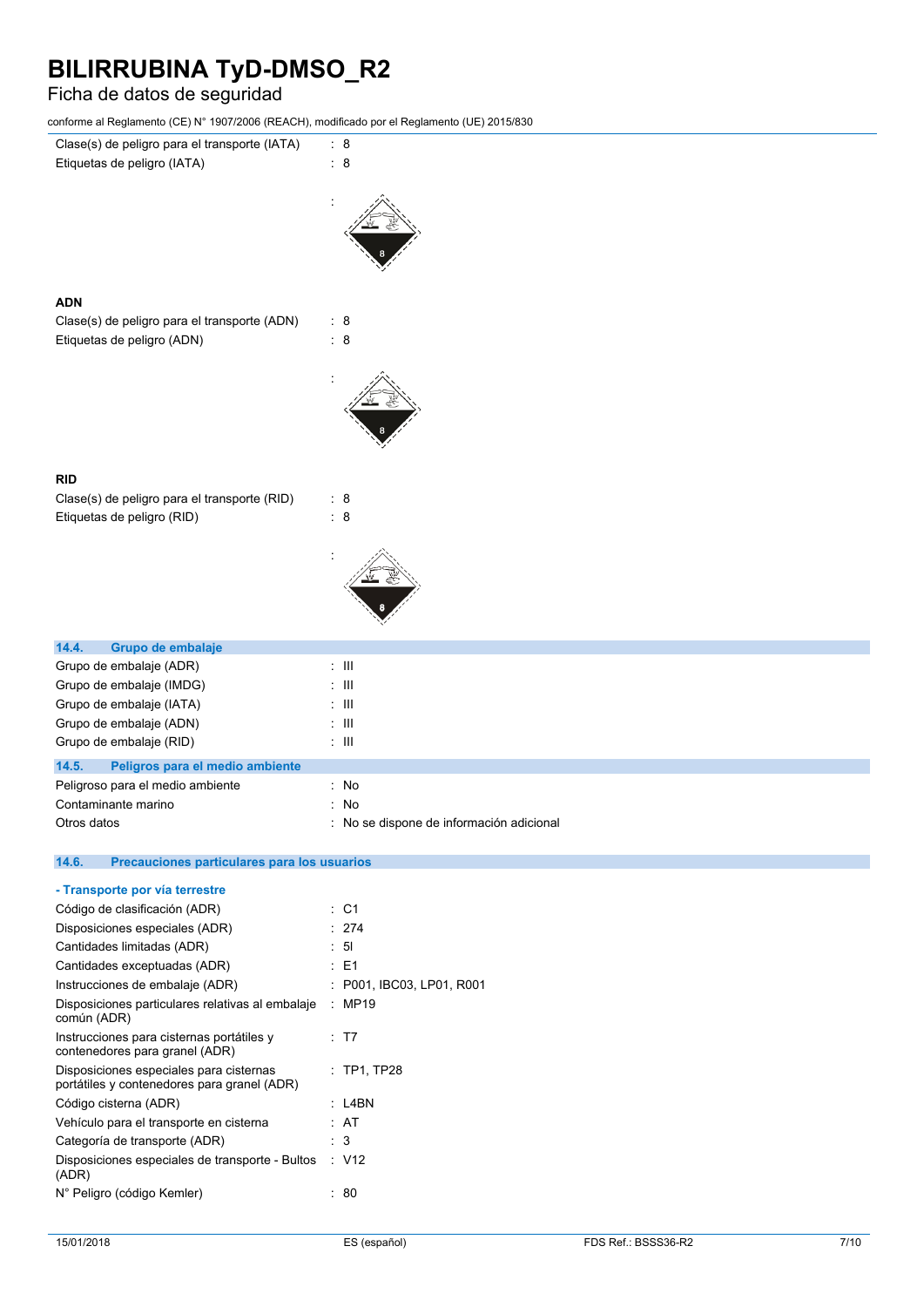| | |
|---|---|
| Clase(s) de peligro para el transporte (IATA) | : 8 |
| Etiquetas de peligro (IATA) | : 8 |
| | : |

**ADN**

| | |
|---|---|
| Clase(s) de peligro para el transporte (ADN) | : 8 |
| Etiquetas de peligro (ADN) | : 8 |
| | : |

**RID**

| | |
|---|---|
| Clase(s) de peligro para el transporte (RID) | : 8 |
| Etiquetas de peligro (RID) | : 8 |
| | : |

## 14.4. Grupo de embalaje

| | |
|---|---|
| Grupo de embalaje (ADR) | : III |
| Grupo de embalaje (IMDG) | : III |
| Grupo de embalaje (IATA) | : III |
| Grupo de embalaje (ADN) | : III |
| Grupo de embalaje (RID) | : III |

## 14.5. Peligros para el medio ambiente

| | |
|---|---|
| Peligroso para el medio ambiente | : No |
| Contaminante marino | : No |
| Otros datos | : No se dispone de información adicional |

## 14.6. Precauciones particulares para los usuarios

**- Transporte por vía terrestre**

| | |
|---|---|
| Código de clasificación (ADR) | : C1 |
| Disposiciones especiales (ADR) | : 274 |
| Cantidades limitadas (ADR) | : 5l |
| Cantidades exceptuadas (ADR) | : E1 |
| Instrucciones de embalaje (ADR) | : P001, IBC03, LP01, R001 |
| Disposiciones particulares relativas al embalaje común (ADR) | : MP19 |
| Instrucciones para cisternas portátiles y contenedores para granel (ADR) | : T7 |
| Disposiciones especiales para cisternas portátiles y contenedores para granel (ADR) | : TP1, TP28 |
| Código cisterna (ADR) | : L4BN |
| Vehículo para el transporte en cisterna | : AT |
| Categoría de transporte (ADR) | : 3 |
| Disposiciones especiales de transporte - Bultos (ADR) | : V12 |
| N° Peligro (código Kemler) | : 80 |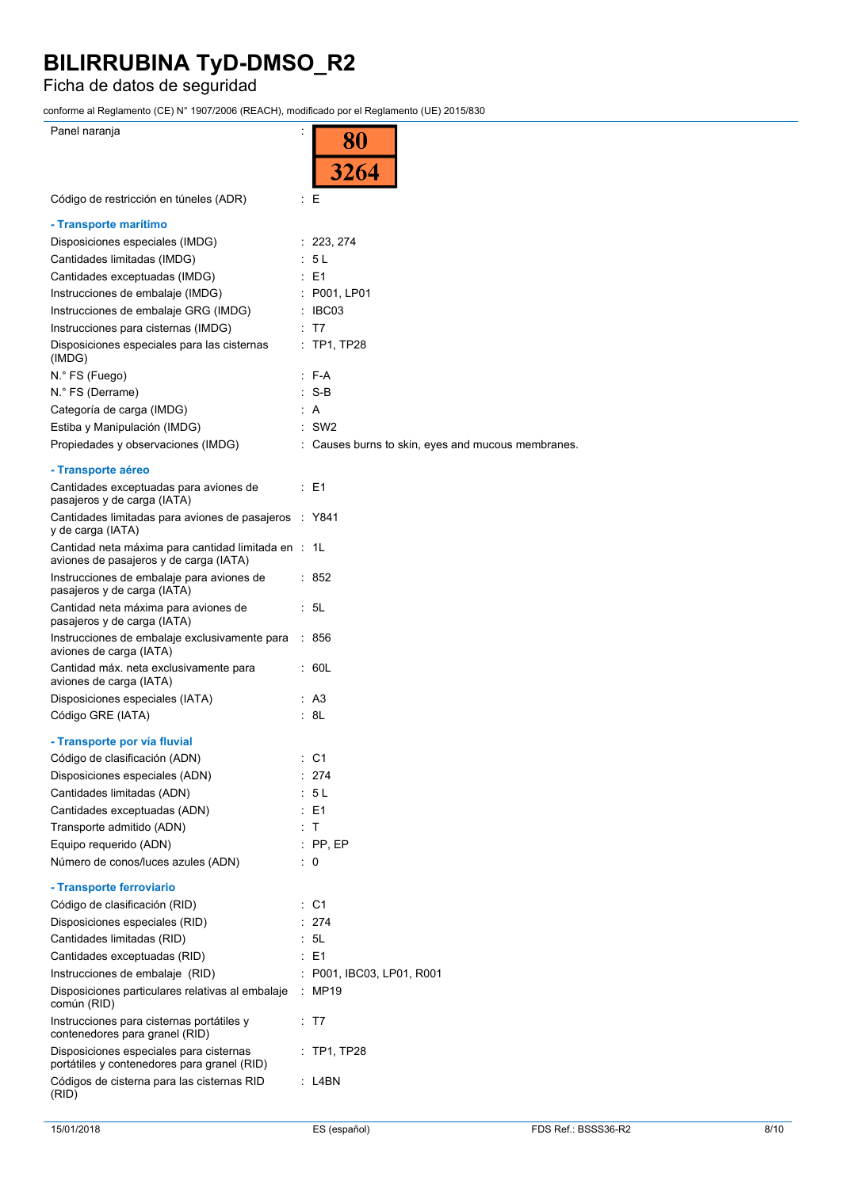| | |
|---|---|
| Panel naranja | : 80 / 3264 |
| Código de restricción en túneles (ADR) | : E |

**- Transporte marítimo**

| | |
|---|---|
| Disposiciones especiales (IMDG) | : 223, 274 |
| Cantidades limitadas (IMDG) | : 5 L |
| Cantidades exceptuadas (IMDG) | : E1 |
| Instrucciones de embalaje (IMDG) | : P001, LP01 |
| Instrucciones de embalaje GRG (IMDG) | : IBC03 |
| Instrucciones para cisternas (IMDG) | : T7 |
| Disposiciones especiales para las cisternas (IMDG) | : TP1, TP28 |
| N.° FS (Fuego) | : F-A |
| N.° FS (Derrame) | : S-B |
| Categoría de carga (IMDG) | : A |
| Estiba y Manipulación (IMDG) | : SW2 |
| Propiedades y observaciones (IMDG) | : Causes burns to skin, eyes and mucous membranes. |

**- Transporte aéreo**

| | |
|---|---|
| Cantidades exceptuadas para aviones de pasajeros y de carga (IATA) | : E1 |
| Cantidades limitadas para aviones de pasajeros y de carga (IATA) | : Y841 |
| Cantidad neta máxima para cantidad limitada en aviones de pasajeros y de carga (IATA) | : 1L |
| Instrucciones de embalaje para aviones de pasajeros y de carga (IATA) | : 852 |
| Cantidad neta máxima para aviones de pasajeros y de carga (IATA) | : 5L |
| Instrucciones de embalaje exclusivamente para aviones de carga (IATA) | : 856 |
| Cantidad máx. neta exclusivamente para aviones de carga (IATA) | : 60L |
| Disposiciones especiales (IATA) | : A3 |
| Código GRE (IATA) | : 8L |

**- Transporte por vía fluvial**

| | |
|---|---|
| Código de clasificación (ADN) | : C1 |
| Disposiciones especiales (ADN) | : 274 |
| Cantidades limitadas (ADN) | : 5 L |
| Cantidades exceptuadas (ADN) | : E1 |
| Transporte admitido (ADN) | : T |
| Equipo requerido (ADN) | : PP, EP |
| Número de conos/luces azules (ADN) | : 0 |

**- Transporte ferroviario**

| | |
|---|---|
| Código de clasificación (RID) | : C1 |
| Disposiciones especiales (RID) | : 274 |
| Cantidades limitadas (RID) | : 5L |
| Cantidades exceptuadas (RID) | : E1 |
| Instrucciones de embalaje (RID) | : P001, IBC03, LP01, R001 |
| Disposiciones particulares relativas al embalaje común (RID) | : MP19 |
| Instrucciones para cisternas portátiles y contenedores para granel (RID) | : T7 |
| Disposiciones especiales para cisternas portátiles y contenedores para granel (RID) | : TP1, TP28 |
| Códigos de cisterna para las cisternas RID (RID) | : L4BN |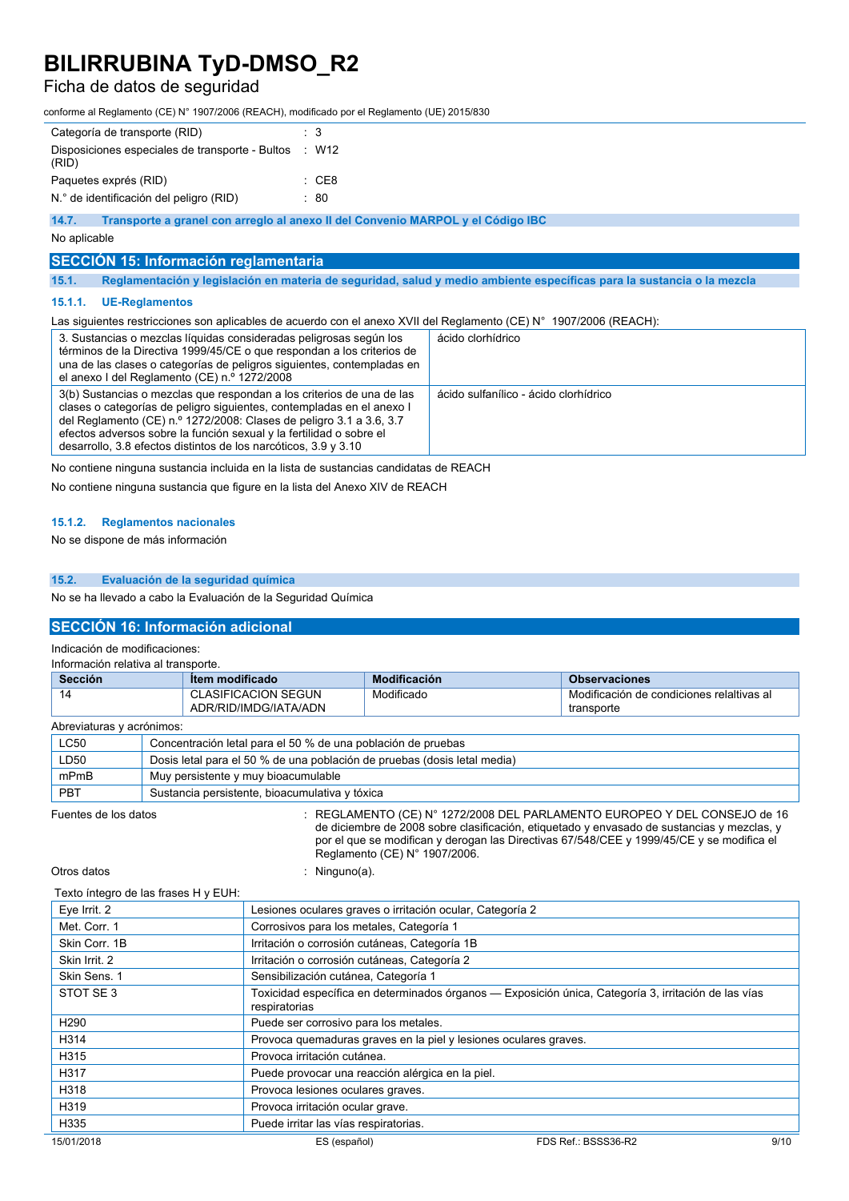| | | |
|---|---|---|
| Categoría de transporte (RID) | : | 3 |
| Disposiciones especiales de transporte - Bultos (RID) | : | W12 |
| Paquetes exprés (RID) | : | CE8 |
| N.° de identificación del peligro (RID) | : | 80 |

### 14.7. Transporte a granel con arreglo al anexo II del Convenio MARPOL y el Código IBC

No aplicable

## SECCIÓN 15: Información reglamentaria

### 15.1. Reglamentación y legislación en materia de seguridad, salud y medio ambiente específicas para la sustancia o la mezcla

#### 15.1.1. UE-Reglamentos

Las siguientes restricciones son aplicables de acuerdo con el anexo XVII del Reglamento (CE) N° 1907/2006 (REACH):

| | |
|---|---|
| 3. Sustancias o mezclas líquidas consideradas peligrosas según los términos de la Directiva 1999/45/CE o que respondan a los criterios de una de las clases o categorías de peligros siguientes, contempladas en el anexo I del Reglamento (CE) n.º 1272/2008 | ácido clorhídrico |
| 3(b) Sustancias o mezclas que respondan a los criterios de una de las clases o categorías de peligro siguientes, contempladas en el anexo I del Reglamento (CE) n.º 1272/2008: Clases de peligro 3.1 a 3.6, 3.7 efectos adversos sobre la función sexual y la fertilidad o sobre el desarrollo, 3.8 efectos distintos de los narcóticos, 3.9 y 3.10 | ácido sulfanílico - ácido clorhídrico |

No contiene ninguna sustancia incluida en la lista de sustancias candidatas de REACH

No contiene ninguna sustancia que figure en la lista del Anexo XIV de REACH

#### 15.1.2. Reglamentos nacionales

No se dispone de más información

### 15.2. Evaluación de la seguridad química

No se ha llevado a cabo la Evaluación de la Seguridad Química

## SECCIÓN 16: Información adicional

Indicación de modificaciones:

Información relativa al transporte.

| Sección | Ítem modificado | Modificación | Observaciones |
|---|---|---|---|
| 14 | CLASIFICACION SEGUN ADR/RID/IMDG/IATA/ADN | Modificado | Modificación de condiciones relativas al transporte |

Abreviaturas y acrónimos:

| | |
|---|---|
| LC50 | Concentración letal para el 50 % de una población de pruebas |
| LD50 | Dosis letal para el 50 % de una población de pruebas (dosis letal media) |
| mPmB | Muy persistente y muy bioacumulable |
| PBT | Sustancia persistente, bioacumulativa y tóxica |

Fuentes de los datos : REGLAMENTO (CE) N° 1272/2008 DEL PARLAMENTO EUROPEO Y DEL CONSEJO de 16 de diciembre de 2008 sobre clasificación, etiquetado y envasado de sustancias y mezclas, y por el que se modifican y derogan las Directivas 67/548/CEE y 1999/45/CE y se modifica el Reglamento (CE) N° 1907/2006.

Otros datos : Ninguno(a).

Texto íntegro de las frases H y EUH:

| | |
|---|---|
| Eye Irrit. 2 | Lesiones oculares graves o irritación ocular, Categoría 2 |
| Met. Corr. 1 | Corrosivos para los metales, Categoría 1 |
| Skin Corr. 1B | Irritación o corrosión cutáneas, Categoría 1B |
| Skin Irrit. 2 | Irritación o corrosión cutáneas, Categoría 2 |
| Skin Sens. 1 | Sensibilización cutánea, Categoría 1 |
| STOT SE 3 | Toxicidad específica en determinados órganos — Exposición única, Categoría 3, irritación de las vías respiratorias |
| H290 | Puede ser corrosivo para los metales. |
| H314 | Provoca quemaduras graves en la piel y lesiones oculares graves. |
| H315 | Provoca irritación cutánea. |
| H317 | Puede provocar una reacción alérgica en la piel. |
| H318 | Provoca lesiones oculares graves. |
| H319 | Provoca irritación ocular grave. |
| H335 | Puede irritar las vías respiratorias. |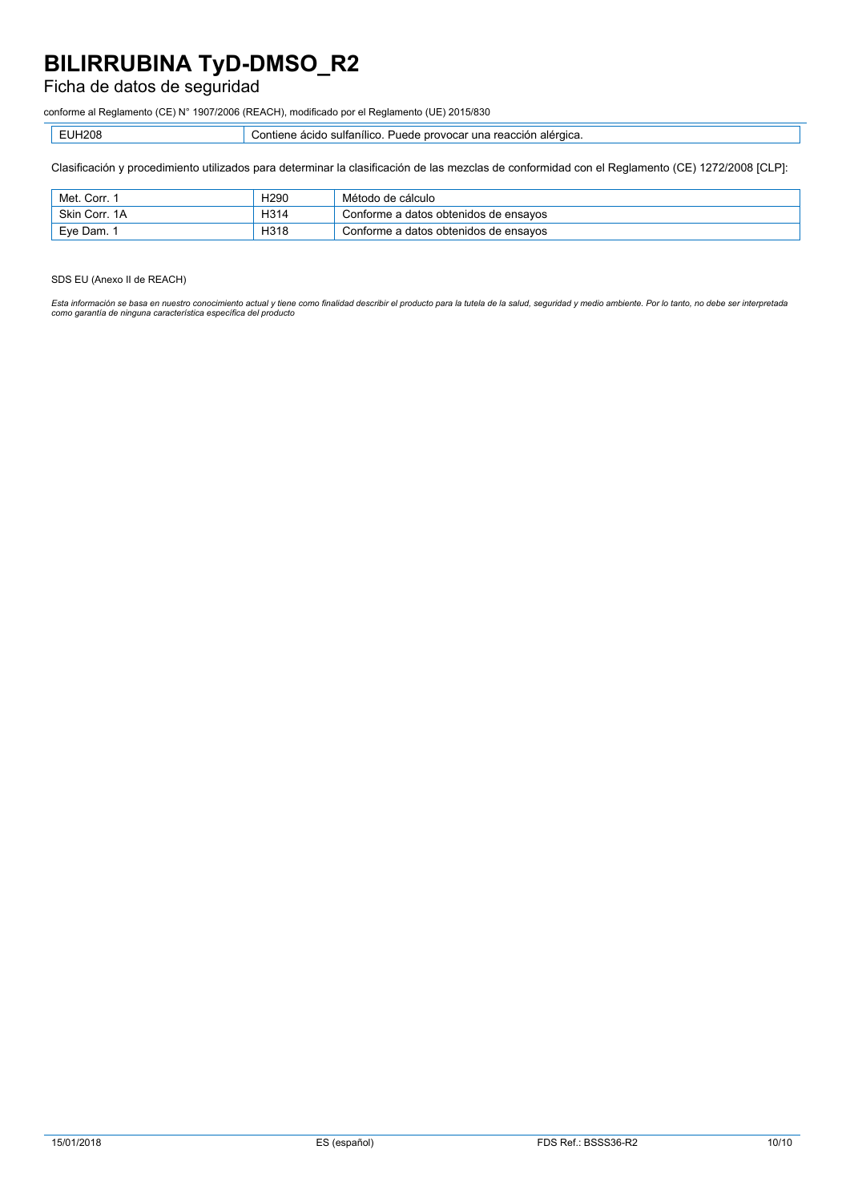| EUH208 | Contiene ácido sulfanílico. Puede provocar una reacción alérgica. |
|---|---|

Clasificación y procedimiento utilizados para determinar la clasificación de las mezclas de conformidad con el Reglamento (CE) 1272/2008 [CLP]:

| Met. Corr. 1 | H290 | Método de cálculo |
|---|---|---|
| Skin Corr. 1A | H314 | Conforme a datos obtenidos de ensayos |
| Eye Dam. 1 | H318 | Conforme a datos obtenidos de ensayos |

SDS EU (Anexo II de REACH)

*Esta información se basa en nuestro conocimiento actual y tiene como finalidad describir el producto para la tutela de la salud, seguridad y medio ambiente. Por lo tanto, no debe ser interpretada como garantía de ninguna característica específica del producto*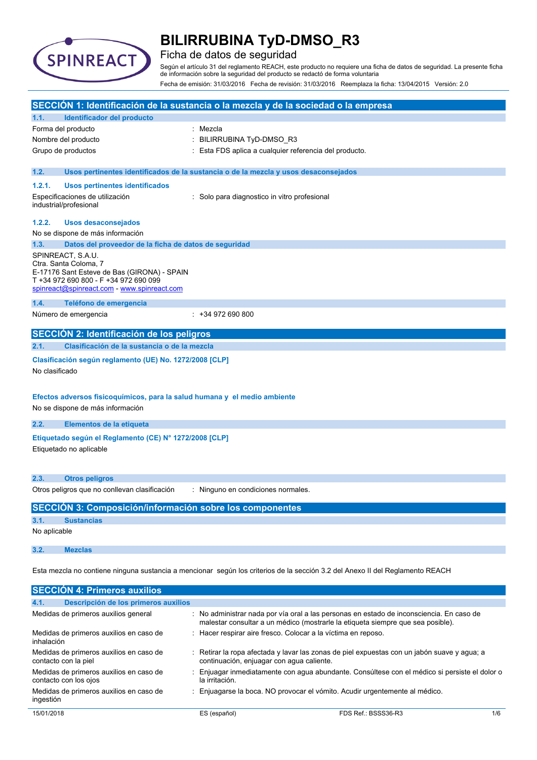# BILIRRUBINA TyD-DMSO_R3

## Ficha de datos de seguridad

Según el artículo 31 del reglamento REACH, este producto no requiere una ficha de datos de seguridad. La presente ficha de información sobre la seguridad del producto se redactó de forma voluntaria

Fecha de emisión: 31/03/2016 Fecha de revisión: 31/03/2016 Reemplaza la ficha: 13/04/2015 Versión: 2.0

## SECCIÓN 1: Identificación de la sustancia o la mezcla y de la sociedad o la empresa

### 1.1. Identificador del producto

| | |
|---|---|
| Forma del producto | : Mezcla |
| Nombre del producto | : BILIRRUBINA TyD-DMSO_R3 |
| Grupo de productos | : Esta FDS aplica a cualquier referencia del producto. |

### 1.2. Usos pertinentes identificados de la sustancia o de la mezcla y usos desaconsejados

#### 1.2.1. Usos pertinentes identificados

| | |
|---|---|
| Especificaciones de utilización industrial/profesional | : Solo para diagnostico in vitro profesional |

#### 1.2.2. Usos desaconsejados

No se dispone de más información

### 1.3. Datos del proveedor de la ficha de datos de seguridad

SPINREACT, S.A.U.
Ctra. Santa Coloma, 7
E-17176 Sant Esteve de Bas (GIRONA) - SPAIN
T +34 972 690 800 - F +34 972 690 099
spinreact@spinreact.com - www.spinreact.com

### 1.4. Teléfono de emergencia

| | |
|---|---|
| Número de emergencia | : +34 972 690 800 |

## SECCIÓN 2: Identificación de los peligros

### 2.1. Clasificación de la sustancia o de la mezcla

**Clasificación según reglamento (UE) No. 1272/2008 [CLP]**

No clasificado

**Efectos adversos fisicoquímicos, para la salud humana y el medio ambiente**

No se dispone de más información

### 2.2. Elementos de la etiqueta

**Etiquetado según el Reglamento (CE) N° 1272/2008 [CLP]**

Etiquetado no aplicable

### 2.3. Otros peligros

| | |
|---|---|
| Otros peligros que no conllevan clasificación | : Ninguno en condiciones normales. |

## SECCIÓN 3: Composición/información sobre los componentes

### 3.1. Sustancias

No aplicable

### 3.2. Mezclas

Esta mezcla no contiene ninguna sustancia a mencionar según los criterios de la sección 3.2 del Anexo II del Reglamento REACH

## SECCIÓN 4: Primeros auxilios

### 4.1. Descripción de los primeros auxilios

| | |
|---|---|
| Medidas de primeros auxilios general | : No administrar nada por vía oral a las personas en estado de inconsciencia. En caso de malestar consultar a un médico (mostrarle la etiqueta siempre que sea posible). |
| Medidas de primeros auxilios en caso de inhalación | : Hacer respirar aire fresco. Colocar a la víctima en reposo. |
| Medidas de primeros auxilios en caso de contacto con la piel | : Retirar la ropa afectada y lavar las zonas de piel expuestas con un jabón suave y agua; a continuación, enjuagar con agua caliente. |
| Medidas de primeros auxilios en caso de contacto con los ojos | : Enjuagar inmediatamente con agua abundante. Consúltese con el médico si persiste el dolor o la irritación. |
| Medidas de primeros auxilios en caso de ingestión | : Enjuagarse la boca. NO provocar el vómito. Acudir urgentemente al médico. |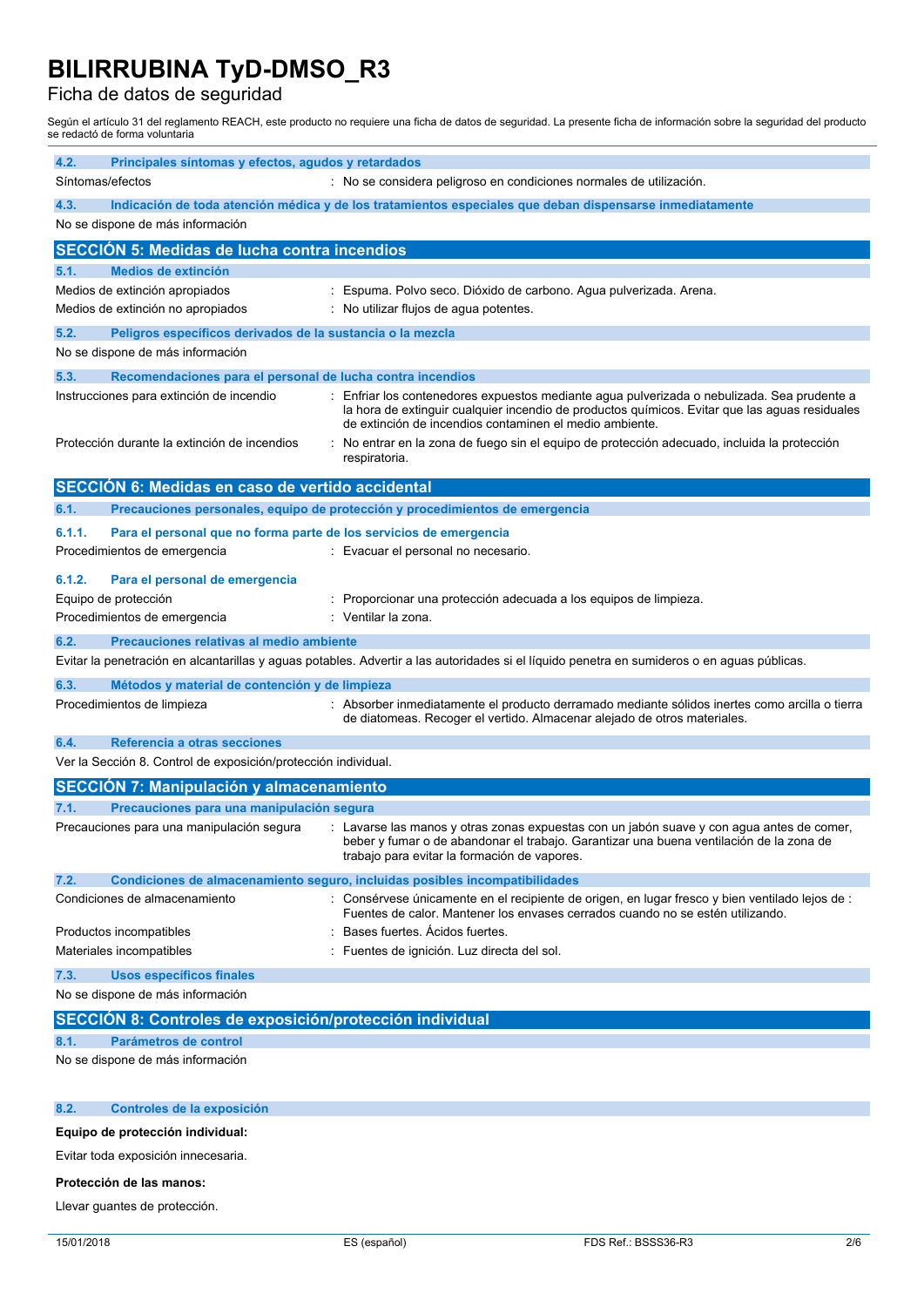# BILIRRUBINA TyD-DMSO_R3

Ficha de datos de seguridad

Según el artículo 31 del reglamento REACH, este producto no requiere una ficha de datos de seguridad. La presente ficha de información sobre la seguridad del producto se redactó de forma voluntaria

### 4.2. Principales síntomas y efectos, agudos y retardados

Síntomas/efectos : No se considera peligroso en condiciones normales de utilización.

### 4.3. Indicación de toda atención médica y de los tratamientos especiales que deban dispensarse inmediatamente

No se dispone de más información

## SECCIÓN 5: Medidas de lucha contra incendios

### 5.1. Medios de extinción

Medios de extinción apropiados : Espuma. Polvo seco. Dióxido de carbono. Agua pulverizada. Arena.

Medios de extinción no apropiados : No utilizar flujos de agua potentes.

### 5.2. Peligros específicos derivados de la sustancia o la mezcla

No se dispone de más información

### 5.3. Recomendaciones para el personal de lucha contra incendios

Instrucciones para extinción de incendio : Enfriar los contenedores expuestos mediante agua pulverizada o nebulizada. Sea prudente a la hora de extinguir cualquier incendio de productos químicos. Evitar que las aguas residuales de extinción de incendios contaminen el medio ambiente.

Protección durante la extinción de incendios : No entrar en la zona de fuego sin el equipo de protección adecuado, incluida la protección respiratoria.

## SECCIÓN 6: Medidas en caso de vertido accidental

### 6.1. Precauciones personales, equipo de protección y procedimientos de emergencia

#### 6.1.1. Para el personal que no forma parte de los servicios de emergencia

Procedimientos de emergencia : Evacuar el personal no necesario.

#### 6.1.2. Para el personal de emergencia

Equipo de protección : Proporcionar una protección adecuada a los equipos de limpieza.

Procedimientos de emergencia : Ventilar la zona.

### 6.2. Precauciones relativas al medio ambiente

Evitar la penetración en alcantarillas y aguas potables. Advertir a las autoridades si el líquido penetra en sumideros o en aguas públicas.

### 6.3. Métodos y material de contención y de limpieza

Procedimientos de limpieza : Absorber inmediatamente el producto derramado mediante sólidos inertes como arcilla o tierra de diatomeas. Recoger el vertido. Almacenar alejado de otros materiales.

### 6.4. Referencia a otras secciones

Ver la Sección 8. Control de exposición/protección individual.

## SECCIÓN 7: Manipulación y almacenamiento

### 7.1. Precauciones para una manipulación segura

Precauciones para una manipulación segura : Lavarse las manos y otras zonas expuestas con un jabón suave y con agua antes de comer, beber y fumar o de abandonar el trabajo. Garantizar una buena ventilación de la zona de trabajo para evitar la formación de vapores.

### 7.2. Condiciones de almacenamiento seguro, incluidas posibles incompatibilidades

Condiciones de almacenamiento : Consérvese únicamente en el recipiente de origen, en lugar fresco y bien ventilado lejos de : Fuentes de calor. Mantener los envases cerrados cuando no se estén utilizando.

Productos incompatibles : Bases fuertes. Ácidos fuertes.

Materiales incompatibles : Fuentes de ignición. Luz directa del sol.

### 7.3. Usos específicos finales

No se dispone de más información

## SECCIÓN 8: Controles de exposición/protección individual

### 8.1. Parámetros de control

No se dispone de más información

### 8.2. Controles de la exposición

**Equipo de protección individual:**

Evitar toda exposición innecesaria.

**Protección de las manos:**

Llevar guantes de protección.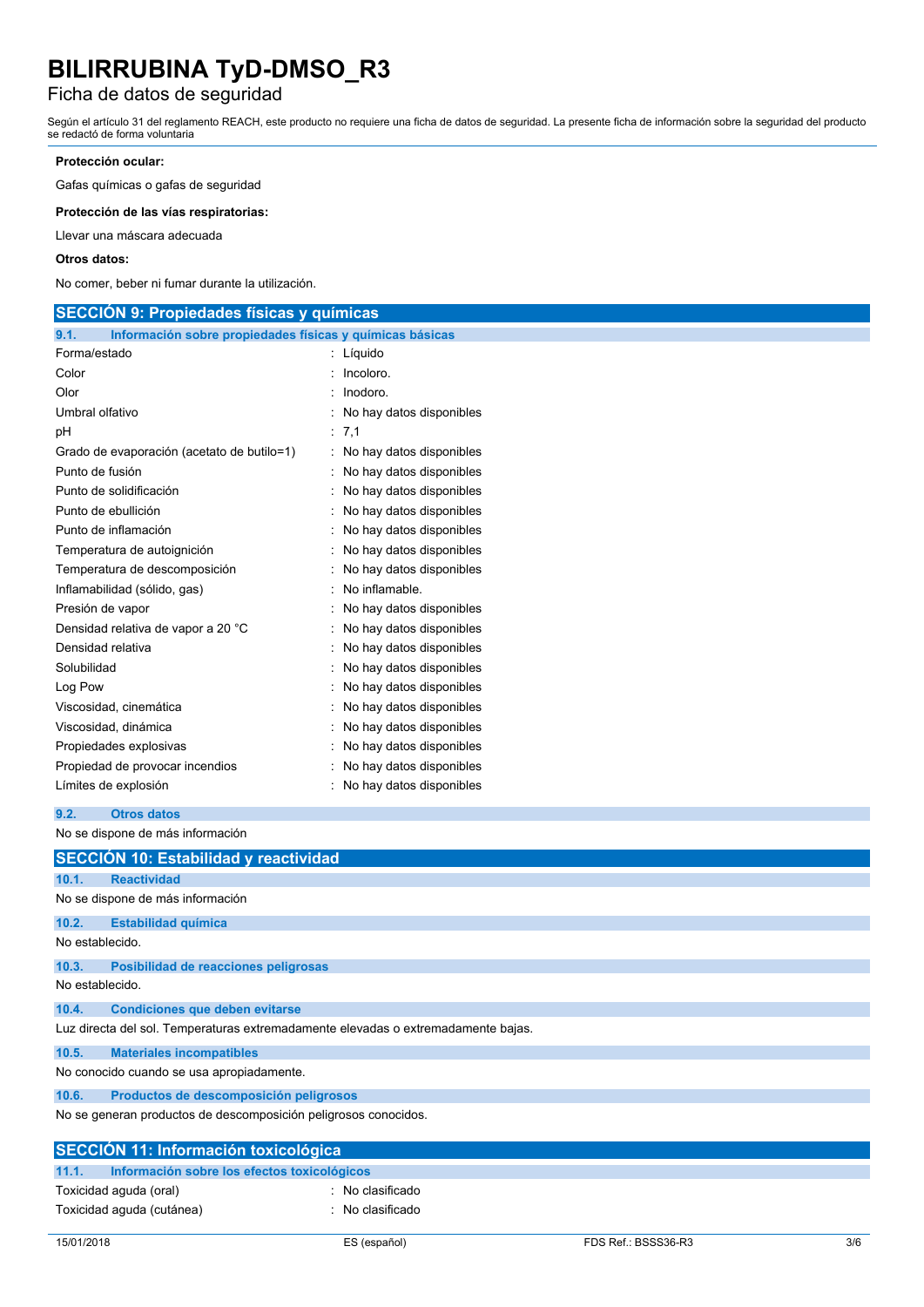**Protección ocular:**

Gafas químicas o gafas de seguridad

**Protección de las vías respiratorias:**

Llevar una máscara adecuada

**Otros datos:**

No comer, beber ni fumar durante la utilización.

## SECCIÓN 9: Propiedades físicas y químicas

### 9.1. Información sobre propiedades físicas y químicas básicas

| | |
|---|---|
| Forma/estado | : Líquido |
| Color | : Incoloro. |
| Olor | : Inodoro. |
| Umbral olfativo | : No hay datos disponibles |
| pH | : 7,1 |
| Grado de evaporación (acetato de butilo=1) | : No hay datos disponibles |
| Punto de fusión | : No hay datos disponibles |
| Punto de solidificación | : No hay datos disponibles |
| Punto de ebullición | : No hay datos disponibles |
| Punto de inflamación | : No hay datos disponibles |
| Temperatura de autoignición | : No hay datos disponibles |
| Temperatura de descomposición | : No hay datos disponibles |
| Inflamabilidad (sólido, gas) | : No inflamable. |
| Presión de vapor | : No hay datos disponibles |
| Densidad relativa de vapor a 20 °C | : No hay datos disponibles |
| Densidad relativa | : No hay datos disponibles |
| Solubilidad | : No hay datos disponibles |
| Log Pow | : No hay datos disponibles |
| Viscosidad, cinemática | : No hay datos disponibles |
| Viscosidad, dinámica | : No hay datos disponibles |
| Propiedades explosivas | : No hay datos disponibles |
| Propiedad de provocar incendios | : No hay datos disponibles |
| Límites de explosión | : No hay datos disponibles |

### 9.2. Otros datos

No se dispone de más información

## SECCIÓN 10: Estabilidad y reactividad

### 10.1. Reactividad

No se dispone de más información

### 10.2. Estabilidad química

No establecido.

### 10.3. Posibilidad de reacciones peligrosas

No establecido.

### 10.4. Condiciones que deben evitarse

Luz directa del sol. Temperaturas extremadamente elevadas o extremadamente bajas.

### 10.5. Materiales incompatibles

No conocido cuando se usa apropiadamente.

### 10.6. Productos de descomposición peligrosos

No se generan productos de descomposición peligrosos conocidos.

## SECCIÓN 11: Información toxicológica

### 11.1. Información sobre los efectos toxicológicos

| | |
|---|---|
| Toxicidad aguda (oral) | : No clasificado |
| Toxicidad aguda (cutánea) | : No clasificado |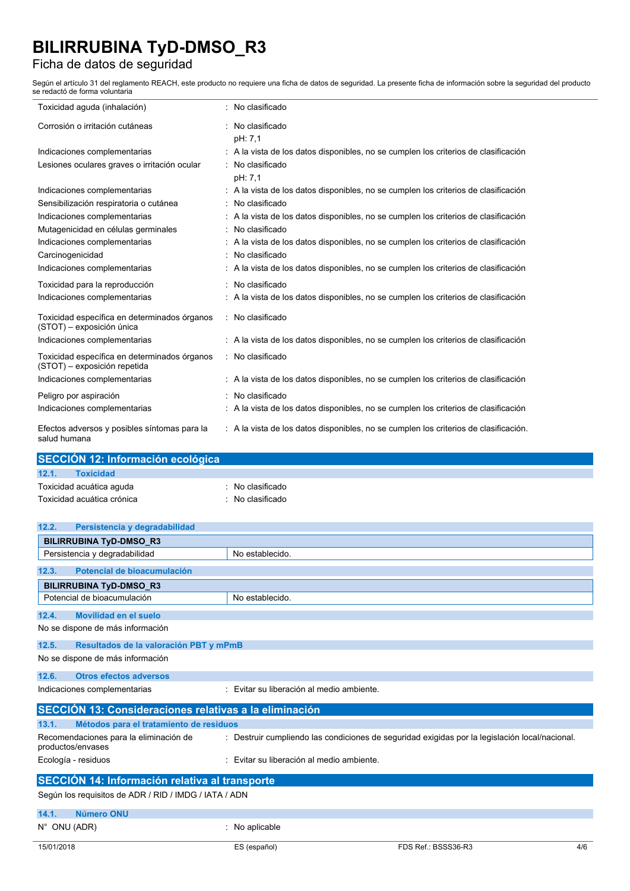Toxicidad aguda (inhalación) : No clasificado

| | |
|---|---|
| Corrosión o irritación cutáneas | : No clasificado<br>pH: 7,1 |
| Indicaciones complementarias | : A la vista de los datos disponibles, no se cumplen los criterios de clasificación |
| Lesiones oculares graves o irritación ocular | : No clasificado<br>pH: 7,1 |
| Indicaciones complementarias | : A la vista de los datos disponibles, no se cumplen los criterios de clasificación |
| Sensibilización respiratoria o cutánea | : No clasificado |
| Indicaciones complementarias | : A la vista de los datos disponibles, no se cumplen los criterios de clasificación |
| Mutagenicidad en células germinales | : No clasificado |
| Indicaciones complementarias | : A la vista de los datos disponibles, no se cumplen los criterios de clasificación |
| Carcinogenicidad | : No clasificado |
| Indicaciones complementarias | : A la vista de los datos disponibles, no se cumplen los criterios de clasificación |
| Toxicidad para la reproducción | : No clasificado |
| Indicaciones complementarias | : A la vista de los datos disponibles, no se cumplen los criterios de clasificación |
| Toxicidad específica en determinados órganos (STOT) – exposición única | : No clasificado |
| Indicaciones complementarias | : A la vista de los datos disponibles, no se cumplen los criterios de clasificación |
| Toxicidad específica en determinados órganos (STOT) – exposición repetida | : No clasificado |
| Indicaciones complementarias | : A la vista de los datos disponibles, no se cumplen los criterios de clasificación |
| Peligro por aspiración | : No clasificado |
| Indicaciones complementarias | : A la vista de los datos disponibles, no se cumplen los criterios de clasificación |
| Efectos adversos y posibles síntomas para la salud humana | : A la vista de los datos disponibles, no se cumplen los criterios de clasificación. |

## SECCIÓN 12: Información ecológica

### 12.1. Toxicidad

Toxicidad acuática aguda : No clasificado

Toxicidad acuática crónica : No clasificado

### 12.2. Persistencia y degradabilidad

| BILIRRUBINA TyD-DMSO_R3 | |
|---|---|
| Persistencia y degradabilidad | No establecido. |

### 12.3. Potencial de bioacumulación

| BILIRRUBINA TyD-DMSO_R3 | |
|---|---|
| Potencial de bioacumulación | No establecido. |

### 12.4. Movilidad en el suelo

No se dispone de más información

### 12.5. Resultados de la valoración PBT y mPmB

No se dispone de más información

### 12.6. Otros efectos adversos

Indicaciones complementarias : Evitar su liberación al medio ambiente.

## SECCIÓN 13: Consideraciones relativas a la eliminación

### 13.1. Métodos para el tratamiento de residuos

Recomendaciones para la eliminación de productos/envases : Destruir cumpliendo las condiciones de seguridad exigidas por la legislación local/nacional.

Ecología - residuos : Evitar su liberación al medio ambiente.

## SECCIÓN 14: Información relativa al transporte

Según los requisitos de ADR / RID / IMDG / IATA / ADN

### 14.1. Número ONU

N° ONU (ADR) : No aplicable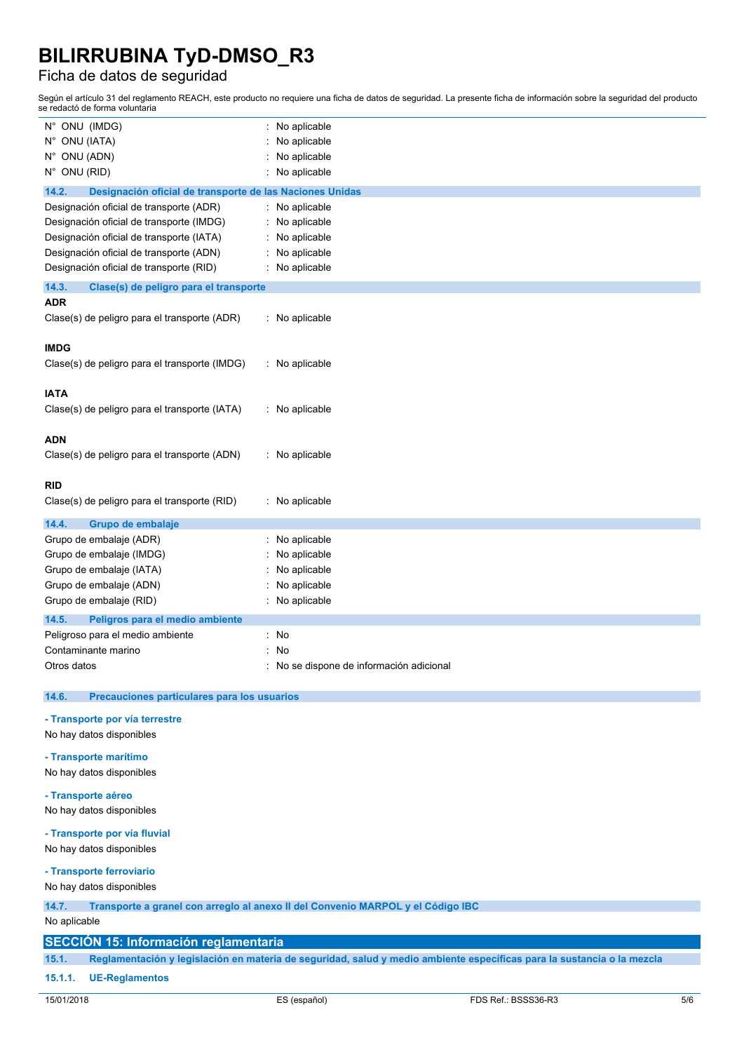| | |
|---|---|
| N° ONU (IMDG) | : No aplicable |
| N° ONU (IATA) | : No aplicable |
| N° ONU (ADN) | : No aplicable |
| N° ONU (RID) | : No aplicable |

### 14.2. Designación oficial de transporte de las Naciones Unidas

| | |
|---|---|
| Designación oficial de transporte (ADR) | : No aplicable |
| Designación oficial de transporte (IMDG) | : No aplicable |
| Designación oficial de transporte (IATA) | : No aplicable |
| Designación oficial de transporte (ADN) | : No aplicable |
| Designación oficial de transporte (RID) | : No aplicable |

### 14.3. Clase(s) de peligro para el transporte

**ADR**

Clase(s) de peligro para el transporte (ADR) : No aplicable

**IMDG**

Clase(s) de peligro para el transporte (IMDG) : No aplicable

**IATA**

Clase(s) de peligro para el transporte (IATA) : No aplicable

**ADN**

Clase(s) de peligro para el transporte (ADN) : No aplicable

**RID**

Clase(s) de peligro para el transporte (RID) : No aplicable

### 14.4. Grupo de embalaje

| | |
|---|---|
| Grupo de embalaje (ADR) | : No aplicable |
| Grupo de embalaje (IMDG) | : No aplicable |
| Grupo de embalaje (IATA) | : No aplicable |
| Grupo de embalaje (ADN) | : No aplicable |
| Grupo de embalaje (RID) | : No aplicable |

### 14.5. Peligros para el medio ambiente

| | |
|---|---|
| Peligroso para el medio ambiente | : No |
| Contaminante marino | : No |
| Otros datos | : No se dispone de información adicional |

### 14.6. Precauciones particulares para los usuarios

**- Transporte por vía terrestre**

No hay datos disponibles

**- Transporte marítimo**

No hay datos disponibles

**- Transporte aéreo**

No hay datos disponibles

**- Transporte por vía fluvial**

No hay datos disponibles

**- Transporte ferroviario**

No hay datos disponibles

### 14.7. Transporte a granel con arreglo al anexo II del Convenio MARPOL y el Código IBC

No aplicable

## SECCIÓN 15: Información reglamentaria

### 15.1. Reglamentación y legislación en materia de seguridad, salud y medio ambiente específicas para la sustancia o la mezcla

#### 15.1.1. UE-Reglamentos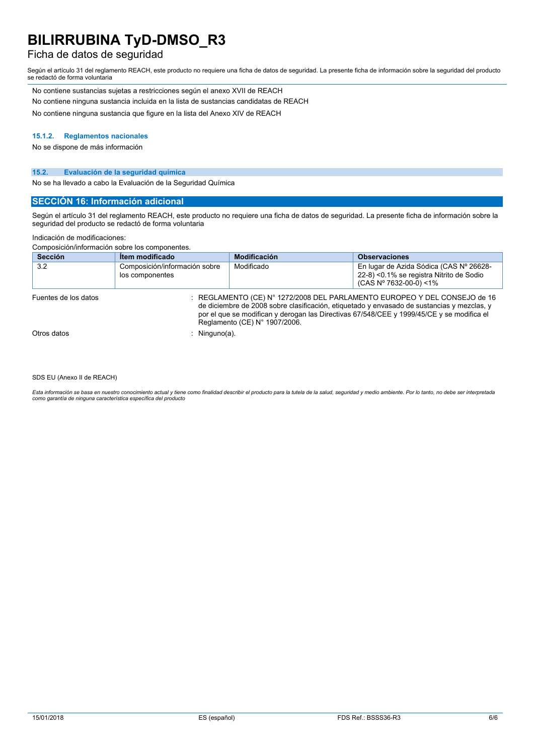No contiene sustancias sujetas a restricciones según el anexo XVII de REACH

No contiene ninguna sustancia incluida en la lista de sustancias candidatas de REACH

No contiene ninguna sustancia que figure en la lista del Anexo XIV de REACH

#### 15.1.2. Reglamentos nacionales

No se dispone de más información

### 15.2. Evaluación de la seguridad química

No se ha llevado a cabo la Evaluación de la Seguridad Química

## SECCIÓN 16: Información adicional

Según el artículo 31 del reglamento REACH, este producto no requiere una ficha de datos de seguridad. La presente ficha de información sobre la seguridad del producto se redactó de forma voluntaria

Indicación de modificaciones:

Composición/información sobre los componentes.

| Sección | Ítem modificado | Modificación | Observaciones |
|---|---|---|---|
| 3.2 | Composición/información sobre los componentes | Modificado | En lugar de Azida Sódica (CAS Nº 26628-22-8) <0.1% se registra Nitrito de Sodio (CAS Nº 7632-00-0) <1% |

Fuentes de los datos : REGLAMENTO (CE) N° 1272/2008 DEL PARLAMENTO EUROPEO Y DEL CONSEJO de 16 de diciembre de 2008 sobre clasificación, etiquetado y envasado de sustancias y mezclas, y por el que se modifican y derogan las Directivas 67/548/CEE y 1999/45/CE y se modifica el Reglamento (CE) N° 1907/2006.

Otros datos : Ninguno(a).

SDS EU (Anexo II de REACH)

*Esta información se basa en nuestro conocimiento actual y tiene como finalidad describir el producto para la tutela de la salud, seguridad y medio ambiente. Por lo tanto, no debe ser interpretada como garantía de ninguna característica específica del producto*